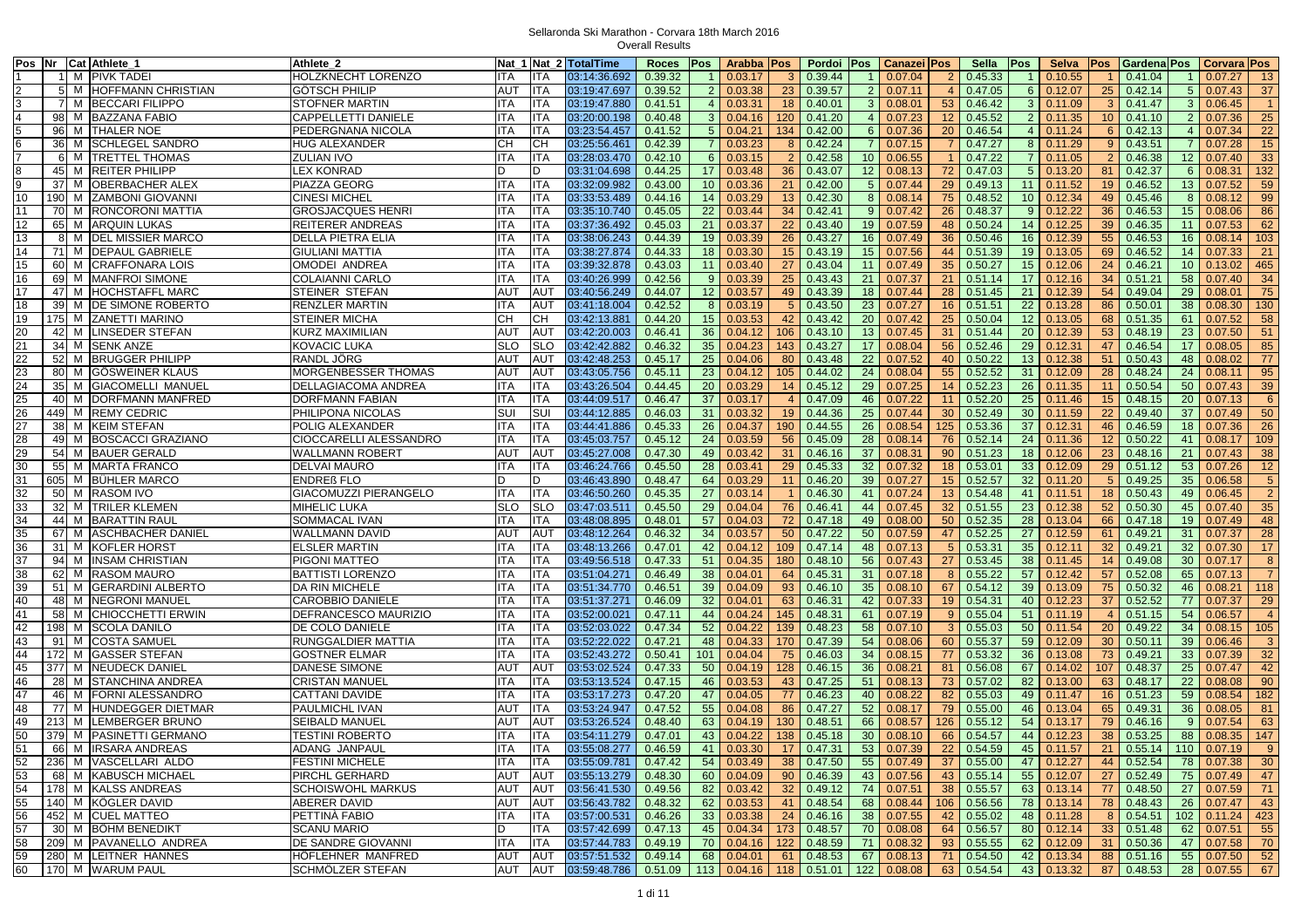# Sellaronda Ski Marathon - Corvara 18th March 2016

## Overall Results

| Pos | Nr | Cat | Athlete_1 | Athlete_2 | Nat_1 | Nat_2 | TotalTime | Roces | Pos | Arabba | Pos | Pordoi | Pos | Canazei | Pos | Sella | Pos | Selva | Pos | Gardena | Pos | Corvara | Pos |
|---|---|---|---|---|---|---|---|---|---|---|---|---|---|---|---|---|---|---|---|---|---|---|---|
| 1 | 1 | M | PIVK TADEI | HOLZKNECHT LORENZO | ITA | ITA | 03:14:36.692 | 0.39.32 | 1 | 0.03.17 | 3 | 0.39.44 | 1 | 0.07.04 | 2 | 0.45.33 | 1 | 0.10.55 | 1 | 0.41.04 | 1 | 0.07.27 | 13 |
| 2 | 5 | M | HOFFMANN CHRISTIAN | GÖTSCH PHILIP | AUT | ITA | 03:19:47.697 | 0.39.52 | 2 | 0.03.38 | 23 | 0.39.57 | 2 | 0.07.11 | 4 | 0.47.05 | 6 | 0.12.07 | 25 | 0.42.14 | 5 | 0.07.43 | 37 |
| 3 | 7 | M | BECCARI FILIPPO | STOFNER MARTIN | ITA | ITA | 03:19:47.880 | 0.41.51 | 4 | 0.03.31 | 18 | 0.40.01 | 3 | 0.08.01 | 53 | 0.46.42 | 3 | 0.11.09 | 3 | 0.41.47 | 3 | 0.06.45 | 1 |
| 4 | 98 | M | BAZZANA FABIO | CAPPELLETTI DANIELE | ITA | ITA | 03:20:00.198 | 0.40.48 | 3 | 0.04.16 | 120 | 0.41.20 | 4 | 0.07.23 | 12 | 0.45.52 | 2 | 0.11.35 | 10 | 0.41.10 | 2 | 0.07.36 | 25 |
| 5 | 96 | M | THALER NOE | PEDERGNANA NICOLA | ITA | ITA | 03:23:54.457 | 0.41.52 | 5 | 0.04.21 | 134 | 0.42.00 | 6 | 0.07.36 | 20 | 0.46.54 | 4 | 0.11.24 | 6 | 0.42.13 | 4 | 0.07.34 | 22 |
| 6 | 36 | M | SCHLEGEL SANDRO | HUG ALEXANDER | CH | CH | 03:25:56.461 | 0.42.39 | 7 | 0.03.23 | 8 | 0.42.24 | 7 | 0.07.15 | 7 | 0.47.27 | 8 | 0.11.29 | 9 | 0.43.51 | 7 | 0.07.28 | 15 |
| 7 | 6 | M | TRETTEL THOMAS | ZULIAN IVO | ITA | ITA | 03:28:03.470 | 0.42.10 | 6 | 0.03.15 | 2 | 0.42.58 | 10 | 0.06.55 | 1 | 0.47.22 | 7 | 0.11.05 | 2 | 0.46.38 | 12 | 0.07.40 | 33 |
| 8 | 45 | M | REITER PHILIPP | LEX KONRAD | D | D | 03:31:04.698 | 0.44.25 | 17 | 0.03.48 | 36 | 0.43.07 | 12 | 0.08.13 | 72 | 0.47.03 | 5 | 0.13.20 | 81 | 0.42.37 | 6 | 0.08.31 | 132 |
| 9 | 37 | M | OBERBACHER ALEX | PIAZZA GEORG | ITA | ITA | 03:32:09.982 | 0.43.00 | 10 | 0.03.36 | 21 | 0.42.00 | 5 | 0.07.44 | 29 | 0.49.13 | 11 | 0.11.52 | 19 | 0.46.52 | 13 | 0.07.52 | 59 |
| 10 | 190 | M | ZAMBONI GIOVANNI | CINESI MICHEL | ITA | ITA | 03:33:53.489 | 0.44.16 | 14 | 0.03.29 | 13 | 0.42.30 | 8 | 0.08.14 | 75 | 0.48.52 | 10 | 0.12.34 | 49 | 0.45.46 | 8 | 0.08.12 | 99 |
| 11 | 70 | M | RONCORONI MATTIA | GROSJACQUES HENRI | ITA | ITA | 03:35:10.740 | 0.45.05 | 22 | 0.03.44 | 34 | 0.42.41 | 9 | 0.07.42 | 26 | 0.48.37 | 9 | 0.12.22 | 36 | 0.46.53 | 15 | 0.08.06 | 86 |
| 12 | 65 | M | ARQUIN LUKAS | REITERER ANDREAS | ITA | ITA | 03:37:36.492 | 0.45.03 | 21 | 0.03.37 | 22 | 0.43.40 | 19 | 0.07.59 | 48 | 0.50.24 | 14 | 0.12.25 | 39 | 0.46.35 | 11 | 0.07.53 | 62 |
| 13 | 8 | M | DEL MISSIER MARCO | DELLA PIETRA ELIA | ITA | ITA | 03:38:06.243 | 0.44.39 | 19 | 0.03.39 | 26 | 0.43.27 | 16 | 0.07.49 | 36 | 0.50.46 | 16 | 0.12.39 | 55 | 0.46.53 | 16 | 0.08.14 | 103 |
| 14 | 71 | M | DEPAUL GABRIELE | GIULIANI MATTIA | ITA | ITA | 03:38:27.874 | 0.44.33 | 18 | 0.03.30 | 15 | 0.43.19 | 15 | 0.07.56 | 44 | 0.51.39 | 19 | 0.13.05 | 69 | 0.46.52 | 14 | 0.07.33 | 21 |
| 15 | 60 | M | CRAFFONARA LOIS | OMODEI ANDREA | ITA | ITA | 03:39:32.878 | 0.43.03 | 11 | 0.03.40 | 27 | 0.43.04 | 11 | 0.07.49 | 35 | 0.50.27 | 15 | 0.12.06 | 24 | 0.46.21 | 10 | 0.13.02 | 465 |
| 16 | 69 | M | MANFROI SIMONE | COLAIANNI CARLO | ITA | ITA | 03:40:26.999 | 0.42.56 | 9 | 0.03.39 | 25 | 0.43.43 | 21 | 0.07.37 | 21 | 0.51.14 | 17 | 0.12.16 | 34 | 0.51.21 | 58 | 0.07.40 | 34 |
| 17 | 47 | M | HOCHSTAFFL MARC | STEINER STEFAN | AUT | AUT | 03:40:56.249 | 0.44.07 | 12 | 0.03.57 | 49 | 0.43.39 | 18 | 0.07.44 | 28 | 0.51.45 | 21 | 0.12.39 | 54 | 0.49.04 | 29 | 0.08.01 | 75 |
| 18 | 39 | M | DE SIMONE ROBERTO | RENZLER MARTIN | ITA | AUT | 03:41:18.004 | 0.42.52 | 8 | 0.03.19 | 5 | 0.43.50 | 23 | 0.07.27 | 16 | 0.51.51 | 22 | 0.13.28 | 86 | 0.50.01 | 38 | 0.08.30 | 130 |
| 19 | 175 | M | ZANETTI MARINO | STEINER MICHA | CH | CH | 03:42:13.881 | 0.44.20 | 15 | 0.03.53 | 42 | 0.43.42 | 20 | 0.07.42 | 25 | 0.50.04 | 12 | 0.13.05 | 68 | 0.51.35 | 61 | 0.07.52 | 58 |
| 20 | 42 | M | LINSEDER STEFAN | KURZ MAXIMILIAN | AUT | AUT | 03:42:20.003 | 0.46.41 | 36 | 0.04.12 | 106 | 0.43.10 | 13 | 0.07.45 | 31 | 0.51.44 | 20 | 0.12.39 | 53 | 0.48.19 | 23 | 0.07.50 | 51 |
| 21 | 34 | M | SENK ANZE | KOVACIC LUKA | SLO | SLO | 03:42:42.882 | 0.46.32 | 35 | 0.04.23 | 143 | 0.43.27 | 17 | 0.08.04 | 56 | 0.52.46 | 29 | 0.12.31 | 47 | 0.46.54 | 17 | 0.08.05 | 85 |
| 22 | 52 | M | BRUGGER PHILIPP | RANDL JÖRG | AUT | AUT | 03:42:48.253 | 0.45.17 | 25 | 0.04.06 | 80 | 0.43.48 | 22 | 0.07.52 | 40 | 0.50.22 | 13 | 0.12.38 | 51 | 0.50.43 | 48 | 0.08.02 | 77 |
| 23 | 80 | M | GÖSWEINER KLAUS | MORGENBESSER THOMAS | AUT | AUT | 03:43:05.756 | 0.45.11 | 23 | 0.04.12 | 105 | 0.44.02 | 24 | 0.08.04 | 55 | 0.52.52 | 31 | 0.12.09 | 28 | 0.48.24 | 24 | 0.08.11 | 95 |
| 24 | 35 | M | GIACOMELLI MANUEL | DELLAGIACOMA ANDREA | ITA | ITA | 03:43:26.504 | 0.44.45 | 20 | 0.03.29 | 14 | 0.45.12 | 29 | 0.07.25 | 14 | 0.52.23 | 26 | 0.11.35 | 11 | 0.50.54 | 50 | 0.07.43 | 39 |
| 25 | 40 | M | DORFMANN MANFRED | DORFMANN FABIAN | ITA | ITA | 03:44:09.517 | 0.46.47 | 37 | 0.03.17 | 4 | 0.47.09 | 46 | 0.07.22 | 11 | 0.52.20 | 25 | 0.11.46 | 15 | 0.48.15 | 20 | 0.07.13 | 6 |
| 26 | 449 | M | REMY CEDRIC | PHILIPONA NICOLAS | SUI | SUI | 03:44:12.885 | 0.46.03 | 31 | 0.03.32 | 19 | 0.44.36 | 25 | 0.07.44 | 30 | 0.52.49 | 30 | 0.11.59 | 22 | 0.49.40 | 37 | 0.07.49 | 50 |
| 27 | 38 | M | KEIM STEFAN | POLIG ALEXANDER | ITA | ITA | 03:44:41.886 | 0.45.33 | 26 | 0.04.37 | 190 | 0.44.55 | 26 | 0.08.54 | 125 | 0.53.36 | 37 | 0.12.31 | 46 | 0.46.59 | 18 | 0.07.36 | 26 |
| 28 | 49 | M | BOSCACCI GRAZIANO | CIOCCARELLI ALESSANDRO | ITA | ITA | 03:45:03.757 | 0.45.12 | 24 | 0.03.59 | 56 | 0.45.09 | 28 | 0.08.14 | 76 | 0.52.14 | 24 | 0.11.36 | 12 | 0.50.22 | 41 | 0.08.17 | 109 |
| 29 | 54 | M | BAUER GERALD | WALLMANN ROBERT | AUT | AUT | 03:45:27.008 | 0.47.30 | 49 | 0.03.42 | 31 | 0.46.16 | 37 | 0.08.31 | 90 | 0.51.23 | 18 | 0.12.06 | 23 | 0.48.16 | 21 | 0.07.43 | 38 |
| 30 | 55 | M | MARTA FRANCO | DELVAI MAURO | ITA | ITA | 03:46:24.766 | 0.45.50 | 28 | 0.03.41 | 29 | 0.45.33 | 32 | 0.07.32 | 18 | 0.53.01 | 33 | 0.12.09 | 29 | 0.51.12 | 53 | 0.07.26 | 12 |
| 31 | 605 | M | BÜHLER MARCO | ENDREß FLO | D | D | 03:46:43.890 | 0.48.47 | 64 | 0.03.29 | 11 | 0.46.20 | 39 | 0.07.27 | 15 | 0.52.57 | 32 | 0.11.20 | 5 | 0.49.25 | 35 | 0.06.58 | 5 |
| 32 | 50 | M | RASOM IVO | GIACOMUZZI PIERANGELO | ITA | ITA | 03:46:50.260 | 0.45.35 | 27 | 0.03.14 | 1 | 0.46.30 | 41 | 0.07.24 | 13 | 0.54.48 | 41 | 0.11.51 | 18 | 0.50.43 | 49 | 0.06.45 | 2 |
| 33 | 32 | M | TRILER KLEMEN | MIHELIC LUKA | SLO | SLO | 03:47:03.511 | 0.45.50 | 29 | 0.04.04 | 76 | 0.46.41 | 44 | 0.07.45 | 32 | 0.51.55 | 23 | 0.12.38 | 52 | 0.50.30 | 45 | 0.07.40 | 35 |
| 34 | 44 | M | BARATTIN RAUL | SOMMACAL IVAN | ITA | ITA | 03:48:08.895 | 0.48.01 | 57 | 0.04.03 | 72 | 0.47.18 | 49 | 0.08.00 | 50 | 0.52.35 | 28 | 0.13.04 | 66 | 0.47.18 | 19 | 0.07.49 | 48 |
| 35 | 67 | M | ASCHBACHER DANIEL | WALLMANN DAVID | AUT | AUT | 03:48:12.264 | 0.46.32 | 34 | 0.03.57 | 50 | 0.47.22 | 50 | 0.07.59 | 47 | 0.52.25 | 27 | 0.12.59 | 61 | 0.49.21 | 31 | 0.07.37 | 28 |
| 36 | 31 | M | KOFLER HORST | ELSLER MARTIN | ITA | ITA | 03:48:13.266 | 0.47.01 | 42 | 0.04.12 | 109 | 0.47.14 | 48 | 0.07.13 | 5 | 0.53.31 | 35 | 0.12.11 | 32 | 0.49.21 | 32 | 0.07.30 | 17 |
| 37 | 94 | M | INSAM CHRISTIAN | PIGONI MATTEO | ITA | ITA | 03:49:56.518 | 0.47.33 | 51 | 0.04.35 | 180 | 0.48.10 | 56 | 0.07.43 | 27 | 0.53.45 | 38 | 0.11.45 | 14 | 0.49.08 | 30 | 0.07.17 | 8 |
| 38 | 62 | M | RASOM MAURO | BATTISTI LORENZO | ITA | ITA | 03:51:04.271 | 0.46.49 | 38 | 0.04.01 | 64 | 0.45.31 | 31 | 0.07.18 | 8 | 0.55.22 | 57 | 0.12.42 | 57 | 0.52.08 | 65 | 0.07.13 | 7 |
| 39 | 51 | M | GERARDINI ALBERTO | DA RIN MICHELE | ITA | ITA | 03:51:34.770 | 0.46.51 | 39 | 0.04.09 | 93 | 0.46.10 | 35 | 0.08.10 | 67 | 0.54.12 | 39 | 0.13.09 | 75 | 0.50.32 | 46 | 0.08.21 | 118 |
| 40 | 48 | M | NEGRONI MANUEL | CAROBBIO DANIELE | ITA | ITA | 03:51:37.271 | 0.46.09 | 32 | 0.04.01 | 63 | 0.46.31 | 42 | 0.07.33 | 19 | 0.54.31 | 40 | 0.12.23 | 37 | 0.52.52 | 77 | 0.07.37 | 29 |
| 41 | 58 | M | CHIOCCHETTI ERWIN | DEFRANCESCO MAURIZIO | ITA | ITA | 03:52:00.021 | 0.47.11 | 44 | 0.04.24 | 145 | 0.48.31 | 61 | 0.07.19 | 9 | 0.55.04 | 51 | 0.11.19 | 4 | 0.51.15 | 54 | 0.06.57 | 4 |
| 42 | 198 | M | SCOLA DANILO | DE COLO DANIELE | ITA | ITA | 03:52:03.022 | 0.47.34 | 52 | 0.04.22 | 139 | 0.48.23 | 58 | 0.07.10 | 3 | 0.55.03 | 50 | 0.11.54 | 20 | 0.49.22 | 34 | 0.08.15 | 105 |
| 43 | 91 | M | COSTA SAMUEL | RUNGGALDIER MATTIA | ITA | ITA | 03:52:22.022 | 0.47.21 | 48 | 0.04.33 | 170 | 0.47.39 | 54 | 0.08.06 | 60 | 0.55.37 | 59 | 0.12.09 | 30 | 0.50.11 | 39 | 0.06.46 | 3 |
| 44 | 172 | M | GASSER STEFAN | GOSTNER ELMAR | ITA | ITA | 03:52:43.272 | 0.50.41 | 101 | 0.04.04 | 75 | 0.46.03 | 34 | 0.08.15 | 77 | 0.53.32 | 36 | 0.13.08 | 73 | 0.49.21 | 33 | 0.07.39 | 32 |
| 45 | 377 | M | NEUDECK DANIEL | DANESE SIMONE | AUT | ITA | 03:53:02.524 | 0.47.33 | 50 | 0.04.19 | 128 | 0.46.15 | 36 | 0.08.21 | 81 | 0.56.08 | 67 | 0.14.02 | 107 | 0.48.37 | 25 | 0.07.47 | 42 |
| 46 | 28 | M | STANCHINA ANDREA | CRISTAN MANUEL | ITA | ITA | 03:53:13.524 | 0.47.15 | 46 | 0.03.53 | 43 | 0.47.25 | 51 | 0.08.13 | 73 | 0.57.02 | 82 | 0.13.00 | 63 | 0.48.17 | 22 | 0.08.08 | 90 |
| 47 | 46 | M | FORNI ALESSANDRO | CATTANI DAVIDE | ITA | ITA | 03:53:17.273 | 0.47.20 | 47 | 0.04.05 | 77 | 0.46.23 | 40 | 0.08.22 | 82 | 0.55.03 | 49 | 0.11.47 | 16 | 0.51.23 | 59 | 0.08.54 | 182 |
| 48 | 77 | M | HUNDEGGER DIETMAR | PAULMICHL IVAN | AUT | ITA | 03:53:24.947 | 0.47.52 | 55 | 0.04.08 | 86 | 0.47.27 | 52 | 0.08.17 | 79 | 0.55.00 | 46 | 0.13.04 | 65 | 0.49.31 | 36 | 0.08.05 | 81 |
| 49 | 213 | M | LEMBERGER BRUNO | SEIBALD MANUEL | AUT | AUT | 03:53:26.524 | 0.48.40 | 63 | 0.04.19 | 130 | 0.48.51 | 66 | 0.08.57 | 126 | 0.55.12 | 54 | 0.13.17 | 79 | 0.46.16 | 9 | 0.07.54 | 63 |
| 50 | 379 | M | PASINETTI GERMANO | TESTINI ROBERTO | ITA | ITA | 03:54:11.279 | 0.47.01 | 43 | 0.04.22 | 138 | 0.45.18 | 30 | 0.08.10 | 66 | 0.54.57 | 44 | 0.12.23 | 38 | 0.53.25 | 88 | 0.08.35 | 147 |
| 51 | 66 | M | IRSARA ANDREAS | ADANG JANPAUL | ITA | ITA | 03:55:08.277 | 0.46.59 | 41 | 0.03.30 | 17 | 0.47.31 | 53 | 0.07.39 | 22 | 0.54.59 | 45 | 0.11.57 | 21 | 0.55.14 | 110 | 0.07.19 | 9 |
| 52 | 236 | M | VASCELLARI ALDO | FESTINI MICHELE | ITA | ITA | 03:55:09.781 | 0.47.42 | 54 | 0.03.49 | 38 | 0.47.50 | 55 | 0.07.49 | 37 | 0.55.00 | 47 | 0.12.27 | 44 | 0.52.54 | 78 | 0.07.38 | 30 |
| 53 | 68 | M | KABUSCH MICHAEL | PIRCHL GERHARD | AUT | AUT | 03:55:13.279 | 0.48.30 | 60 | 0.04.09 | 90 | 0.46.39 | 43 | 0.07.56 | 43 | 0.55.14 | 55 | 0.12.07 | 27 | 0.52.49 | 75 | 0.07.49 | 47 |
| 54 | 178 | M | KALSS ANDREAS | SCHOISWOHL MARKUS | AUT | AUT | 03:56:41.530 | 0.49.56 | 82 | 0.03.42 | 32 | 0.49.12 | 74 | 0.07.51 | 38 | 0.55.57 | 63 | 0.13.14 | 77 | 0.48.50 | 27 | 0.07.59 | 71 |
| 55 | 140 | M | KÖGLER DAVID | ABERER DAVID | AUT | AUT | 03:56:43.782 | 0.48.32 | 62 | 0.03.53 | 41 | 0.48.54 | 68 | 0.08.44 | 106 | 0.56.56 | 78 | 0.13.14 | 78 | 0.48.43 | 26 | 0.07.47 | 43 |
| 56 | 452 | M | CUEL MATTEO | PETTINÀ FABIO | ITA | ITA | 03:57:00.531 | 0.46.26 | 33 | 0.03.38 | 24 | 0.46.16 | 38 | 0.07.55 | 42 | 0.55.02 | 48 | 0.11.28 | 8 | 0.54.51 | 102 | 0.11.24 | 423 |
| 57 | 30 | M | BÖHM BENEDIKT | SCANU MARIO | D | ITA | 03:57:42.699 | 0.47.13 | 45 | 0.04.34 | 173 | 0.48.57 | 70 | 0.08.08 | 64 | 0.56.57 | 80 | 0.12.14 | 33 | 0.51.48 | 62 | 0.07.51 | 55 |
| 58 | 209 | M | PAVANELLO ANDREA | DE SANDRE GIOVANNI | ITA | ITA | 03:57:44.783 | 0.49.19 | 70 | 0.04.16 | 122 | 0.48.59 | 71 | 0.08.32 | 93 | 0.55.55 | 62 | 0.12.09 | 31 | 0.50.36 | 47 | 0.07.58 | 70 |
| 59 | 280 | M | LEITNER HANNES | HÖFLEHNER MANFRED | AUT | AUT | 03:57:51.532 | 0.49.14 | 68 | 0.04.01 | 61 | 0.48.53 | 67 | 0.08.13 | 71 | 0.54.50 | 42 | 0.13.34 | 88 | 0.51.16 | 55 | 0.07.50 | 52 |
| 60 | 170 | M | WARUM PAUL | SCHMÖLZER STEFAN | AUT | AUT | 03:59:48.786 | 0.51.09 | 113 | 0.04.16 | 118 | 0.51.01 | 122 | 0.08.08 | 63 | 0.54.54 | 43 | 0.13.32 | 87 | 0.48.53 | 28 | 0.07.55 | 67 |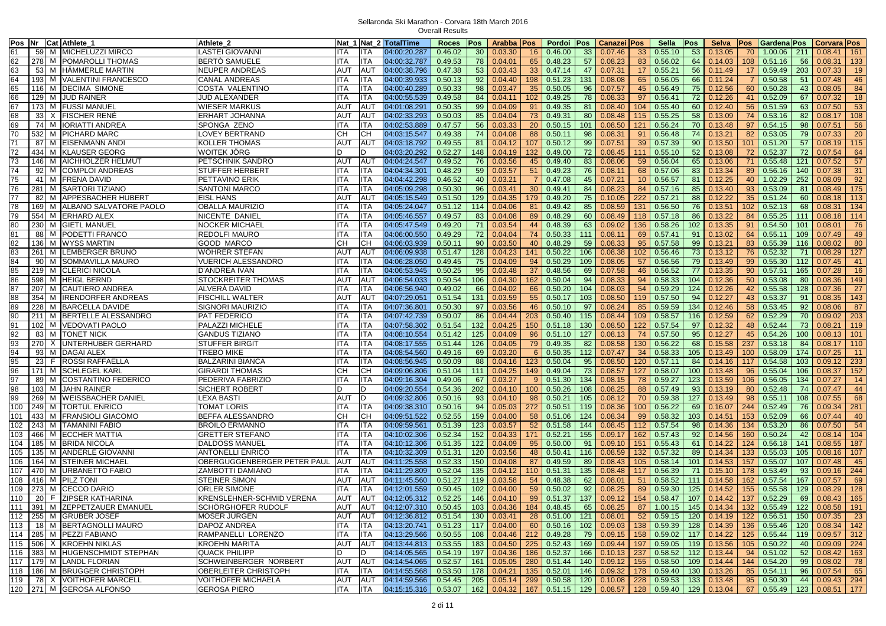Sellaronda Ski Marathon - Corvara 18th March 2016

Overall Results

| Pos | Nr | Cat | Athlete_1 | Athlete_2 | Nat_1 | Nat_2 | TotalTime | Roces | Pos | Arabba | Pos | Pordoi | Pos | Canazei | Pos | Sella | Pos | Selva | Pos | Gardena | Pos | Corvara | Pos |
|---|---|---|---|---|---|---|---|---|---|---|---|---|---|---|---|---|---|---|---|---|---|---|---|
| 61 | 59 | M | MICHELUZZI MIRCO | LASTEI GIOVANNI | ITA | ITA | 04:00:20.287 | 0.46.02 | 30 | 0.03.30 | 16 | 0.46.00 | 33 | 0.07.46 | 33 | 0.55.10 | 53 | 0.13.05 | 70 | 1.00.06 | 211 | 0.08.41 | 161 |
| 62 | 278 | M | POMAROLLI THOMAS | BERTÒ SAMUELE | ITA | ITA | 04:00:32.787 | 0.49.53 | 78 | 0.04.01 | 65 | 0.48.23 | 57 | 0.08.23 | 83 | 0.56.02 | 64 | 0.14.03 | 108 | 0.51.16 | 56 | 0.08.31 | 133 |
| 63 | 53 | M | HÄMMERLE MARTIN | NEUPER ANDREAS | AUT | AUT | 04:00:38.796 | 0.47.38 | 53 | 0.03.43 | 33 | 0.47.14 | 47 | 0.07.31 | 17 | 0.55.21 | 56 | 0.11.49 | 17 | 0.59.49 | 203 | 0.07.33 | 19 |
| 64 | 193 | M | VALENTINI FRANCESCO | CANAL ANDREAS | ITA | ITA | 04:00:39.933 | 0.50.13 | 92 | 0.04.40 | 198 | 0.51.23 | 131 | 0.08.08 | 65 | 0.56.05 | 66 | 0.11.24 | 7 | 0.50.58 | 51 | 0.07.48 | 46 |
| 65 | 116 | M | DECIMA SIMONE | COSTA VALENTINO | ITA | ITA | 04:00:40.289 | 0.50.33 | 98 | 0.03.47 | 35 | 0.50.05 | 96 | 0.07.57 | 45 | 0.56.49 | 75 | 0.12.56 | 60 | 0.50.28 | 43 | 0.08.05 | 84 |
| 66 | 129 | M | JUD RAINER | JUD ALEXANDER | ITA | ITA | 04:00:55.539 | 0.49.58 | 84 | 0.04.11 | 102 | 0.49.25 | 78 | 0.08.33 | 97 | 0.56.41 | 72 | 0.12.26 | 41 | 0.52.09 | 67 | 0.07.32 | 18 |
| 67 | 173 | M | FUSSI MANUEL | WIESER MARKUS | AUT | AUT | 04:01:08.291 | 0.50.35 | 99 | 0.04.09 | 91 | 0.49.35 | 81 | 0.08.40 | 104 | 0.55.40 | 60 | 0.12.40 | 56 | 0.51.59 | 63 | 0.07.50 | 53 |
| 68 | 33 | X | FISCHER RENÉ | ERHART JOHANNA | AUT | AUT | 04:02:33.293 | 0.50.03 | 85 | 0.04.04 | 73 | 0.49.31 | 80 | 0.08.48 | 115 | 0.55.25 | 58 | 0.13.09 | 74 | 0.53.16 | 82 | 0.08.17 | 108 |
| 69 | 74 | M | IORIATTI ANDREA | SPONGA ZENO | ITA | ITA | 04:02:53.889 | 0.47.57 | 56 | 0.03.33 | 20 | 0.50.15 | 101 | 0.08.50 | 121 | 0.56.24 | 70 | 0.13.48 | 97 | 0.54.15 | 98 | 0.07.51 | 56 |
| 70 | 532 | M | PICHARD MARC | LOVEY BERTRAND | CH | CH | 04:03:15.547 | 0.49.38 | 74 | 0.04.08 | 88 | 0.50.11 | 98 | 0.08.31 | 91 | 0.56.48 | 74 | 0.13.21 | 82 | 0.53.05 | 79 | 0.07.33 | 20 |
| 71 | 87 | M | EISENMANN ANDI | KOLLER THOMAS | AUT | AUT | 04:03:18.792 | 0.49.55 | 81 | 0.04.12 | 107 | 0.50.12 | 99 | 0.07.51 | 39 | 0.57.39 | 90 | 0.13.50 | 101 | 0.51.20 | 57 | 0.08.19 | 115 |
| 72 | 434 | M | KLAUSER GEORG | WOITEK JÖRG | D | D | 04:03:20.292 | 0.52.27 | 148 | 0.04.19 | 132 | 0.49.00 | 72 | 0.08.45 | 111 | 0.55.10 | 52 | 0.13.08 | 72 | 0.52.37 | 72 | 0.07.54 | 64 |
| 73 | 146 | M | AICHHOLZER HELMUT | PETSCHNIK SANDRO | AUT | AUT | 04:04:24.547 | 0.49.52 | 76 | 0.03.56 | 45 | 0.49.40 | 83 | 0.08.06 | 59 | 0.56.04 | 65 | 0.13.06 | 71 | 0.55.48 | 121 | 0.07.52 | 57 |
| 74 | 92 | M | COMPLOI ANDREAS | STUFFER HERBERT | ITA | ITA | 04:04:34.301 | 0.48.29 | 59 | 0.03.57 | 51 | 0.49.23 | 76 | 0.08.11 | 68 | 0.57.06 | 83 | 0.13.34 | 89 | 0.56.16 | 140 | 0.07.38 | 31 |
| 75 | 41 | M | FRENA DAVID | PETTAVINO ERIK | ITA | ITA | 04:04:42.298 | 0.46.52 | 40 | 0.03.21 | 7 | 0.47.08 | 45 | 0.07.21 | 10 | 0.56.57 | 81 | 0.12.25 | 40 | 1.02.29 | 252 | 0.08.09 | 92 |
| 76 | 281 | M | SARTORI TIZIANO | SANTONI MARCO | ITA | ITA | 04:05:09.298 | 0.50.30 | 96 | 0.03.41 | 30 | 0.49.41 | 84 | 0.08.23 | 84 | 0.57.16 | 85 | 0.13.40 | 93 | 0.53.09 | 81 | 0.08.49 | 175 |
| 77 | 82 | M | APPESBACHER HUBERT | EISL HANS | AUT | AUT | 04:05:15.549 | 0.51.50 | 129 | 0.04.35 | 179 | 0.49.20 | 75 | 0.10.05 | 222 | 0.57.21 | 88 | 0.12.22 | 35 | 0.51.24 | 60 | 0.08.18 | 113 |
| 78 | 169 | M | ALBANO SALVATORE PAOLO | OBALLA MAURIZIO | ITA | ITA | 04:05:24.047 | 0.51.12 | 114 | 0.04.06 | 81 | 0.49.42 | 85 | 0.08.59 | 131 | 0.56.50 | 76 | 0.13.51 | 102 | 0.52.13 | 68 | 0.08.31 | 134 |
| 79 | 554 | M | ERHARD ALEX | NICENTE DANIEL | ITA | ITA | 04:05:46.557 | 0.49.57 | 83 | 0.04.08 | 89 | 0.48.29 | 60 | 0.08.49 | 118 | 0.57.18 | 86 | 0.13.22 | 84 | 0.55.25 | 111 | 0.08.18 | 114 |
| 80 | 230 | M | GIETL MANUEL | NOCKER MICHAEL | ITA | ITA | 04:05:47.549 | 0.49.20 | 71 | 0.03.54 | 44 | 0.48.39 | 63 | 0.09.02 | 136 | 0.58.26 | 102 | 0.13.35 | 91 | 0.54.50 | 101 | 0.08.01 | 76 |
| 81 | 88 | M | PODETTI FRANCO | REDOLFI MAURO | ITA | ITA | 04:06:00.550 | 0.49.29 | 72 | 0.04.04 | 74 | 0.50.33 | 111 | 0.08.11 | 69 | 0.57.41 | 91 | 0.13.02 | 64 | 0.55.11 | 109 | 0.07.49 | 49 |
| 82 | 136 | M | WYSS MARTIN | GOOD MARCO | CH | CH | 04:06:03.939 | 0.50.11 | 90 | 0.03.50 | 40 | 0.48.29 | 59 | 0.08.33 | 95 | 0.57.58 | 99 | 0.13.21 | 83 | 0.55.39 | 116 | 0.08.02 | 80 |
| 83 | 261 | M | LEMBERGER BRUNO | WÖHRER STEFAN | AUT | AUT | 04:06:09.938 | 0.51.47 | 128 | 0.04.23 | 141 | 0.50.22 | 106 | 0.08.38 | 102 | 0.56.46 | 73 | 0.13.12 | 76 | 0.52.32 | 71 | 0.08.29 | 127 |
| 84 | 90 | M | SOMMAVILLA MAURO | VUERICH ALESSANDRO | ITA | ITA | 04:06:28.050 | 0.49.45 | 75 | 0.04.09 | 94 | 0.50.29 | 109 | 0.08.05 | 57 | 0.56.56 | 79 | 0.13.49 | 99 | 0.55.30 | 112 | 0.07.45 | 41 |
| 85 | 219 | M | CLERICI NICOLA | D'ANDREA IVAN | ITA | ITA | 04:06:53.945 | 0.50.25 | 95 | 0.03.48 | 37 | 0.48.56 | 69 | 0.07.58 | 46 | 0.56.52 | 77 | 0.13.35 | 90 | 0.57.51 | 165 | 0.07.28 | 16 |
| 86 | 598 | M | HEIGL BERND | STOCKREITER THOMAS | AUT | AUT | 04:06:54.033 | 0.50.54 | 106 | 0.04.30 | 162 | 0.50.04 | 94 | 0.08.33 | 94 | 0.58.33 | 104 | 0.12.36 | 50 | 0.53.08 | 80 | 0.08.36 | 149 |
| 87 | 207 | M | CAUTIERO ANDREA | ALVERÀ DAVID | ITA | ITA | 04:06:56.940 | 0.49.02 | 66 | 0.04.02 | 66 | 0.50.20 | 104 | 0.08.03 | 54 | 0.59.29 | 124 | 0.12.26 | 42 | 0.55.58 | 128 | 0.07.36 | 27 |
| 88 | 354 | M | IRENDORFER ANDREAS | FISCHILL WALTER | AUT | AUT | 04:07:29.051 | 0.51.54 | 131 | 0.03.59 | 55 | 0.50.17 | 103 | 0.08.50 | 119 | 0.57.50 | 94 | 0.12.27 | 43 | 0.53.37 | 91 | 0.08.35 | 143 |
| 89 | 228 | M | BARCELLA DAVIDE | SIGNORI MAURIZIO | ITA | ITA | 04:07:36.801 | 0.50.30 | 97 | 0.03.56 | 46 | 0.50.10 | 97 | 0.08.24 | 85 | 0.59.59 | 134 | 0.12.46 | 58 | 0.53.45 | 92 | 0.08.06 | 87 |
| 90 | 211 | M | BERTELLE ALESSANDRO | PAT FEDERICO | ITA | ITA | 04:07:42.739 | 0.50.07 | 86 | 0.04.44 | 203 | 0.50.40 | 115 | 0.08.44 | 109 | 0.58.57 | 116 | 0.12.59 | 62 | 0.52.29 | 70 | 0.09.02 | 203 |
| 91 | 102 | M | VEDOVATI PAOLO | PALAZZI MICHELE | ITA | ITA | 04:07:58.302 | 0.51.54 | 132 | 0.04.25 | 150 | 0.51.18 | 130 | 0.08.50 | 122 | 0.57.54 | 97 | 0.12.32 | 48 | 0.52.44 | 73 | 0.08.21 | 119 |
| 92 | 83 | M | TONET NICK | GANDUS TIZIANO | ITA | ITA | 04:08:10.554 | 0.51.42 | 125 | 0.04.09 | 96 | 0.51.10 | 127 | 0.08.13 | 74 | 0.57.50 | 95 | 0.12.27 | 45 | 0.54.26 | 100 | 0.08.13 | 101 |
| 93 | 270 | X | UNTERHUBER GERHARD | STUFFER BIRGIT | ITA | ITA | 04:08:17.555 | 0.51.44 | 126 | 0.04.05 | 79 | 0.49.35 | 82 | 0.08.58 | 130 | 0.56.22 | 68 | 0.15.58 | 237 | 0.53.18 | 84 | 0.08.17 | 110 |
| 94 | 93 | M | DAGAI ALEX | TREBO MIKE | ITA | ITA | 04:08:54.560 | 0.49.16 | 69 | 0.03.20 | 6 | 0.50.35 | 112 | 0.07.47 | 34 | 0.58.33 | 105 | 0.13.49 | 100 | 0.58.09 | 174 | 0.07.25 | 11 |
| 95 | 23 | F | ROSSI RAFFAELLA | BALZARINI BIANCA | ITA | ITA | 04:08:56.945 | 0.50.09 | 88 | 0.04.16 | 123 | 0.50.04 | 95 | 0.08.50 | 120 | 0.57.11 | 84 | 0.14.16 | 117 | 0.54.58 | 103 | 0.09.12 | 233 |
| 96 | 171 | M | SCHLEGEL KARL | GIRARDI THOMAS | CH | CH | 04:09:06.806 | 0.51.04 | 111 | 0.04.25 | 149 | 0.49.04 | 73 | 0.08.57 | 127 | 0.58.07 | 100 | 0.13.48 | 96 | 0.55.04 | 106 | 0.08.37 | 152 |
| 97 | 89 | M | COSTANTINO FEDERICO | PEDERIVA FABRIZIO | ITA | ITA | 04:09:16.304 | 0.49.06 | 67 | 0.03.27 | 9 | 0.51.30 | 134 | 0.08.15 | 78 | 0.59.27 | 123 | 0.13.59 | 106 | 0.56.05 | 134 | 0.07.27 | 14 |
| 98 | 103 | M | JAHN RAINER | SICHERT ROBERT | D | D | 04:09:20.554 | 0.54.36 | 202 | 0.04.10 | 100 | 0.50.26 | 108 | 0.08.25 | 88 | 0.57.49 | 93 | 0.13.19 | 80 | 0.52.48 | 74 | 0.07.47 | 44 |
| 99 | 269 | M | WEISSBACHER DANIEL | LEXA BASTI | AUT | D | 04:09:32.806 | 0.50.16 | 93 | 0.04.10 | 98 | 0.50.21 | 105 | 0.08.12 | 70 | 0.59.38 | 127 | 0.13.49 | 98 | 0.55.11 | 108 | 0.07.55 | 68 |
| 100 | 249 | M | TORTUL ENRICO | TOMAT LORIS | ITA | ITA | 04:09:38.310 | 0.50.16 | 94 | 0.05.03 | 272 | 0.50.51 | 119 | 0.08.36 | 100 | 0.56.22 | 69 | 0.16.07 | 244 | 0.52.49 | 76 | 0.09.34 | 281 |
| 101 | 433 | M | FRANSIOLI GIACOMO | BEFFA ALESSANDRO | CH | CH | 04:09:51.522 | 0.52.55 | 159 | 0.04.00 | 58 | 0.51.06 | 124 | 0.08.34 | 99 | 0.58.32 | 103 | 0.14.51 | 153 | 0.52.09 | 66 | 0.07.44 | 40 |
| 102 | 243 | M | TAMANINI FABIO | BROILO ERMANNO | ITA | ITA | 04:09:59.561 | 0.51.39 | 123 | 0.03.57 | 52 | 0.51.58 | 144 | 0.08.45 | 112 | 0.57.54 | 98 | 0.14.36 | 134 | 0.53.20 | 86 | 0.07.50 | 54 |
| 103 | 466 | M | ECCHER MATTIA | GRETTER STEFANO | ITA | ITA | 04:10:02.306 | 0.52.34 | 152 | 0.04.33 | 171 | 0.52.21 | 155 | 0.09.17 | 162 | 0.57.43 | 92 | 0.14.56 | 160 | 0.50.24 | 42 | 0.08.14 | 104 |
| 104 | 185 | M | BRIDA NICOLA | DALDOSS MANUEL | ITA | ITA | 04:10:12.306 | 0.51.35 | 122 | 0.04.09 | 95 | 0.50.00 | 91 | 0.09.10 | 151 | 0.55.43 | 61 | 0.14.22 | 124 | 0.56.18 | 141 | 0.08.55 | 187 |
| 105 | 135 | M | ANDERLE GIOVANNI | ANTONELLI ENRICO | ITA | ITA | 04:10:32.309 | 0.51.31 | 120 | 0.03.56 | 48 | 0.50.41 | 116 | 0.08.59 | 132 | 0.57.32 | 89 | 0.14.34 | 133 | 0.55.03 | 105 | 0.08.16 | 107 |
| 106 | 164 | M | STEINER MICHAEL | OBERGUGGENBERGER PETER PAUL | AUT | AUT | 04:11:25.558 | 0.52.33 | 150 | 0.04.08 | 87 | 0.49.59 | 89 | 0.08.43 | 105 | 0.58.14 | 101 | 0.14.53 | 157 | 0.55.07 | 107 | 0.07.48 | 45 |
| 107 | 470 | M | URBANETTO FABIO | ZAMBOTTI DAMIANO | ITA | ITA | 04:11:29.809 | 0.52.04 | 135 | 0.04.12 | 110 | 0.51.31 | 135 | 0.08.48 | 117 | 0.56.39 | 71 | 0.15.10 | 178 | 0.53.49 | 93 | 0.09.16 | 244 |
| 108 | 416 | M | PILZ TONI | STEINER SIMON | AUT | AUT | 04:11:45.560 | 0.51.27 | 119 | 0.03.58 | 54 | 0.48.38 | 62 | 0.08.01 | 51 | 0.58.52 | 111 | 0.14.58 | 162 | 0.57.54 | 167 | 0.07.57 | 69 |
| 109 | 273 | M | CECCO DARIO | ORLER SIMONE | ITA | ITA | 04:12:01.559 | 0.50.45 | 102 | 0.04.00 | 59 | 0.50.02 | 92 | 0.08.25 | 89 | 0.59.30 | 125 | 0.14.52 | 155 | 0.55.58 | 129 | 0.08.29 | 128 |
| 110 | 20 | F | ZIPSER KATHARINA | KRENSLEHNER-SCHMID VERENA | AUT | AUT | 04:12:05.312 | 0.52.25 | 146 | 0.04.10 | 99 | 0.51.37 | 137 | 0.09.12 | 154 | 0.58.47 | 107 | 0.14.42 | 137 | 0.52.29 | 69 | 0.08.43 | 165 |
| 111 | 391 | M | ZEPPETZAUER EMANUEL | SCHÖRGHOFER RUDOLF | AUT | AUT | 04:12:07.310 | 0.50.45 | 103 | 0.04.36 | 184 | 0.48.45 | 65 | 0.08.25 | 87 | 1.00.15 | 145 | 0.14.34 | 132 | 0.55.49 | 122 | 0.08.58 | 191 |
| 112 | 255 | M | GRUBER JOSEF | MOSER JÜRGEN | AUT | AUT | 04:12:33.812 | 0.51.54 | 130 | 0.03.41 | 28 | 0.51.00 | 121 | 0.08.01 | 52 | 0.59.15 | 120 | 0.14.19 | 122 | 0.56.51 | 150 | 0.07.35 | 23 |
| 113 | 18 | M | BERTAGNOLLI MAURO | DAPOZ ANDREA | ITA | ITA | 04:13:20.741 | 0.51.23 | 117 | 0.04.00 | 60 | 0.50.16 | 102 | 0.09.03 | 138 | 0.59.39 | 128 | 0.14.39 | 136 | 0.55.46 | 120 | 0.08.34 | 142 |
| 114 | 285 | M | PEZZI FABIANO | RAMPANELLI LORENZO | ITA | ITA | 04:13:29.566 | 0.50.55 | 108 | 0.04.46 | 212 | 0.49.28 | 79 | 0.09.15 | 158 | 0.59.02 | 117 | 0.14.22 | 125 | 0.55.44 | 119 | 0.09.57 | 312 |
| 115 | 506 | X | KROEHN NIKLAS | KROEHN MARITA | AUT | AUT | 04:13:44.813 | 0.53.55 | 183 | 0.04.50 | 225 | 0.52.43 | 169 | 0.09.44 | 197 | 0.59.05 | 119 | 0.13.56 | 105 | 0.50.22 | 40 | 0.09.09 | 224 |
| 116 | 383 | M | HUGENSCHMIDT STEPHAN | QUACK PHILIPP | D | D | 04:14:05.565 | 0.54.19 | 197 | 0.04.36 | 186 | 0.52.37 | 166 | 0.10.13 | 237 | 0.58.52 | 112 | 0.13.44 | 94 | 0.51.02 | 52 | 0.08.42 | 163 |
| 117 | 179 | M | LANDL FLORIAN | SCHWEINBERGER NORBERT | AUT | AUT | 04:14:54.065 | 0.52.57 | 161 | 0.05.05 | 280 | 0.51.44 | 140 | 0.09.12 | 155 | 0.58.50 | 109 | 0.14.44 | 144 | 0.54.20 | 99 | 0.08.02 | 78 |
| 118 | 186 | M | BRUGGER CHRISTOPH | OBERLEITER CHRISTOPH | ITA | ITA | 04:14:55.568 | 0.53.50 | 178 | 0.04.21 | 135 | 0.52.01 | 146 | 0.09.32 | 178 | 0.59.40 | 130 | 0.13.26 | 85 | 0.54.11 | 96 | 0.07.54 | 65 |
| 119 | 78 | X | VOITHOFER MARCELL | VOITHOFER MICHAELA | AUT | AUT | 04:14:59.566 | 0.54.45 | 205 | 0.05.14 | 299 | 0.50.58 | 120 | 0.10.08 | 228 | 0.59.53 | 133 | 0.13.48 | 95 | 0.50.30 | 44 | 0.09.43 | 294 |
| 120 | 271 | M | GEROSA ALFONSO | GEROSA PIERO | ITA | ITA | 04:15:15.316 | 0.53.07 | 162 | 0.04.32 | 167 | 0.51.15 | 129 | 0.08.57 | 128 | 0.59.40 | 129 | 0.13.04 | 67 | 0.55.49 | 123 | 0.08.51 | 177 |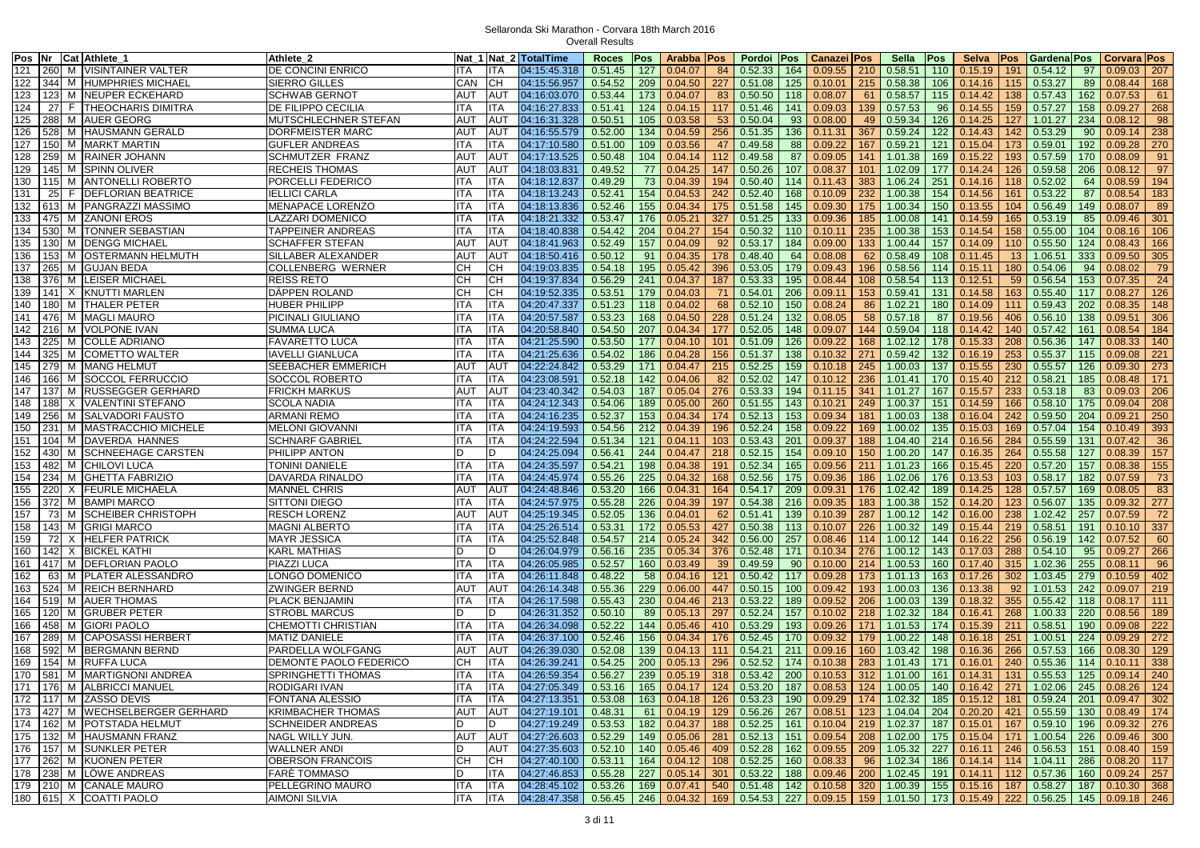Sellaronda Ski Marathon - Corvara 18th March 2016

Overall Results

| Pos | Nr | Cat | Athlete_1 | Athlete_2 | Nat_1 | Nat_2 | TotalTime | Roces | Pos | Arabba | Pos | Pordoi | Pos | Canazei | Pos | Sella | Pos | Selva | Pos | Gardena | Pos | Corvara | Pos |
|---|---|---|---|---|---|---|---|---|---|---|---|---|---|---|---|---|---|---|---|---|---|---|---|
| 121 | 260 | M | VISINTAINER VALTER | DE CONCINI ENRICO | ITA | ITA | 04:15:45.318 | 0.51.45 | 127 | 0.04.07 | 84 | 0.52.33 | 164 | 0.09.55 | 210 | 0.58.51 | 110 | 0.15.19 | 191 | 0.54.12 | 97 | 0.09.03 | 207 |
| 122 | 344 | M | HUMPHRIES MICHAEL | SIERRO GILLES | CAN | CH | 04:15:56.957 | 0.54.52 | 209 | 0.04.50 | 227 | 0.51.08 | 125 | 0.10.01 | 215 | 0.58.38 | 106 | 0.14.16 | 115 | 0.53.27 | 89 | 0.08.44 | 168 |
| 123 | 123 | M | NEUPER ECKEHARD | SCHWAB GERNOT | AUT | AUT | 04:16:03.070 | 0.53.44 | 173 | 0.04.07 | 83 | 0.50.50 | 118 | 0.08.07 | 61 | 0.58.57 | 115 | 0.14.42 | 138 | 0.57.43 | 162 | 0.07.53 | 61 |
| 124 | 27 | F | THEOCHARIS DIMITRA | DE FILIPPO CECILIA | ITA | ITA | 04:16:27.833 | 0.51.41 | 124 | 0.04.15 | 117 | 0.51.46 | 141 | 0.09.03 | 139 | 0.57.53 | 96 | 0.14.55 | 159 | 0.57.27 | 158 | 0.09.27 | 268 |
| 125 | 288 | M | AUER GEORG | MUTSCHLECHNER STEFAN | AUT | AUT | 04:16:31.328 | 0.50.51 | 105 | 0.03.58 | 53 | 0.50.04 | 93 | 0.08.00 | 49 | 0.59.34 | 126 | 0.14.25 | 127 | 1.01.27 | 234 | 0.08.12 | 98 |
| 126 | 528 | M | HAUSMANN GERALD | DORFMEISTER MARC | AUT | AUT | 04:16:55.579 | 0.52.00 | 134 | 0.04.59 | 256 | 0.51.35 | 136 | 0.11.31 | 367 | 0.59.24 | 122 | 0.14.43 | 142 | 0.53.29 | 90 | 0.09.14 | 238 |
| 127 | 150 | M | MARKT MARTIN | GUFLER ANDREAS | ITA | ITA | 04:17:10.580 | 0.51.00 | 109 | 0.03.56 | 47 | 0.49.58 | 88 | 0.09.22 | 167 | 0.59.21 | 121 | 0.15.04 | 173 | 0.59.01 | 192 | 0.09.28 | 270 |
| 128 | 259 | M | RAINER JOHANN | SCHMUTZER FRANZ | AUT | AUT | 04:17:13.525 | 0.50.48 | 104 | 0.04.14 | 112 | 0.49.58 | 87 | 0.09.05 | 141 | 1.01.38 | 169 | 0.15.22 | 193 | 0.57.59 | 170 | 0.08.09 | 91 |
| 129 | 145 | M | SPINN OLIVER | RECHEIS THOMAS | AUT | AUT | 04:18:03.831 | 0.49.52 | 77 | 0.04.25 | 147 | 0.50.26 | 107 | 0.08.37 | 101 | 1.02.09 | 177 | 0.14.24 | 126 | 0.59.58 | 206 | 0.08.12 | 97 |
| 130 | 115 | M | ANTONELLI ROBERTO | PORCELLI FEDERICO | ITA | ITA | 04:18:12.837 | 0.49.29 | 73 | 0.04.39 | 194 | 0.50.40 | 114 | 0.11.43 | 383 | 1.06.24 | 251 | 0.14.16 | 118 | 0.52.02 | 64 | 0.08.59 | 194 |
| 131 | 25 | F | DEFLORIAN BEATRICE | IELLICI CARLA | ITA | ITA | 04:18:13.243 | 0.52.41 | 154 | 0.04.53 | 242 | 0.52.40 | 168 | 0.10.09 | 232 | 1.00.38 | 154 | 0.14.56 | 161 | 0.53.22 | 87 | 0.08.54 | 183 |
| 132 | 613 | M | PANGRAZZI MASSIMO | MENAPACE LORENZO | ITA | ITA | 04:18:13.836 | 0.52.46 | 155 | 0.04.34 | 175 | 0.51.58 | 145 | 0.09.30 | 175 | 1.00.34 | 150 | 0.13.55 | 104 | 0.56.49 | 149 | 0.08.07 | 89 |
| 133 | 475 | M | ZANONI EROS | LAZZARI DOMENICO | ITA | ITA | 04:18:21.332 | 0.53.47 | 176 | 0.05.21 | 327 | 0.51.25 | 133 | 0.09.36 | 185 | 1.00.08 | 141 | 0.14.59 | 165 | 0.53.19 | 85 | 0.09.46 | 301 |
| 134 | 530 | M | TONNER SEBASTIAN | TAPPEINER ANDREAS | ITA | ITA | 04:18:40.838 | 0.54.42 | 204 | 0.04.27 | 154 | 0.50.32 | 110 | 0.10.11 | 235 | 1.00.38 | 153 | 0.14.54 | 158 | 0.55.00 | 104 | 0.08.16 | 106 |
| 135 | 130 | M | DENGG MICHAEL | SCHAFFER STEFAN | AUT | AUT | 04:18:41.963 | 0.52.49 | 157 | 0.04.09 | 92 | 0.53.17 | 184 | 0.09.00 | 133 | 1.00.44 | 157 | 0.14.09 | 110 | 0.55.50 | 124 | 0.08.43 | 166 |
| 136 | 153 | M | OSTERMANN HELMUTH | SILLABER ALEXANDER | AUT | AUT | 04:18:50.416 | 0.50.12 | 91 | 0.04.35 | 178 | 0.48.40 | 64 | 0.08.08 | 62 | 0.58.49 | 108 | 0.11.45 | 13 | 1.06.51 | 333 | 0.09.50 | 305 |
| 137 | 265 | M | GUJAN BEDA | COLLENBERG WERNER | CH | CH | 04:19:03.835 | 0.54.18 | 195 | 0.05.42 | 396 | 0.53.05 | 179 | 0.09.43 | 196 | 0.58.56 | 114 | 0.15.11 | 180 | 0.54.06 | 94 | 0.08.02 | 79 |
| 138 | 376 | M | LEISER MICHAEL | REISS RETO | CH | CH | 04:19:37.834 | 0.56.29 | 241 | 0.04.37 | 187 | 0.53.33 | 195 | 0.08.44 | 108 | 0.58.54 | 113 | 0.12.51 | 59 | 0.56.54 | 153 | 0.07.35 | 24 |
| 139 | 141 | X | KNUTTI MARLEN | DÄPPEN ROLAND | CH | CH | 04:19:52.335 | 0.53.51 | 179 | 0.04.03 | 71 | 0.54.01 | 206 | 0.09.11 | 153 | 0.59.41 | 131 | 0.14.58 | 163 | 0.55.40 | 117 | 0.08.27 | 126 |
| 140 | 180 | M | THALER PETER | HUBER PHILIPP | ITA | ITA | 04:20:47.337 | 0.51.23 | 118 | 0.04.02 | 68 | 0.52.10 | 150 | 0.08.24 | 86 | 1.02.21 | 180 | 0.14.09 | 111 | 0.59.43 | 202 | 0.08.35 | 148 |
| 141 | 476 | M | MAGLI MAURO | PICINALI GIULIANO | ITA | ITA | 04:20:57.587 | 0.53.23 | 168 | 0.04.50 | 228 | 0.51.24 | 132 | 0.08.05 | 58 | 0.57.18 | 87 | 0.19.56 | 406 | 0.56.10 | 138 | 0.09.51 | 306 |
| 142 | 216 | M | VOLPONE IVAN | SUMMA LUCA | ITA | ITA | 04:20:58.840 | 0.54.50 | 207 | 0.04.34 | 177 | 0.52.05 | 148 | 0.09.07 | 144 | 0.59.04 | 118 | 0.14.42 | 140 | 0.57.42 | 161 | 0.08.54 | 184 |
| 143 | 225 | M | COLLE ADRIANO | FAVARETTO LUCA | ITA | ITA | 04:21:25.590 | 0.53.50 | 177 | 0.04.10 | 101 | 0.51.09 | 126 | 0.09.22 | 168 | 1.02.12 | 178 | 0.15.33 | 208 | 0.56.36 | 147 | 0.08.33 | 140 |
| 144 | 325 | M | COMETTO WALTER | IAVELLI GIANLUCA | ITA | ITA | 04:21:25.636 | 0.54.02 | 186 | 0.04.28 | 156 | 0.51.37 | 138 | 0.10.32 | 271 | 0.59.42 | 132 | 0.16.19 | 253 | 0.55.37 | 115 | 0.09.08 | 221 |
| 145 | 279 | M | MANG HELMUT | SEEBACHER EMMERICH | AUT | AUT | 04:22:24.842 | 0.53.29 | 171 | 0.04.47 | 215 | 0.52.25 | 159 | 0.10.18 | 245 | 1.00.03 | 137 | 0.15.55 | 230 | 0.55.57 | 126 | 0.09.30 | 273 |
| 146 | 166 | M | SOCCOL FERRUCCIO | SOCCOL ROBERTO | ITA | ITA | 04:23:08.591 | 0.52.18 | 142 | 0.04.06 | 82 | 0.52.02 | 147 | 0.10.12 | 236 | 1.01.41 | 170 | 0.15.40 | 212 | 0.58.21 | 185 | 0.08.48 | 171 |
| 147 | 137 | M | RUSSEGGER GERHARD | FRICKH MARKUS | AUT | AUT | 04:23:40.342 | 0.54.03 | 187 | 0.05.04 | 276 | 0.53.33 | 194 | 0.11.15 | 341 | 1.01.27 | 167 | 0.15.57 | 233 | 0.53.18 | 83 | 0.09.03 | 206 |
| 148 | 188 | X | VALENTINI STEFANO | SCOLA NADIA | ITA | ITA | 04:24:12.343 | 0.54.06 | 189 | 0.05.00 | 260 | 0.51.55 | 143 | 0.10.21 | 249 | 1.00.37 | 151 | 0.14.59 | 166 | 0.58.10 | 175 | 0.09.04 | 208 |
| 149 | 256 | M | SALVADORI FAUSTO | ARMANI REMO | ITA | ITA | 04:24:16.235 | 0.52.37 | 153 | 0.04.34 | 174 | 0.52.13 | 153 | 0.09.34 | 181 | 1.00.03 | 138 | 0.16.04 | 242 | 0.59.50 | 204 | 0.09.21 | 250 |
| 150 | 231 | M | MASTRACCHIO MICHELE | MELONI GIOVANNI | ITA | ITA | 04:24:19.593 | 0.54.56 | 212 | 0.04.39 | 196 | 0.52.24 | 158 | 0.09.22 | 169 | 1.00.02 | 135 | 0.15.03 | 169 | 0.57.04 | 154 | 0.10.49 | 393 |
| 151 | 104 | M | DAVERDA HANNES | SCHNARF GABRIEL | ITA | ITA | 04:24:22.594 | 0.51.34 | 121 | 0.04.11 | 103 | 0.53.43 | 201 | 0.09.37 | 188 | 1.04.40 | 214 | 0.16.56 | 284 | 0.55.59 | 131 | 0.07.42 | 36 |
| 152 | 430 | M | SCHNEEHAGE CARSTEN | PHILIPP ANTON | D | D | 04:24:25.094 | 0.56.41 | 244 | 0.04.47 | 218 | 0.52.15 | 154 | 0.09.10 | 150 | 1.00.20 | 147 | 0.16.35 | 264 | 0.55.58 | 127 | 0.08.39 | 157 |
| 153 | 482 | M | CHILOVI LUCA | TONINI DANIELE | ITA | ITA | 04:24:35.597 | 0.54.21 | 198 | 0.04.38 | 191 | 0.52.34 | 165 | 0.09.56 | 211 | 1.01.23 | 166 | 0.15.45 | 220 | 0.57.20 | 157 | 0.08.38 | 155 |
| 154 | 234 | M | GHETTA FABRIZIO | DAVARDA RINALDO | ITA | ITA | 04:24:45.974 | 0.55.26 | 225 | 0.04.32 | 168 | 0.52.56 | 175 | 0.09.36 | 186 | 1.02.06 | 176 | 0.13.53 | 103 | 0.58.17 | 182 | 0.07.59 | 73 |
| 155 | 220 | X | FEURLE MICHAELA | MANNEL CHRIS | AUT | AUT | 04:24:48.846 | 0.53.20 | 166 | 0.04.31 | 164 | 0.54.17 | 209 | 0.09.31 | 176 | 1.02.42 | 189 | 0.14.25 | 128 | 0.57.57 | 169 | 0.08.05 | 83 |
| 156 | 372 | M | BAMPI MARCO | SITTONI DIEGO | ITA | ITA | 04:24:57.975 | 0.55.28 | 226 | 0.04.39 | 197 | 0.54.38 | 216 | 0.09.35 | 183 | 1.00.38 | 152 | 0.14.20 | 123 | 0.56.07 | 135 | 0.09.32 | 277 |
| 157 | 73 | M | SCHEIBER CHRISTOPH | RESCH LORENZ | AUT | AUT | 04:25:19.345 | 0.52.05 | 136 | 0.04.01 | 62 | 0.51.41 | 139 | 0.10.39 | 287 | 1.00.12 | 142 | 0.16.00 | 238 | 1.02.42 | 257 | 0.07.59 | 72 |
| 158 | 143 | M | GRIGI MARCO | MAGNI ALBERTO | ITA | ITA | 04:25:26.514 | 0.53.31 | 172 | 0.05.53 | 427 | 0.50.38 | 113 | 0.10.07 | 226 | 1.00.32 | 149 | 0.15.44 | 219 | 0.58.51 | 191 | 0.10.10 | 337 |
| 159 | 72 | X | HELFER PATRICK | MAYR JESSICA | ITA | ITA | 04:25:52.848 | 0.54.57 | 214 | 0.05.24 | 342 | 0.56.00 | 257 | 0.08.46 | 114 | 1.00.12 | 144 | 0.16.22 | 256 | 0.56.19 | 142 | 0.07.52 | 60 |
| 160 | 142 | X | BICKEL KATHI | KARL MATHIAS | D | D | 04:26:04.979 | 0.56.16 | 235 | 0.05.34 | 376 | 0.52.48 | 171 | 0.10.34 | 276 | 1.00.12 | 143 | 0.17.03 | 288 | 0.54.10 | 95 | 0.09.27 | 266 |
| 161 | 417 | M | DEFLORIAN PAOLO | PIAZZI LUCA | ITA | ITA | 04:26:05.985 | 0.52.57 | 160 | 0.03.49 | 39 | 0.49.59 | 90 | 0.10.00 | 214 | 1.00.53 | 160 | 0.17.40 | 315 | 1.02.36 | 255 | 0.08.11 | 96 |
| 162 | 63 | M | PLATER ALESSANDRO | LONGO DOMENICO | ITA | ITA | 04:26:11.848 | 0.48.22 | 58 | 0.04.16 | 121 | 0.50.42 | 117 | 0.09.28 | 173 | 1.01.13 | 163 | 0.17.26 | 302 | 1.03.45 | 279 | 0.10.59 | 402 |
| 163 | 524 | M | REICH BERNHARD | ZWINGER BERND | AUT | AUT | 04:26:14.348 | 0.55.36 | 229 | 0.06.00 | 447 | 0.50.15 | 100 | 0.09.42 | 193 | 1.00.03 | 136 | 0.13.38 | 92 | 1.01.53 | 242 | 0.09.07 | 219 |
| 164 | 519 | M | AUER THOMAS | PLACK BENJAMIN | ITA | ITA | 04:26:17.598 | 0.55.43 | 230 | 0.04.46 | 213 | 0.53.22 | 189 | 0.09.52 | 206 | 1.00.03 | 139 | 0.18.32 | 355 | 0.55.42 | 118 | 0.08.17 | 111 |
| 165 | 120 | M | GRUBER PETER | STROBL MARCUS | D | D | 04:26:31.352 | 0.50.10 | 89 | 0.05.13 | 297 | 0.52.24 | 157 | 0.10.02 | 218 | 1.02.32 | 184 | 0.16.41 | 268 | 1.00.33 | 220 | 0.08.56 | 189 |
| 166 | 458 | M | GIORI PAOLO | CHEMOTTI CHRISTIAN | ITA | ITA | 04:26:34.098 | 0.52.22 | 144 | 0.05.46 | 410 | 0.53.29 | 193 | 0.09.26 | 171 | 1.01.53 | 174 | 0.15.39 | 211 | 0.58.51 | 190 | 0.09.08 | 222 |
| 167 | 289 | M | CAPOSASSI HERBERT | MATIZ DANIELE | ITA | ITA | 04:26:37.100 | 0.52.46 | 156 | 0.04.34 | 176 | 0.52.45 | 170 | 0.09.32 | 179 | 1.00.22 | 148 | 0.16.18 | 251 | 1.00.51 | 224 | 0.09.29 | 272 |
| 168 | 592 | M | BERGMANN BERND | PARDELLA WOLFGANG | AUT | AUT | 04:26:39.030 | 0.52.08 | 139 | 0.04.13 | 111 | 0.54.21 | 211 | 0.09.16 | 160 | 1.03.42 | 198 | 0.16.36 | 266 | 0.57.53 | 166 | 0.08.30 | 129 |
| 169 | 154 | M | RUFFA LUCA | DEMONTE PAOLO FEDERICO | CH | ITA | 04:26:39.241 | 0.54.25 | 200 | 0.05.13 | 296 | 0.52.52 | 174 | 0.10.38 | 283 | 1.01.43 | 171 | 0.16.01 | 240 | 0.55.36 | 114 | 0.10.11 | 338 |
| 170 | 581 | M | MARTIGNONI ANDREA | SPRINGHETTI THOMAS | ITA | ITA | 04:26:59.354 | 0.56.27 | 239 | 0.05.19 | 318 | 0.53.42 | 200 | 0.10.53 | 312 | 1.01.00 | 161 | 0.14.31 | 131 | 0.55.53 | 125 | 0.09.14 | 240 |
| 171 | 176 | M | ALBRICCI MANUEL | RODIGARI IVAN | ITA | ITA | 04:27:05.349 | 0.53.16 | 165 | 0.04.17 | 124 | 0.53.20 | 187 | 0.08.53 | 124 | 1.00.05 | 140 | 0.16.42 | 271 | 1.02.06 | 245 | 0.08.26 | 124 |
| 172 | 117 | M | ZASSO DEVIS | FONTANA ALESSIO | ITA | ITA | 04:27:13.351 | 0.53.08 | 163 | 0.04.18 | 126 | 0.53.23 | 190 | 0.09.29 | 174 | 1.02.32 | 185 | 0.15.12 | 181 | 0.59.24 | 201 | 0.09.47 | 302 |
| 173 | 427 | M | WECHSELBERGER GERHARD | KRIMBACHER THOMAS | AUT | AUT | 04:27:19.101 | 0.48.31 | 61 | 0.04.19 | 129 | 0.56.26 | 267 | 0.08.51 | 123 | 1.04.04 | 204 | 0.20.20 | 421 | 0.55.59 | 130 | 0.08.49 | 174 |
| 174 | 162 | M | POTSTADA HELMUT | SCHNEIDER ANDREAS | D | D | 04:27:19.249 | 0.53.53 | 182 | 0.04.37 | 188 | 0.52.25 | 161 | 0.10.04 | 219 | 1.02.37 | 187 | 0.15.01 | 167 | 0.59.10 | 196 | 0.09.32 | 276 |
| 175 | 132 | M | HAUSMANN FRANZ | NAGL WILLY JUN. | AUT | AUT | 04:27:26.603 | 0.52.29 | 149 | 0.05.06 | 281 | 0.52.13 | 151 | 0.09.54 | 208 | 1.02.00 | 175 | 0.15.04 | 171 | 1.00.54 | 226 | 0.09.46 | 300 |
| 176 | 157 | M | SUNKLER PETER | WALLNER ANDI | D | AUT | 04:27:35.603 | 0.52.10 | 140 | 0.05.46 | 409 | 0.52.28 | 162 | 0.09.55 | 209 | 1.05.32 | 227 | 0.16.11 | 246 | 0.56.53 | 151 | 0.08.40 | 159 |
| 177 | 262 | M | KUONEN PETER | OBERSON FRANCOIS | CH | CH | 04:27:40.100 | 0.53.11 | 164 | 0.04.12 | 108 | 0.52.25 | 160 | 0.08.33 | 96 | 1.02.34 | 186 | 0.14.14 | 114 | 1.04.11 | 286 | 0.08.20 | 117 |
| 178 | 238 | M | LÖWE ANDREAS | FARÈ TOMMASO | D | ITA | 04:27:46.853 | 0.55.28 | 227 | 0.05.14 | 301 | 0.53.22 | 188 | 0.09.46 | 200 | 1.02.45 | 191 | 0.14.11 | 112 | 0.57.36 | 160 | 0.09.24 | 257 |
| 179 | 210 | M | CANALE MAURO | PELLEGRINO MAURO | ITA | ITA | 04:28:45.102 | 0.53.26 | 169 | 0.07.41 | 540 | 0.51.48 | 142 | 0.10.58 | 320 | 1.00.39 | 155 | 0.15.16 | 187 | 0.58.27 | 187 | 0.10.30 | 368 |
| 180 | 615 | X | COATTI PAOLO | AIMONI SILVIA | ITA | ITA | 04:28:47.358 | 0.56.45 | 246 | 0.04.32 | 169 | 0.54.53 | 227 | 0.09.15 | 159 | 1.01.50 | 173 | 0.15.49 | 222 | 0.56.25 | 145 | 0.09.18 | 246 |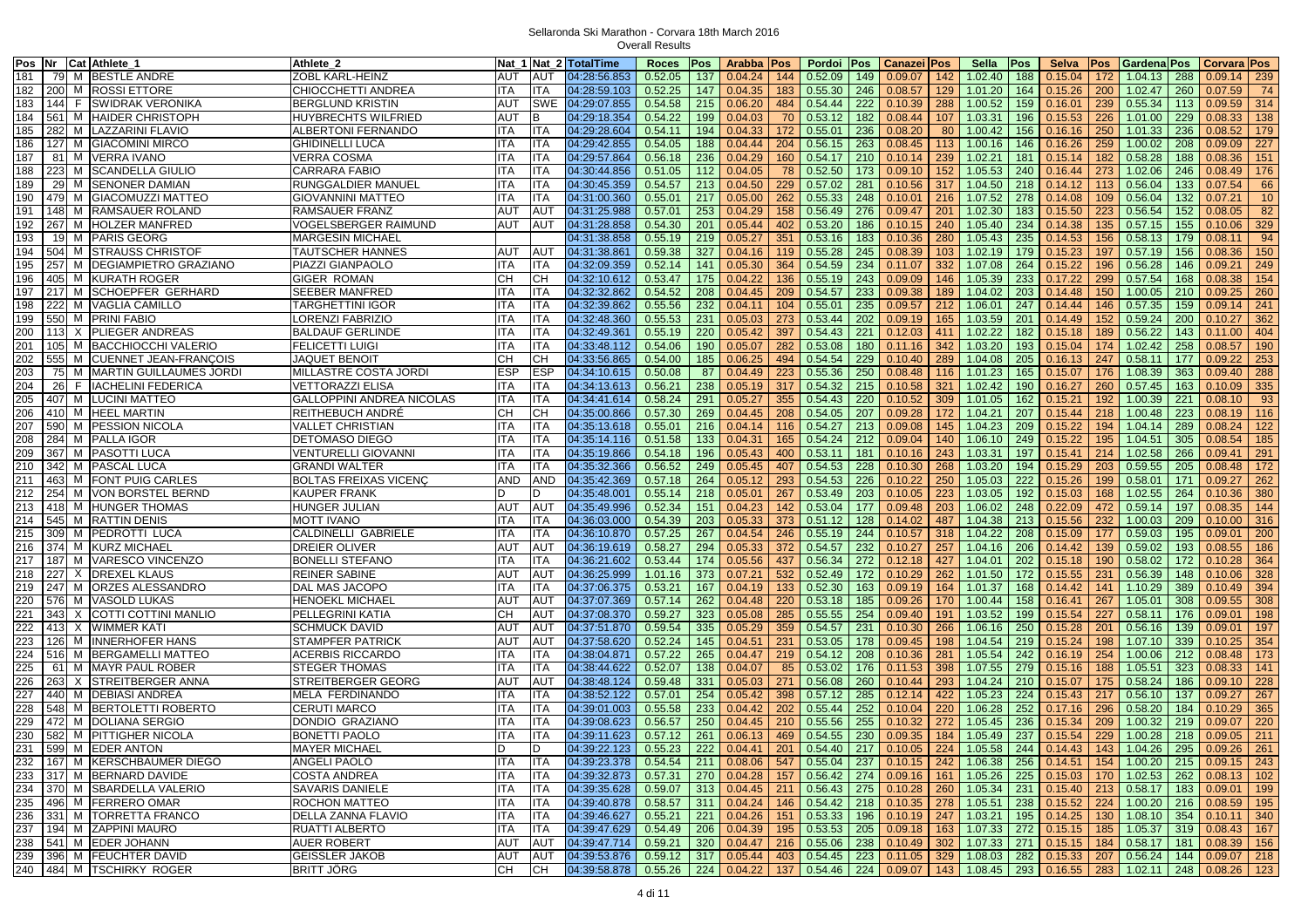Sellaronda Ski Marathon - Corvara 18th March 2016

Overall Results

| Pos | Nr | Cat | Athlete_1 | Athlete_2 | Nat_1 | Nat_2 | TotalTime | Roces | Pos | Arabba | Pos | Pordoi | Pos | Canazei | Pos | Sella | Pos | Selva | Pos | Gardena | Pos | Corvara | Pos |
|---|---|---|---|---|---|---|---|---|---|---|---|---|---|---|---|---|---|---|---|---|---|---|---|
| 181 | 79 | M | BESTLE ANDRE | ZOBL KARL-HEINZ | AUT | AUT | 04:28:56.853 | 0.52.05 | 137 | 0.04.24 | 144 | 0.52.09 | 149 | 0.09.07 | 142 | 1.02.40 | 188 | 0.15.04 | 172 | 1.04.13 | 288 | 0.09.14 | 239 |
| 182 | 200 | M | ROSSI ETTORE | CHIOCCHETTI ANDREA | ITA | ITA | 04:28:59.103 | 0.52.25 | 147 | 0.04.35 | 183 | 0.55.30 | 246 | 0.08.57 | 129 | 1.01.20 | 164 | 0.15.26 | 200 | 1.02.47 | 260 | 0.07.59 | 74 |
| 183 | 144 | F | SWIDRAK VERONIKA | BERGLUND KRISTIN | AUT | SWE | 04:29:07.855 | 0.54.58 | 215 | 0.06.20 | 484 | 0.54.44 | 222 | 0.10.39 | 288 | 1.00.52 | 159 | 0.16.01 | 239 | 0.55.34 | 113 | 0.09.59 | 314 |
| 184 | 561 | M | HAIDER CHRISTOPH | HUYBRECHTS WILFRIED | AUT | B | 04:29:18.354 | 0.54.22 | 199 | 0.04.03 | 70 | 0.53.12 | 182 | 0.08.44 | 107 | 1.03.31 | 196 | 0.15.53 | 226 | 1.01.00 | 229 | 0.08.33 | 138 |
| 185 | 282 | M | LAZZARINI FLAVIO | ALBERTONI FERNANDO | ITA | ITA | 04:29:28.604 | 0.54.11 | 194 | 0.04.33 | 172 | 0.55.01 | 236 | 0.08.20 | 80 | 1.00.42 | 156 | 0.16.16 | 250 | 1.01.33 | 236 | 0.08.52 | 179 |
| 186 | 127 | M | GIACOMINI MIRCO | GHIDINELLI LUCA | ITA | ITA | 04:29:42.855 | 0.54.05 | 188 | 0.04.44 | 204 | 0.56.15 | 263 | 0.08.45 | 113 | 1.00.16 | 146 | 0.16.26 | 259 | 1.00.02 | 208 | 0.09.09 | 227 |
| 187 | 81 | M | VERRA IVANO | VERRA COSMA | ITA | ITA | 04:29:57.864 | 0.56.18 | 236 | 0.04.29 | 160 | 0.54.17 | 210 | 0.10.14 | 239 | 1.02.21 | 181 | 0.15.14 | 182 | 0.58.28 | 188 | 0.08.36 | 151 |
| 188 | 223 | M | SCANDELLA GIULIO | CARRARA FABIO | ITA | ITA | 04:30:44.856 | 0.51.05 | 112 | 0.04.05 | 78 | 0.52.50 | 173 | 0.09.10 | 152 | 1.05.53 | 240 | 0.16.44 | 273 | 1.02.06 | 246 | 0.08.49 | 176 |
| 189 | 29 | M | SENONER DAMIAN | RUNGGALDIER MANUEL | ITA | ITA | 04:30:45.359 | 0.54.57 | 213 | 0.04.50 | 229 | 0.57.02 | 281 | 0.10.56 | 317 | 1.04.50 | 218 | 0.14.12 | 113 | 0.56.04 | 133 | 0.07.54 | 66 |
| 190 | 479 | M | GIACOMUZZI MATTEO | GIOVANNINI MATTEO | ITA | ITA | 04:31:00.360 | 0.55.01 | 217 | 0.05.00 | 262 | 0.55.33 | 248 | 0.10.01 | 216 | 1.07.52 | 278 | 0.14.08 | 109 | 0.56.04 | 132 | 0.07.21 | 10 |
| 191 | 148 | M | RAMSAUER ROLAND | RAMSAUER FRANZ | AUT | AUT | 04:31:25.988 | 0.57.01 | 253 | 0.04.29 | 158 | 0.56.49 | 276 | 0.09.47 | 201 | 1.02.30 | 183 | 0.15.50 | 223 | 0.56.54 | 152 | 0.08.05 | 82 |
| 192 | 267 | M | HOLZER MANFRED | VOGELSBERGER RAIMUND | AUT | AUT | 04:31:28.858 | 0.54.30 | 201 | 0.05.44 | 402 | 0.53.20 | 186 | 0.10.15 | 240 | 1.05.40 | 234 | 0.14.38 | 135 | 0.57.15 | 155 | 0.10.06 | 329 |
| 193 | 19 | M | PARIS GEORG | MARGESIN MICHAEL | | | 04:31:38.858 | 0.55.19 | 219 | 0.05.27 | 351 | 0.53.16 | 183 | 0.10.36 | 280 | 1.05.43 | 235 | 0.14.53 | 156 | 0.58.13 | 179 | 0.08.11 | 94 |
| 194 | 504 | M | STRAUSS CHRISTOF | TAUTSCHER HANNES | AUT | AUT | 04:31:38.861 | 0.59.38 | 327 | 0.04.16 | 119 | 0.55.28 | 245 | 0.08.39 | 103 | 1.02.19 | 179 | 0.15.23 | 197 | 0.57.19 | 156 | 0.08.36 | 150 |
| 195 | 257 | M | DEGIAMPIETRO GRAZIANO | PIAZZI GIANPAOLO | ITA | ITA | 04:32:09.359 | 0.52.14 | 141 | 0.05.30 | 364 | 0.54.59 | 234 | 0.11.07 | 332 | 1.07.08 | 264 | 0.15.22 | 196 | 0.56.28 | 146 | 0.09.21 | 249 |
| 196 | 405 | M | KURATH ROGER | GIGER ROMAN | CH | CH | 04:32:10.612 | 0.53.47 | 175 | 0.04.22 | 136 | 0.55.19 | 243 | 0.09.09 | 146 | 1.05.39 | 233 | 0.17.22 | 299 | 0.57.54 | 168 | 0.08.38 | 154 |
| 197 | 217 | M | SCHOEPFER GERHARD | SEEBER MANFRED | ITA | ITA | 04:32:32.862 | 0.54.52 | 208 | 0.04.45 | 209 | 0.54.57 | 233 | 0.09.38 | 189 | 1.04.02 | 203 | 0.14.48 | 150 | 1.00.05 | 210 | 0.09.25 | 260 |
| 198 | 222 | M | VAGLIA CAMILLO | TARGHETTINI IGOR | ITA | ITA | 04:32:39.862 | 0.55.56 | 232 | 0.04.11 | 104 | 0.55.01 | 235 | 0.09.57 | 212 | 1.06.01 | 247 | 0.14.44 | 146 | 0.57.35 | 159 | 0.09.14 | 241 |
| 199 | 550 | M | PRINI FABIO | LORENZI FABRIZIO | ITA | ITA | 04:32:48.360 | 0.55.53 | 231 | 0.05.03 | 273 | 0.53.44 | 202 | 0.09.19 | 165 | 1.03.59 | 201 | 0.14.49 | 152 | 0.59.24 | 200 | 0.10.27 | 362 |
| 200 | 113 | X | PLIEGER ANDREAS | BALDAUF GERLINDE | ITA | ITA | 04:32:49.361 | 0.55.19 | 220 | 0.05.42 | 397 | 0.54.43 | 221 | 0.12.03 | 411 | 1.02.22 | 182 | 0.15.18 | 189 | 0.56.22 | 143 | 0.11.00 | 404 |
| 201 | 105 | M | BACCHIOCCHI VALERIO | FELICETTI LUIGI | ITA | ITA | 04:33:48.112 | 0.54.06 | 190 | 0.05.07 | 282 | 0.53.08 | 180 | 0.11.16 | 342 | 1.03.20 | 193 | 0.15.04 | 174 | 1.02.42 | 258 | 0.08.57 | 190 |
| 202 | 555 | M | CUENNET JEAN-FRANÇOIS | JAQUET BENOIT | CH | CH | 04:33:56.865 | 0.54.00 | 185 | 0.06.25 | 494 | 0.54.54 | 229 | 0.10.40 | 289 | 1.04.08 | 205 | 0.16.13 | 247 | 0.58.11 | 177 | 0.09.22 | 253 |
| 203 | 75 | M | MARTIN GUILLAUMES JORDI | MILLASTRE COSTA JORDI | ESP | ESP | 04:34:10.615 | 0.50.08 | 87 | 0.04.49 | 223 | 0.55.36 | 250 | 0.08.48 | 116 | 1.01.23 | 165 | 0.15.07 | 176 | 1.08.39 | 363 | 0.09.40 | 288 |
| 204 | 26 | F | IACHELINI FEDERICA | VETTORAZZI ELISA | ITA | ITA | 04:34:13.613 | 0.56.21 | 238 | 0.05.19 | 317 | 0.54.32 | 215 | 0.10.58 | 321 | 1.02.42 | 190 | 0.16.27 | 260 | 0.57.45 | 163 | 0.10.09 | 335 |
| 205 | 407 | M | LUCINI MATTEO | GALLOPPINI ANDREA NICOLAS | ITA | ITA | 04:34:41.614 | 0.58.24 | 291 | 0.05.27 | 355 | 0.54.43 | 220 | 0.10.52 | 309 | 1.01.05 | 162 | 0.15.21 | 192 | 1.00.39 | 221 | 0.08.10 | 93 |
| 206 | 410 | M | HEEL MARTIN | REITHEBUCH ANDRÉ | CH | CH | 04:35:00.866 | 0.57.30 | 269 | 0.04.45 | 208 | 0.54.05 | 207 | 0.09.28 | 172 | 1.04.21 | 207 | 0.15.44 | 218 | 1.00.48 | 223 | 0.08.19 | 116 |
| 207 | 590 | M | PESSION NICOLA | VALLET CHRISTIAN | ITA | ITA | 04:35:13.618 | 0.55.01 | 216 | 0.04.14 | 116 | 0.54.27 | 213 | 0.09.08 | 145 | 1.04.23 | 209 | 0.15.22 | 194 | 1.04.14 | 289 | 0.08.24 | 122 |
| 208 | 284 | M | PALLA IGOR | DETOMASO DIEGO | ITA | ITA | 04:35:14.116 | 0.51.58 | 133 | 0.04.31 | 165 | 0.54.24 | 212 | 0.09.04 | 140 | 1.06.10 | 249 | 0.15.22 | 195 | 1.04.51 | 305 | 0.08.54 | 185 |
| 209 | 367 | M | PASOTTI LUCA | VENTURELLI GIOVANNI | ITA | ITA | 04:35:19.866 | 0.54.18 | 196 | 0.05.43 | 400 | 0.53.11 | 181 | 0.10.16 | 243 | 1.03.31 | 197 | 0.15.41 | 214 | 1.02.58 | 266 | 0.09.41 | 291 |
| 210 | 342 | M | PASCAL LUCA | GRANDI WALTER | ITA | ITA | 04:35:32.366 | 0.56.52 | 249 | 0.05.44 | 407 | 0.54.53 | 228 | 0.10.30 | 268 | 1.03.20 | 194 | 0.15.29 | 203 | 0.59.55 | 205 | 0.08.48 | 172 |
| 211 | 463 | M | FONT PUIG CARLES | BOLTAS FREIXAS VICENÇ | AND | AND | 04:35:42.369 | 0.57.18 | 264 | 0.05.12 | 293 | 0.54.53 | 226 | 0.10.22 | 250 | 1.05.03 | 222 | 0.15.26 | 199 | 0.58.01 | 171 | 0.09.27 | 262 |
| 212 | 254 | M | VON BORSTEL BERND | KAUPER FRANK | D | D | 04:35:48.001 | 0.55.14 | 218 | 0.05.01 | 267 | 0.53.49 | 203 | 0.10.05 | 223 | 1.03.05 | 192 | 0.15.03 | 168 | 1.02.55 | 264 | 0.10.36 | 380 |
| 213 | 418 | M | HUNGER THOMAS | HUNGER JULIAN | AUT | AUT | 04:35:49.996 | 0.52.34 | 151 | 0.04.23 | 142 | 0.53.04 | 177 | 0.09.48 | 203 | 1.06.02 | 248 | 0.22.09 | 472 | 0.59.14 | 197 | 0.08.35 | 144 |
| 214 | 545 | M | RATTIN DENIS | MOTT IVANO | ITA | ITA | 04:36:03.000 | 0.54.39 | 203 | 0.05.33 | 373 | 0.51.12 | 128 | 0.14.02 | 487 | 1.04.38 | 213 | 0.15.56 | 232 | 1.00.03 | 209 | 0.10.00 | 316 |
| 215 | 309 | M | PEDROTTI LUCA | CALDINELLI GABRIELE | ITA | ITA | 04:36:10.870 | 0.57.25 | 267 | 0.04.54 | 246 | 0.55.19 | 244 | 0.10.57 | 318 | 1.04.22 | 208 | 0.15.09 | 177 | 0.59.03 | 195 | 0.09.01 | 200 |
| 216 | 374 | M | KURZ MICHAEL | DREIER OLIVER | AUT | AUT | 04:36:19.619 | 0.58.27 | 294 | 0.05.33 | 372 | 0.54.57 | 232 | 0.10.27 | 257 | 1.04.16 | 206 | 0.14.42 | 139 | 0.59.02 | 193 | 0.08.55 | 186 |
| 217 | 187 | M | VARESCO VINCENZO | BONELLI STEFANO | ITA | ITA | 04:36:21.602 | 0.53.44 | 174 | 0.05.56 | 437 | 0.56.34 | 272 | 0.12.18 | 427 | 1.04.01 | 202 | 0.15.18 | 190 | 0.58.02 | 172 | 0.10.28 | 364 |
| 218 | 227 | X | DREXEL KLAUS | REINER SABINE | AUT | AUT | 04:36:25.999 | 1.01.16 | 373 | 0.07.21 | 532 | 0.52.49 | 172 | 0.10.29 | 262 | 1.01.50 | 172 | 0.15.55 | 231 | 0.56.39 | 148 | 0.10.06 | 328 |
| 219 | 247 | M | ORZES ALESSANDRO | DAL MAS JACOPO | ITA | ITA | 04:37:06.375 | 0.53.21 | 167 | 0.04.19 | 133 | 0.52.30 | 163 | 0.09.19 | 164 | 1.01.37 | 168 | 0.14.42 | 141 | 1.10.29 | 389 | 0.10.49 | 394 |
| 220 | 576 | M | VASOLD LUKAS | HENOEKL MICHAEL | AUT | AUT | 04:37:07.369 | 0.57.14 | 262 | 0.04.48 | 220 | 0.53.18 | 185 | 0.09.26 | 170 | 1.00.44 | 158 | 0.16.41 | 267 | 1.05.01 | 308 | 0.09.55 | 308 |
| 221 | 343 | X | COTTI COTTINI MANLIO | PELLEGRINI KATIA | CH | AUT | 04:37:08.370 | 0.59.27 | 323 | 0.05.08 | 285 | 0.55.55 | 254 | 0.09.40 | 191 | 1.03.52 | 199 | 0.15.54 | 227 | 0.58.11 | 176 | 0.09.01 | 198 |
| 222 | 413 | X | WIMMER KATI | SCHMUCK DAVID | AUT | AUT | 04:37:51.870 | 0.59.54 | 335 | 0.05.29 | 359 | 0.54.57 | 231 | 0.10.30 | 266 | 1.06.16 | 250 | 0.15.28 | 201 | 0.56.16 | 139 | 0.09.01 | 197 |
| 223 | 126 | M | INNERHOFER HANS | STAMPFER PATRICK | AUT | AUT | 04:37:58.620 | 0.52.24 | 145 | 0.04.51 | 231 | 0.53.05 | 178 | 0.09.45 | 198 | 1.04.54 | 219 | 0.15.24 | 198 | 1.07.10 | 339 | 0.10.25 | 354 |
| 224 | 516 | M | BERGAMELLI MATTEO | ACERBIS RICCARDO | ITA | ITA | 04:38:04.871 | 0.57.22 | 265 | 0.04.47 | 219 | 0.54.12 | 208 | 0.10.36 | 281 | 1.05.54 | 242 | 0.16.19 | 254 | 1.00.06 | 212 | 0.08.48 | 173 |
| 225 | 61 | M | MAYR PAUL ROBER | STEGER THOMAS | ITA | ITA | 04:38:44.622 | 0.52.07 | 138 | 0.04.07 | 85 | 0.53.02 | 176 | 0.11.53 | 398 | 1.07.55 | 279 | 0.15.16 | 188 | 1.05.51 | 323 | 0.08.33 | 141 |
| 226 | 263 | X | STREITBERGER ANNA | STREITBERGER GEORG | AUT | AUT | 04:38:48.124 | 0.59.48 | 331 | 0.05.03 | 271 | 0.56.08 | 260 | 0.10.44 | 293 | 1.04.24 | 210 | 0.15.07 | 175 | 0.58.24 | 186 | 0.09.10 | 228 |
| 227 | 440 | M | DEBIASI ANDREA | MELA FERDINANDO | ITA | ITA | 04:38:52.122 | 0.57.01 | 254 | 0.05.42 | 398 | 0.57.12 | 285 | 0.12.14 | 422 | 1.05.23 | 224 | 0.15.43 | 217 | 0.56.10 | 137 | 0.09.27 | 267 |
| 228 | 548 | M | BERTOLETTI ROBERTO | CERUTI MARCO | ITA | ITA | 04:39:01.003 | 0.55.58 | 233 | 0.04.42 | 202 | 0.55.44 | 252 | 0.10.04 | 220 | 1.06.28 | 252 | 0.17.16 | 296 | 0.58.20 | 184 | 0.10.29 | 365 |
| 229 | 472 | M | DOLIANA SERGIO | DONDIO GRAZIANO | ITA | ITA | 04:39:08.623 | 0.56.57 | 250 | 0.04.45 | 210 | 0.55.56 | 255 | 0.10.32 | 272 | 1.05.45 | 236 | 0.15.34 | 209 | 1.00.32 | 219 | 0.09.07 | 220 |
| 230 | 582 | M | PITTIGHER NICOLA | BONETTI PAOLO | ITA | ITA | 04:39:11.623 | 0.57.12 | 261 | 0.06.13 | 469 | 0.54.55 | 230 | 0.09.35 | 184 | 1.05.49 | 237 | 0.15.54 | 229 | 1.00.28 | 218 | 0.09.05 | 211 |
| 231 | 599 | M | EDER ANTON | MAYER MICHAEL | D | D | 04:39:22.123 | 0.55.23 | 222 | 0.04.41 | 201 | 0.54.40 | 217 | 0.10.05 | 224 | 1.05.58 | 244 | 0.14.43 | 143 | 1.04.26 | 295 | 0.09.26 | 261 |
| 232 | 167 | M | KERSCHBAUMER DIEGO | ANGELI PAOLO | ITA | ITA | 04:39:23.378 | 0.54.54 | 211 | 0.08.06 | 547 | 0.55.04 | 237 | 0.10.15 | 242 | 1.06.38 | 256 | 0.14.51 | 154 | 1.00.20 | 215 | 0.09.15 | 243 |
| 233 | 317 | M | BERNARD DAVIDE | COSTA ANDREA | ITA | ITA | 04:39:32.873 | 0.57.31 | 270 | 0.04.28 | 157 | 0.56.42 | 274 | 0.09.16 | 161 | 1.05.26 | 225 | 0.15.03 | 170 | 1.02.53 | 262 | 0.08.13 | 102 |
| 234 | 370 | M | SBARDELLA VALERIO | SAVARIS DANIELE | ITA | ITA | 04:39:35.628 | 0.59.07 | 313 | 0.04.45 | 211 | 0.56.43 | 275 | 0.10.28 | 260 | 1.05.34 | 231 | 0.15.40 | 213 | 0.58.17 | 183 | 0.09.01 | 199 |
| 235 | 496 | M | FERRERO OMAR | ROCHON MATTEO | ITA | ITA | 04:39:40.878 | 0.58.57 | 311 | 0.04.24 | 146 | 0.54.42 | 218 | 0.10.35 | 278 | 1.05.51 | 238 | 0.15.52 | 224 | 1.00.20 | 216 | 0.08.59 | 195 |
| 236 | 331 | M | TORRETTA FRANCO | DELLA ZANNA FLAVIO | ITA | ITA | 04:39:46.627 | 0.55.21 | 221 | 0.04.26 | 151 | 0.53.33 | 196 | 0.10.19 | 247 | 1.03.21 | 195 | 0.14.25 | 130 | 1.08.10 | 354 | 0.10.11 | 340 |
| 237 | 194 | M | ZAPPINI MAURO | RUATTI ALBERTO | ITA | ITA | 04:39:47.629 | 0.54.49 | 206 | 0.04.39 | 195 | 0.53.53 | 205 | 0.09.18 | 163 | 1.07.33 | 272 | 0.15.15 | 185 | 1.05.37 | 319 | 0.08.43 | 167 |
| 238 | 541 | M | EDER JOHANN | AUER ROBERT | AUT | AUT | 04:39:47.714 | 0.59.21 | 320 | 0.04.47 | 216 | 0.55.06 | 238 | 0.10.49 | 302 | 1.07.33 | 271 | 0.15.15 | 184 | 0.58.17 | 181 | 0.08.39 | 156 |
| 239 | 396 | M | FEUCHTER DAVID | GEISSLER JAKOB | AUT | AUT | 04:39:53.876 | 0.59.12 | 317 | 0.05.44 | 403 | 0.54.45 | 223 | 0.11.05 | 329 | 1.08.03 | 282 | 0.15.33 | 207 | 0.56.24 | 144 | 0.09.07 | 218 |
| 240 | 484 | M | TSCHIRKY ROGER | BRITT JÖRG | CH | CH | 04:39:58.878 | 0.55.26 | 224 | 0.04.22 | 137 | 0.54.46 | 224 | 0.09.07 | 143 | 1.08.45 | 293 | 0.16.55 | 283 | 1.02.11 | 248 | 0.08.26 | 123 |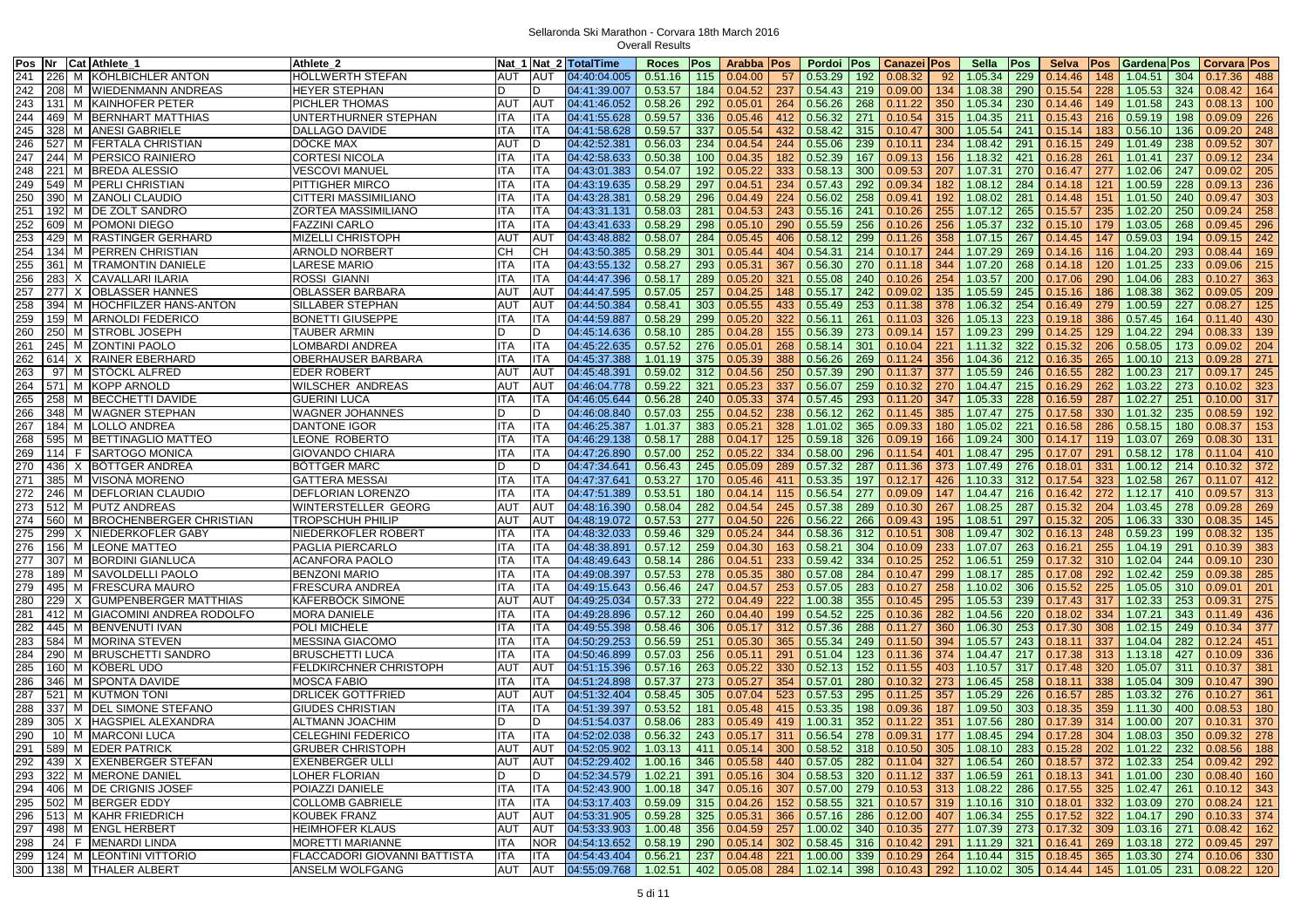Sellaronda Ski Marathon - Corvara 18th March 2016
Overall Results

| Pos | Nr | Cat | Athlete_1 | Athlete_2 | Nat_1 | Nat_2 | TotalTime | Roces | Pos | Arabba | Pos | Pordoi | Pos | Canazei | Pos | Sella | Pos | Selva | Pos | Gardena | Pos | Corvara | Pos |
|---|---|---|---|---|---|---|---|---|---|---|---|---|---|---|---|---|---|---|---|---|---|---|---|
| 241 | 226 | M | KÖHLBICHLER ANTON | HÖLLWERTH STEFAN | AUT | AUT | 04:40:04.005 | 0.51.16 | 115 | 0.04.00 | 57 | 0.53.29 | 192 | 0.08.32 | 92 | 1.05.34 | 229 | 0.14.46 | 148 | 1.04.51 | 304 | 0.17.36 | 488 |
| 242 | 208 | M | WIEDENMANN ANDREAS | HEYER STEPHAN | D | D | 04:41:39.007 | 0.53.57 | 184 | 0.04.52 | 237 | 0.54.43 | 219 | 0.09.00 | 134 | 1.08.38 | 290 | 0.15.54 | 228 | 1.05.53 | 324 | 0.08.42 | 164 |
| 243 | 131 | M | KAINHOFER PETER | PICHLER THOMAS | AUT | AUT | 04:41:46.052 | 0.58.26 | 292 | 0.05.01 | 264 | 0.56.26 | 268 | 0.11.22 | 350 | 1.05.34 | 230 | 0.14.46 | 149 | 1.01.58 | 243 | 0.08.13 | 100 |
| 244 | 469 | M | BERNHART MATTHIAS | UNTERTHURNER STEPHAN | ITA | ITA | 04:41:55.628 | 0.59.57 | 336 | 0.05.46 | 412 | 0.56.32 | 271 | 0.10.54 | 315 | 1.04.35 | 211 | 0.15.43 | 216 | 0.59.19 | 198 | 0.09.09 | 226 |
| 245 | 328 | M | ANESI GABRIELE | DALLAGO DAVIDE | ITA | ITA | 04:41:58.628 | 0.59.57 | 337 | 0.05.54 | 432 | 0.58.42 | 315 | 0.10.47 | 300 | 1.05.54 | 241 | 0.15.14 | 183 | 0.56.10 | 136 | 0.09.20 | 248 |
| 246 | 527 | M | FERTALA CHRISTIAN | DÖCKE MAX | AUT | D | 04:42:52.381 | 0.56.03 | 234 | 0.04.54 | 244 | 0.55.06 | 239 | 0.10.11 | 234 | 1.08.42 | 291 | 0.16.15 | 249 | 1.01.49 | 238 | 0.09.52 | 307 |
| 247 | 244 | M | PERSICO RAINIERO | CORTESI NICOLA | ITA | ITA | 04:42:58.633 | 0.50.38 | 100 | 0.04.35 | 182 | 0.52.39 | 167 | 0.09.13 | 156 | 1.18.32 | 421 | 0.16.28 | 261 | 1.01.41 | 237 | 0.09.12 | 234 |
| 248 | 221 | M | BREDA ALESSIO | VESCOVI MANUEL | ITA | ITA | 04:43:01.383 | 0.54.07 | 192 | 0.05.22 | 333 | 0.58.13 | 300 | 0.09.53 | 207 | 1.07.31 | 270 | 0.16.47 | 277 | 1.02.06 | 247 | 0.09.02 | 205 |
| 249 | 549 | M | PERLI CHRISTIAN | PITTIGHER MIRCO | ITA | ITA | 04:43:19.635 | 0.58.29 | 297 | 0.04.51 | 234 | 0.57.43 | 292 | 0.09.34 | 182 | 1.08.12 | 284 | 0.14.18 | 121 | 1.00.59 | 228 | 0.09.13 | 236 |
| 250 | 390 | M | ZANOLI CLAUDIO | CITTERI MASSIMILIANO | ITA | ITA | 04:43:28.381 | 0.58.29 | 296 | 0.04.49 | 224 | 0.56.02 | 258 | 0.09.41 | 192 | 1.08.02 | 281 | 0.14.48 | 151 | 1.01.50 | 240 | 0.09.47 | 303 |
| 251 | 192 | M | DE ZOLT SANDRO | ZORTEA MASSIMILIANO | ITA | ITA | 04:43:31.131 | 0.58.03 | 281 | 0.04.53 | 243 | 0.55.16 | 241 | 0.10.26 | 255 | 1.07.12 | 265 | 0.15.57 | 235 | 1.02.20 | 250 | 0.09.24 | 258 |
| 252 | 609 | M | POMONI DIEGO | FAZZINI CARLO | ITA | ITA | 04:43:41.633 | 0.58.29 | 298 | 0.05.10 | 290 | 0.55.59 | 256 | 0.10.26 | 256 | 1.05.37 | 232 | 0.15.10 | 179 | 1.03.05 | 268 | 0.09.45 | 296 |
| 253 | 429 | M | RASTINGER GERHARD | MIZELLI CHRISTOPH | AUT | AUT | 04:43:48.882 | 0.58.07 | 284 | 0.05.45 | 406 | 0.58.12 | 299 | 0.11.26 | 358 | 1.07.15 | 267 | 0.14.45 | 147 | 0.59.03 | 194 | 0.09.15 | 242 |
| 254 | 134 | M | PERREN CHRISTIAN | ARNOLD NORBERT | CH | CH | 04:43:50.385 | 0.58.29 | 301 | 0.05.44 | 404 | 0.54.31 | 214 | 0.10.17 | 244 | 1.07.29 | 269 | 0.14.16 | 116 | 1.04.20 | 293 | 0.08.44 | 169 |
| 255 | 361 | M | TRAMONTIN DANIELE | LARESE MARIO | ITA | ITA | 04:43:55.132 | 0.58.27 | 293 | 0.05.31 | 367 | 0.56.30 | 270 | 0.11.18 | 344 | 1.07.20 | 268 | 0.14.18 | 120 | 1.01.25 | 233 | 0.09.06 | 215 |
| 256 | 283 | X | CAVALLARI ILARIA | ROSSI GIANNI | ITA | ITA | 04:44:47.396 | 0.58.17 | 289 | 0.05.20 | 321 | 0.55.08 | 240 | 0.10.26 | 254 | 1.03.57 | 200 | 0.17.06 | 290 | 1.04.06 | 283 | 0.10.27 | 363 |
| 257 | 277 | X | OBLASSER HANNES | OBLASSER BARBARA | AUT | AUT | 04:44:47.595 | 0.57.05 | 257 | 0.04.25 | 148 | 0.55.17 | 242 | 0.09.02 | 135 | 1.05.59 | 245 | 0.15.16 | 186 | 1.08.38 | 362 | 0.09.05 | 209 |
| 258 | 394 | M | HOCHFILZER HANS-ANTON | SILLABER STEPHAN | AUT | AUT | 04:44:50.384 | 0.58.41 | 303 | 0.05.55 | 433 | 0.55.49 | 253 | 0.11.38 | 378 | 1.06.32 | 254 | 0.16.49 | 279 | 1.00.59 | 227 | 0.08.27 | 125 |
| 259 | 159 | M | ARNOLDI FEDERICO | BONETTI GIUSEPPE | ITA | ITA | 04:44:59.887 | 0.58.29 | 299 | 0.05.20 | 322 | 0.56.11 | 261 | 0.11.03 | 326 | 1.05.13 | 223 | 0.19.18 | 386 | 0.57.45 | 164 | 0.11.40 | 430 |
| 260 | 250 | M | STROBL JOSEPH | TAUBER ARMIN | D | D | 04:45:14.636 | 0.58.10 | 285 | 0.04.28 | 155 | 0.56.39 | 273 | 0.09.14 | 157 | 1.09.23 | 299 | 0.14.25 | 129 | 1.04.22 | 294 | 0.08.33 | 139 |
| 261 | 245 | M | ZONTINI PAOLO | LOMBARDI ANDREA | ITA | ITA | 04:45:22.635 | 0.57.52 | 276 | 0.05.01 | 268 | 0.58.14 | 301 | 0.10.04 | 221 | 1.11.32 | 322 | 0.15.32 | 206 | 0.58.05 | 173 | 0.09.02 | 204 |
| 262 | 614 | X | RAINER EBERHARD | OBERHAUSER BARBARA | ITA | ITA | 04:45:37.388 | 1.01.19 | 375 | 0.05.39 | 388 | 0.56.26 | 269 | 0.11.24 | 356 | 1.04.36 | 212 | 0.16.35 | 265 | 1.00.10 | 213 | 0.09.28 | 271 |
| 263 | 97 | M | STÖCKL ALFRED | EDER ROBERT | AUT | AUT | 04:45:48.391 | 0.59.02 | 312 | 0.04.56 | 250 | 0.57.39 | 290 | 0.11.37 | 377 | 1.05.59 | 246 | 0.16.55 | 282 | 1.00.23 | 217 | 0.09.17 | 245 |
| 264 | 571 | M | KOPP ARNOLD | WILSCHER ANDREAS | AUT | AUT | 04:46:04.778 | 0.59.22 | 321 | 0.05.23 | 337 | 0.56.07 | 259 | 0.10.32 | 270 | 1.04.47 | 215 | 0.16.29 | 262 | 1.03.22 | 273 | 0.10.02 | 323 |
| 265 | 258 | M | BECCHETTI DAVIDE | GUERINI LUCA | ITA | ITA | 04:46:05.644 | 0.56.28 | 240 | 0.05.33 | 374 | 0.57.45 | 293 | 0.11.20 | 347 | 1.05.33 | 228 | 0.16.59 | 287 | 1.02.27 | 251 | 0.10.00 | 317 |
| 266 | 348 | M | WAGNER STEPHAN | WAGNER JOHANNES | D | D | 04:46:08.840 | 0.57.03 | 255 | 0.04.52 | 238 | 0.56.12 | 262 | 0.11.45 | 385 | 1.07.47 | 275 | 0.17.58 | 330 | 1.01.32 | 235 | 0.08.59 | 192 |
| 267 | 184 | M | LOLLO ANDREA | DANTONE IGOR | ITA | ITA | 04:46:25.387 | 1.01.37 | 383 | 0.05.21 | 328 | 1.01.02 | 365 | 0.09.33 | 180 | 1.05.02 | 221 | 0.16.58 | 286 | 0.58.15 | 180 | 0.08.37 | 153 |
| 268 | 595 | M | BETTINAGLIO MATTEO | LEONE ROBERTO | ITA | ITA | 04:46:29.138 | 0.58.17 | 288 | 0.04.17 | 125 | 0.59.18 | 326 | 0.09.19 | 166 | 1.09.24 | 300 | 0.14.17 | 119 | 1.03.07 | 269 | 0.08.30 | 131 |
| 269 | 114 | F | SARTOGO MONICA | GIOVANDO CHIARA | ITA | ITA | 04:47:26.890 | 0.57.00 | 252 | 0.05.22 | 334 | 0.58.00 | 296 | 0.11.54 | 401 | 1.08.47 | 295 | 0.17.07 | 291 | 0.58.12 | 178 | 0.11.04 | 410 |
| 270 | 436 | X | BÖTTGER ANDREA | BÖTTGER MARC | D | D | 04:47:34.641 | 0.56.43 | 245 | 0.05.09 | 289 | 0.57.32 | 287 | 0.11.36 | 373 | 1.07.49 | 276 | 0.18.01 | 331 | 1.00.12 | 214 | 0.10.32 | 372 |
| 271 | 385 | M | VISONÀ MORENO | GATTERA MESSAI | ITA | ITA | 04:47:37.641 | 0.53.27 | 170 | 0.05.46 | 411 | 0.53.35 | 197 | 0.12.17 | 426 | 1.10.33 | 312 | 0.17.54 | 323 | 1.02.58 | 267 | 0.11.07 | 412 |
| 272 | 246 | M | DEFLORIAN CLAUDIO | DEFLORIAN LORENZO | ITA | ITA | 04:47:51.389 | 0.53.51 | 180 | 0.04.14 | 115 | 0.56.54 | 277 | 0.09.09 | 147 | 1.04.47 | 216 | 0.16.42 | 272 | 1.12.17 | 410 | 0.09.57 | 313 |
| 273 | 512 | M | PUTZ ANDREAS | WINTERSTELLER GEORG | AUT | AUT | 04:48:16.390 | 0.58.04 | 282 | 0.04.54 | 245 | 0.57.38 | 289 | 0.10.30 | 267 | 1.08.25 | 287 | 0.15.32 | 204 | 1.03.45 | 278 | 0.09.28 | 269 |
| 274 | 560 | M | BROCHENBERGER CHRISTIAN | TROPSCHUH PHILIP | AUT | AUT | 04:48:19.072 | 0.57.53 | 277 | 0.04.50 | 226 | 0.56.22 | 266 | 0.09.43 | 195 | 1.08.51 | 297 | 0.15.32 | 205 | 1.06.33 | 330 | 0.08.35 | 145 |
| 275 | 299 | X | NIEDERKOFLER GABY | NIEDERKOFLER ROBERT | ITA | ITA | 04:48:32.033 | 0.59.46 | 329 | 0.05.24 | 344 | 0.58.36 | 312 | 0.10.51 | 308 | 1.09.47 | 302 | 0.16.13 | 248 | 0.59.23 | 199 | 0.08.32 | 135 |
| 276 | 156 | M | LEONE MATTEO | PAGLIA PIERCARLO | ITA | ITA | 04:48:38.891 | 0.57.12 | 259 | 0.04.30 | 163 | 0.58.21 | 304 | 0.10.09 | 233 | 1.07.07 | 263 | 0.16.21 | 255 | 1.04.19 | 291 | 0.10.39 | 383 |
| 277 | 307 | M | BORDINI GIANLUCA | ACANFORA PAOLO | ITA | ITA | 04:48:49.643 | 0.58.14 | 286 | 0.04.51 | 233 | 0.59.42 | 334 | 0.10.25 | 252 | 1.06.51 | 259 | 0.17.32 | 310 | 1.02.04 | 244 | 0.09.10 | 230 |
| 278 | 189 | M | SAVOLDELLI PAOLO | BENZONI MARIO | ITA | ITA | 04:49:08.397 | 0.57.53 | 278 | 0.05.35 | 380 | 0.57.08 | 284 | 0.10.47 | 299 | 1.08.17 | 285 | 0.17.08 | 292 | 1.02.42 | 259 | 0.09.38 | 285 |
| 279 | 495 | M | FRESCURA MAURO | FRESCURA ANDREA | ITA | ITA | 04:49:15.643 | 0.56.46 | 247 | 0.04.57 | 253 | 0.57.05 | 283 | 0.10.27 | 258 | 1.10.02 | 306 | 0.15.52 | 225 | 1.05.05 | 310 | 0.09.01 | 201 |
| 280 | 229 | X | GUMPENBERGER MATTHIAS | KÄFERBÖCK SIMONE | AUT | AUT | 04:49:25.034 | 0.57.33 | 272 | 0.04.49 | 222 | 1.00.38 | 355 | 0.10.45 | 295 | 1.05.53 | 239 | 0.17.43 | 317 | 1.02.33 | 253 | 0.09.31 | 275 |
| 281 | 412 | M | GIACOMINI ANDREA RODOLFO | MORA DANIELE | ITA | ITA | 04:49:28.896 | 0.57.12 | 260 | 0.04.40 | 199 | 0.54.52 | 225 | 0.10.36 | 282 | 1.04.56 | 220 | 0.18.02 | 334 | 1.07.21 | 343 | 0.11.49 | 436 |
| 282 | 445 | M | BENVENUTI IVAN | POLI MICHELE | ITA | ITA | 04:49:55.398 | 0.58.46 | 306 | 0.05.17 | 312 | 0.57.36 | 288 | 0.11.27 | 360 | 1.06.30 | 253 | 0.17.30 | 308 | 1.02.15 | 249 | 0.10.34 | 377 |
| 283 | 584 | M | MORINA STEVEN | MESSINA GIACOMO | ITA | ITA | 04:50:29.253 | 0.56.59 | 251 | 0.05.30 | 365 | 0.55.34 | 249 | 0.11.50 | 394 | 1.05.57 | 243 | 0.18.11 | 337 | 1.04.02 | 282 | 0.12.24 | 451 |
| 284 | 290 | M | BRUSCHETTI SANDRO | BRUSCHETTI LUCA | ITA | ITA | 04:50:46.899 | 0.57.03 | 256 | 0.05.11 | 291 | 0.51.04 | 123 | 0.11.36 | 374 | 1.04.47 | 217 | 0.17.38 | 313 | 1.13.18 | 427 | 0.10.09 | 336 |
| 285 | 160 | M | KÖBERL UDO | FELDKIRCHNER CHRISTOPH | AUT | AUT | 04:51:15.396 | 0.57.16 | 263 | 0.05.22 | 330 | 0.52.13 | 152 | 0.11.55 | 403 | 1.10.57 | 317 | 0.17.48 | 320 | 1.05.07 | 311 | 0.10.37 | 381 |
| 286 | 346 | M | SPONTA DAVIDE | MOSCA FABIO | ITA | ITA | 04:51:24.898 | 0.57.37 | 273 | 0.05.27 | 354 | 0.57.01 | 280 | 0.10.32 | 273 | 1.06.45 | 258 | 0.18.11 | 338 | 1.05.04 | 309 | 0.10.47 | 390 |
| 287 | 521 | M | KUTMON TONI | DRLICEK GOTTFRIED | AUT | AUT | 04:51:32.404 | 0.58.45 | 305 | 0.07.04 | 523 | 0.57.53 | 295 | 0.11.25 | 357 | 1.05.29 | 226 | 0.16.57 | 285 | 1.03.32 | 276 | 0.10.27 | 361 |
| 288 | 337 | M | DEL SIMONE STEFANO | GIUDES CHRISTIAN | ITA | ITA | 04:51:39.397 | 0.53.52 | 181 | 0.05.48 | 415 | 0.53.35 | 198 | 0.09.36 | 187 | 1.09.50 | 303 | 0.18.35 | 359 | 1.11.30 | 400 | 0.08.53 | 180 |
| 289 | 305 | X | HAGSPIEL ALEXANDRA | ALTMANN JOACHIM | D | D | 04:51:54.037 | 0.58.06 | 283 | 0.05.49 | 419 | 1.00.31 | 352 | 0.11.22 | 351 | 1.07.56 | 280 | 0.17.39 | 314 | 1.00.00 | 207 | 0.10.31 | 370 |
| 290 | 10 | M | MARCONI LUCA | CELEGHINI FEDERICO | ITA | ITA | 04:52:02.038 | 0.56.32 | 243 | 0.05.17 | 311 | 0.56.54 | 278 | 0.09.31 | 177 | 1.08.45 | 294 | 0.17.28 | 304 | 1.08.03 | 350 | 0.09.32 | 278 |
| 291 | 589 | M | EDER PATRICK | GRUBER CHRISTOPH | AUT | AUT | 04:52:05.902 | 1.03.13 | 411 | 0.05.14 | 300 | 0.58.52 | 318 | 0.10.50 | 305 | 1.08.10 | 283 | 0.15.28 | 202 | 1.01.22 | 232 | 0.08.56 | 188 |
| 292 | 439 | X | EXENBERGER STEFAN | EXENBERGER ULLI | AUT | AUT | 04:52:25.402 | 1.00.16 | 346 | 0.05.58 | 440 | 0.57.05 | 282 | 0.11.04 | 327 | 1.06.54 | 260 | 0.18.57 | 372 | 1.02.33 | 254 | 0.09.42 | 292 |
| 293 | 322 | M | MERONE DANIEL | LOHER FLORIAN | D | D | 04:52:34.579 | 1.02.21 | 391 | 0.05.16 | 304 | 0.58.53 | 320 | 0.11.12 | 337 | 1.06.59 | 261 | 0.18.13 | 341 | 1.01.00 | 230 | 0.08.40 | 160 |
| 294 | 406 | M | DE CRIGNIS JOSEF | POIAZZI DANIELE | ITA | ITA | 04:52:43.900 | 1.00.18 | 347 | 0.05.16 | 307 | 0.57.00 | 279 | 0.10.53 | 313 | 1.08.22 | 286 | 0.17.55 | 325 | 1.02.47 | 261 | 0.10.12 | 343 |
| 295 | 502 | M | BERGER EDDY | COLLOMB GABRIELE | ITA | ITA | 04:53:17.403 | 0.59.09 | 315 | 0.04.26 | 152 | 0.58.55 | 321 | 0.10.57 | 319 | 1.10.16 | 310 | 0.18.01 | 332 | 1.03.09 | 270 | 0.08.24 | 121 |
| 296 | 513 | M | KAHR FRIEDRICH | KOUBEK FRANZ | AUT | AUT | 04:53:31.905 | 0.59.28 | 325 | 0.05.31 | 366 | 0.57.16 | 286 | 0.12.00 | 407 | 1.06.34 | 255 | 0.17.52 | 322 | 1.04.17 | 290 | 0.10.33 | 374 |
| 297 | 498 | M | ENGL HERBERT | HEIMHOFER KLAUS | AUT | AUT | 04:53:33.903 | 1.00.48 | 356 | 0.04.59 | 257 | 1.00.02 | 340 | 0.10.35 | 277 | 1.07.39 | 273 | 0.17.32 | 309 | 1.03.16 | 271 | 0.08.42 | 162 |
| 298 | 24 | F | MENARDI LINDA | MORETTI MARIANNE | ITA | NOR | 04:54:13.652 | 0.58.19 | 290 | 0.05.14 | 302 | 0.58.45 | 316 | 0.10.42 | 291 | 1.11.29 | 321 | 0.16.41 | 269 | 1.03.18 | 272 | 0.09.45 | 297 |
| 299 | 124 | M | LEONTINI VITTORIO | FLACCADORI GIOVANNI BATTISTA | ITA | ITA | 04:54:43.404 | 0.56.21 | 237 | 0.04.48 | 221 | 1.00.00 | 339 | 0.10.29 | 264 | 1.10.44 | 315 | 0.18.45 | 365 | 1.03.30 | 274 | 0.10.06 | 330 |
| 300 | 138 | M | THALER ALBERT | ANSELM WOLFGANG | AUT | AUT | 04:55:09.768 | 1.02.51 | 402 | 0.05.08 | 284 | 1.02.14 | 398 | 0.10.43 | 292 | 1.10.02 | 305 | 0.14.44 | 145 | 1.01.05 | 231 | 0.08.22 | 120 |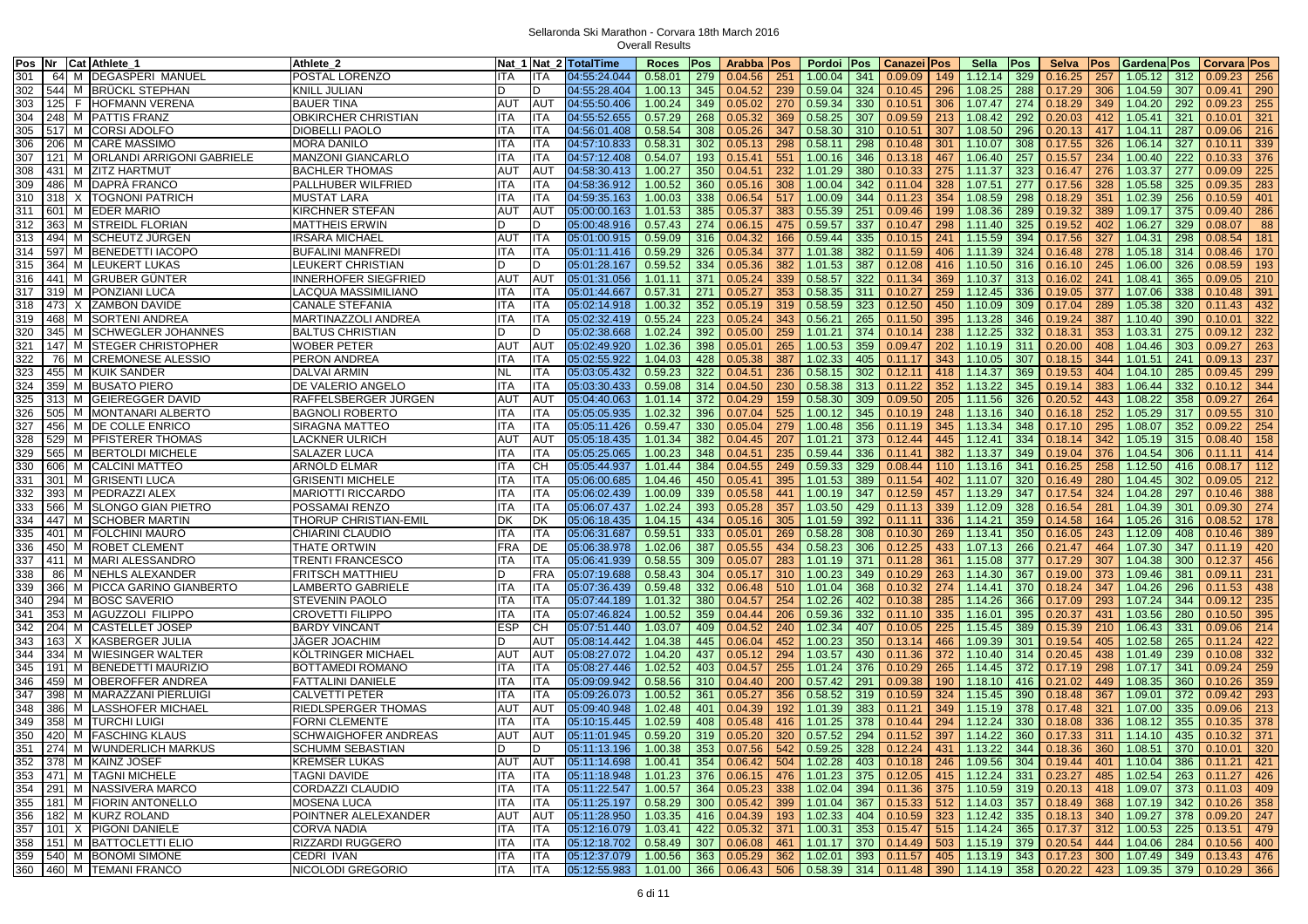Sellaronda Ski Marathon - Corvara 18th March 2016

Overall Results

| Pos | Nr | Cat | Athlete_1 | Athlete_2 | Nat_1 | Nat_2 | TotalTime | Roces | Pos | Arabba | Pos | Pordoi | Pos | Canazei | Pos | Sella | Pos | Selva | Pos | Gardena | Pos | Corvara | Pos |
|---|---|---|---|---|---|---|---|---|---|---|---|---|---|---|---|---|---|---|---|---|---|---|---|
| 301 | 64 | M | DEGASPERI MANUEL | POSTAL LORENZO | ITA | ITA | 04:55:24.044 | 0.58.01 | 279 | 0.04.56 | 251 | 1.00.04 | 341 | 0.09.09 | 149 | 1.12.14 | 329 | 0.16.25 | 257 | 1.05.12 | 312 | 0.09.23 | 256 |
| 302 | 544 | M | BRÜCKL STEPHAN | KNILL JULIAN | D | D | 04:55:28.404 | 1.00.13 | 345 | 0.04.52 | 239 | 0.59.04 | 324 | 0.10.45 | 296 | 1.08.25 | 288 | 0.17.29 | 306 | 1.04.59 | 307 | 0.09.41 | 290 |
| 303 | 125 | F | HOFMANN VERENA | BAUER TINA | AUT | AUT | 04:55:50.406 | 1.00.24 | 349 | 0.05.02 | 270 | 0.59.34 | 330 | 0.10.51 | 306 | 1.07.47 | 274 | 0.18.29 | 349 | 1.04.20 | 292 | 0.09.23 | 255 |
| 304 | 248 | M | PATTIS FRANZ | OBKIRCHER CHRISTIAN | ITA | ITA | 04:55:52.655 | 0.57.29 | 268 | 0.05.32 | 369 | 0.58.25 | 307 | 0.09.59 | 213 | 1.08.42 | 292 | 0.20.03 | 412 | 1.05.41 | 321 | 0.10.01 | 321 |
| 305 | 517 | M | CORSI ADOLFO | DIOBELLI PAOLO | ITA | ITA | 04:56:01.408 | 0.58.54 | 308 | 0.05.26 | 347 | 0.58.30 | 310 | 0.10.51 | 307 | 1.08.50 | 296 | 0.20.13 | 417 | 1.04.11 | 287 | 0.09.06 | 216 |
| 306 | 206 | M | CARÈ MASSIMO | MORA DANILO | ITA | ITA | 04:57:10.833 | 0.58.31 | 302 | 0.05.13 | 298 | 0.58.11 | 298 | 0.10.48 | 301 | 1.10.07 | 308 | 0.17.55 | 326 | 1.06.14 | 327 | 0.10.11 | 339 |
| 307 | 121 | M | ORLANDI ARRIGONI GABRIELE | MANZONI GIANCARLO | ITA | ITA | 04:57:12.408 | 0.54.07 | 193 | 0.15.41 | 551 | 1.00.16 | 346 | 0.13.18 | 467 | 1.06.40 | 257 | 0.15.57 | 234 | 1.00.40 | 222 | 0.10.33 | 376 |
| 308 | 431 | M | ZITZ HARTMUT | BACHLER THOMAS | AUT | AUT | 04:58:30.413 | 1.00.27 | 350 | 0.04.51 | 232 | 1.01.29 | 380 | 0.10.33 | 275 | 1.11.37 | 323 | 0.16.47 | 276 | 1.03.37 | 278 | 0.09.09 | 225 |
| 309 | 486 | M | DAPRÀ FRANCO | PALLHUBER WILFRIED | ITA | ITA | 04:58:36.912 | 1.00.52 | 360 | 0.05.16 | 308 | 1.00.04 | 342 | 0.11.04 | 328 | 1.07.51 | 277 | 0.17.56 | 328 | 1.05.58 | 325 | 0.09.35 | 283 |
| 310 | 318 | X | TOGNONI PATRICH | MUSTAT LARA | ITA | ITA | 04:59:35.163 | 1.00.03 | 338 | 0.06.54 | 517 | 1.00.09 | 344 | 0.11.23 | 354 | 1.08.59 | 298 | 0.18.29 | 351 | 1.02.39 | 256 | 0.10.59 | 401 |
| 311 | 601 | M | EDER MARIO | KIRCHNER STEFAN | AUT | AUT | 05:00:00.163 | 1.01.53 | 385 | 0.05.37 | 383 | 0.55.39 | 251 | 0.09.46 | 199 | 1.08.36 | 289 | 0.19.32 | 389 | 1.09.17 | 375 | 0.09.40 | 286 |
| 312 | 363 | M | STREIDL FLORIAN | MATTHEIS ERWIN | D | D | 05:00:48.916 | 0.57.43 | 274 | 0.06.15 | 475 | 0.59.57 | 337 | 0.10.47 | 298 | 1.11.40 | 325 | 0.19.52 | 402 | 1.06.27 | 329 | 0.08.07 | 88 |
| 313 | 494 | M | SCHEUTZ JÜRGEN | IRSARA MICHAEL | AUT | ITA | 05:01:00.915 | 0.59.09 | 316 | 0.04.32 | 166 | 0.59.44 | 335 | 0.10.15 | 241 | 1.15.59 | 394 | 0.17.56 | 327 | 1.04.31 | 298 | 0.08.54 | 181 |
| 314 | 597 | M | BENEDETTI IACOPO | BUFALINI MANFREDI | ITA | ITA | 05:01:11.416 | 0.59.29 | 326 | 0.05.34 | 377 | 1.01.38 | 382 | 0.11.59 | 406 | 1.11.39 | 324 | 0.16.48 | 278 | 1.05.18 | 314 | 0.08.46 | 170 |
| 315 | 364 | M | LEUKERT LUKAS | LEUKERT CHRISTIAN | D | D | 05:01:28.167 | 0.59.52 | 334 | 0.05.36 | 382 | 1.01.53 | 387 | 0.12.08 | 416 | 1.10.50 | 316 | 0.16.10 | 245 | 1.06.00 | 326 | 0.08.59 | 193 |
| 316 | 441 | M | GRUBER GÜNTER | INNERHOFER SIEGFRIED | AUT | AUT | 05:01:31.056 | 1.01.11 | 371 | 0.05.24 | 339 | 0.58.57 | 322 | 0.11.34 | 369 | 1.10.37 | 313 | 0.16.02 | 241 | 1.08.41 | 365 | 0.09.05 | 210 |
| 317 | 319 | M | PONZIANI LUCA | LACQUA MASSIMILIANO | ITA | ITA | 05:01:44.667 | 0.57.31 | 271 | 0.05.27 | 353 | 0.58.35 | 311 | 0.10.27 | 259 | 1.12.45 | 336 | 0.19.05 | 377 | 1.07.06 | 338 | 0.10.48 | 391 |
| 318 | 473 | X | ZAMBON DAVIDE | CANALE STEFANIA | ITA | ITA | 05:02:14.918 | 1.00.32 | 352 | 0.05.19 | 319 | 0.58.59 | 323 | 0.12.50 | 450 | 1.10.09 | 309 | 0.17.04 | 289 | 1.05.38 | 320 | 0.11.43 | 432 |
| 319 | 468 | M | SORTENI ANDREA | MARTINAZZOLI ANDREA | ITA | ITA | 05:02:32.419 | 0.55.24 | 223 | 0.05.24 | 343 | 0.56.21 | 265 | 0.11.50 | 395 | 1.13.28 | 346 | 0.19.24 | 387 | 1.10.40 | 390 | 0.10.01 | 322 |
| 320 | 345 | M | SCHWEGLER JOHANNES | BALTUS CHRISTIAN | D | D | 05:02:38.668 | 1.02.24 | 392 | 0.05.00 | 259 | 1.01.21 | 374 | 0.10.14 | 238 | 1.12.25 | 332 | 0.18.31 | 353 | 1.03.31 | 275 | 0.09.12 | 232 |
| 321 | 147 | M | STEGER CHRISTOPHER | WOBER PETER | AUT | AUT | 05:02:49.920 | 1.02.36 | 398 | 0.05.01 | 265 | 1.00.53 | 359 | 0.09.47 | 202 | 1.10.19 | 311 | 0.20.00 | 408 | 1.04.46 | 303 | 0.09.27 | 263 |
| 322 | 76 | M | CREMONESE ALESSIO | PERON ANDREA | ITA | ITA | 05:02:55.922 | 1.04.03 | 428 | 0.05.38 | 387 | 1.02.33 | 405 | 0.11.17 | 343 | 1.10.05 | 307 | 0.18.15 | 344 | 1.01.51 | 241 | 0.09.13 | 237 |
| 323 | 455 | M | KUIK SANDER | DALVAI ARMIN | NL | ITA | 05:03:05.432 | 0.59.23 | 322 | 0.04.51 | 236 | 0.58.15 | 302 | 0.12.11 | 418 | 1.14.37 | 369 | 0.19.53 | 404 | 1.04.10 | 285 | 0.09.45 | 299 |
| 324 | 359 | M | BUSATO PIERO | DE VALERIO ANGELO | ITA | ITA | 05:03:30.433 | 0.59.08 | 314 | 0.04.50 | 230 | 0.58.38 | 313 | 0.11.22 | 352 | 1.13.22 | 345 | 0.19.14 | 383 | 1.06.44 | 332 | 0.10.12 | 344 |
| 325 | 313 | M | GEIEREGGER DAVID | RAFFELSBERGER JÜRGEN | AUT | AUT | 05:04:40.063 | 1.01.14 | 372 | 0.04.29 | 159 | 0.58.30 | 309 | 0.09.50 | 205 | 1.11.56 | 326 | 0.20.52 | 443 | 1.08.22 | 358 | 0.09.27 | 264 |
| 326 | 505 | M | MONTANARI ALBERTO | BAGNOLI ROBERTO | ITA | ITA | 05:05:05.935 | 1.02.32 | 396 | 0.07.04 | 525 | 1.00.12 | 345 | 0.10.19 | 248 | 1.13.16 | 340 | 0.16.18 | 252 | 1.05.29 | 317 | 0.09.55 | 310 |
| 327 | 456 | M | DE COLLE ENRICO | SIRAGNA MATTEO | ITA | ITA | 05:05:11.426 | 0.59.47 | 330 | 0.05.04 | 279 | 1.00.48 | 356 | 0.11.19 | 345 | 1.13.34 | 348 | 0.17.10 | 295 | 1.08.07 | 352 | 0.09.22 | 254 |
| 328 | 529 | M | PFISTERER THOMAS | LACKNER ULRICH | AUT | AUT | 05:05:18.435 | 1.01.34 | 382 | 0.04.45 | 207 | 1.01.21 | 373 | 0.12.44 | 445 | 1.12.41 | 334 | 0.18.14 | 342 | 1.05.19 | 315 | 0.08.40 | 158 |
| 329 | 565 | M | BERTOLDI MICHELE | SALAZER LUCA | ITA | ITA | 05:05:25.065 | 1.00.23 | 348 | 0.04.51 | 235 | 0.59.44 | 336 | 0.11.41 | 382 | 1.13.37 | 349 | 0.19.04 | 376 | 1.04.54 | 306 | 0.11.11 | 414 |
| 330 | 606 | M | CALCINI MATTEO | ARNOLD ELMAR | ITA | CH | 05:05:44.937 | 1.01.44 | 384 | 0.04.55 | 249 | 0.59.33 | 329 | 0.08.44 | 110 | 1.13.16 | 341 | 0.16.25 | 258 | 1.12.50 | 416 | 0.08.17 | 112 |
| 331 | 301 | M | GRISENTI LUCA | GRISENTI MICHELE | ITA | ITA | 05:06:00.685 | 1.04.46 | 450 | 0.05.41 | 395 | 1.01.53 | 389 | 0.11.54 | 402 | 1.11.07 | 320 | 0.16.49 | 280 | 1.04.45 | 302 | 0.09.05 | 212 |
| 332 | 393 | M | PEDRAZZI ALEX | MARIOTTI RICCARDO | ITA | ITA | 05:06:02.439 | 1.00.09 | 339 | 0.05.58 | 441 | 1.00.19 | 347 | 0.12.59 | 457 | 1.13.29 | 347 | 0.17.54 | 324 | 1.04.28 | 297 | 0.10.46 | 388 |
| 333 | 566 | M | SLONGO GIAN PIETRO | POSSAMAI RENZO | ITA | ITA | 05:06:07.437 | 1.02.24 | 393 | 0.05.28 | 357 | 1.03.50 | 429 | 0.11.13 | 339 | 1.12.09 | 328 | 0.16.54 | 281 | 1.04.39 | 301 | 0.09.30 | 274 |
| 334 | 447 | M | SCHOBER MARTIN | THORUP CHRISTIAN-EMIL | DK | DK | 05:06:18.435 | 1.04.15 | 434 | 0.05.16 | 305 | 1.01.59 | 392 | 0.11.11 | 336 | 1.14.21 | 359 | 0.14.58 | 164 | 1.05.26 | 316 | 0.08.52 | 178 |
| 335 | 401 | M | FOLCHINI MAURO | CHIARINI CLAUDIO | ITA | ITA | 05:06:31.687 | 0.59.51 | 333 | 0.05.01 | 269 | 0.58.28 | 308 | 0.10.30 | 269 | 1.13.41 | 350 | 0.16.05 | 243 | 1.12.09 | 408 | 0.10.46 | 389 |
| 336 | 450 | M | ROBET CLEMENT | THATE ORTWIN | FRA | DE | 05:06:38.978 | 1.02.06 | 387 | 0.05.55 | 434 | 0.58.23 | 306 | 0.12.25 | 433 | 1.07.13 | 266 | 0.21.47 | 464 | 1.07.30 | 347 | 0.11.19 | 420 |
| 337 | 411 | M | MARI ALESSANDRO | TRENTI FRANCESCO | ITA | ITA | 05:06:41.939 | 0.58.55 | 309 | 0.05.07 | 283 | 1.01.19 | 371 | 0.11.28 | 361 | 1.15.08 | 377 | 0.17.29 | 307 | 1.04.38 | 300 | 0.12.37 | 456 |
| 338 | 86 | M | NEHLS ALEXANDER | FRITSCH MATTHIEU | D | FRA | 05:07:19.688 | 0.58.43 | 304 | 0.05.17 | 310 | 1.00.23 | 349 | 0.10.29 | 263 | 1.14.30 | 367 | 0.19.00 | 373 | 1.09.46 | 381 | 0.09.11 | 231 |
| 339 | 366 | M | PICCA GARINO GIANBERTO | LAMBERTO GABRIELE | ITA | ITA | 05:07:36.439 | 0.59.48 | 332 | 0.06.48 | 510 | 1.01.04 | 368 | 0.10.32 | 274 | 1.14.41 | 370 | 0.18.24 | 347 | 1.04.26 | 296 | 0.11.53 | 438 |
| 340 | 294 | M | BOSC SAVERIO | STEVENIN PAOLO | ITA | ITA | 05:07:44.189 | 1.01.32 | 380 | 0.04.57 | 254 | 1.02.26 | 402 | 0.10.38 | 285 | 1.14.26 | 366 | 0.17.09 | 293 | 1.07.24 | 344 | 0.09.12 | 235 |
| 341 | 353 | M | AGUZZOLI FILIPPO | CROVETTI FILIPPO | ITA | ITA | 05:07:46.824 | 1.00.52 | 359 | 0.04.44 | 206 | 0.59.36 | 332 | 0.11.10 | 335 | 1.16.01 | 395 | 0.20.37 | 431 | 1.03.56 | 280 | 0.10.50 | 395 |
| 342 | 204 | M | CASTELLET JOSEP | BARDY VINCANT | ESP | CH | 05:07:51.440 | 1.03.07 | 409 | 0.04.52 | 240 | 1.02.34 | 407 | 0.10.05 | 225 | 1.15.45 | 389 | 0.15.39 | 210 | 1.06.43 | 331 | 0.09.06 | 214 |
| 343 | 163 | X | KASBERGER JULIA | JÄGER JOACHIM | D | AUT | 05:08:14.442 | 1.04.38 | 445 | 0.06.04 | 452 | 1.00.23 | 350 | 0.13.14 | 466 | 1.09.39 | 301 | 0.19.54 | 405 | 1.02.58 | 265 | 0.11.24 | 422 |
| 344 | 334 | M | WIESINGER WALTER | KÖLTRINGER MICHAEL | AUT | AUT | 05:08:27.072 | 1.04.20 | 437 | 0.05.12 | 294 | 1.03.57 | 430 | 0.11.36 | 372 | 1.10.40 | 314 | 0.20.45 | 438 | 1.01.49 | 239 | 0.10.08 | 332 |
| 345 | 191 | M | BENEDETTI MAURIZIO | BOTTAMEDI ROMANO | ITA | ITA | 05:08:27.446 | 1.02.52 | 403 | 0.04.57 | 255 | 1.01.24 | 376 | 0.10.29 | 265 | 1.14.45 | 372 | 0.17.19 | 298 | 1.07.17 | 341 | 0.09.24 | 259 |
| 346 | 459 | M | OBEROFFER ANDREA | FATTALINI DANIELE | ITA | ITA | 05:09:09.942 | 0.58.56 | 310 | 0.04.40 | 200 | 0.57.42 | 291 | 0.09.38 | 190 | 1.18.10 | 416 | 0.21.02 | 449 | 1.08.35 | 360 | 0.10.26 | 359 |
| 347 | 398 | M | MARAZZANI PIERLUIGI | CALVETTI PETER | ITA | ITA | 05:09:26.073 | 1.00.52 | 361 | 0.05.27 | 356 | 0.58.52 | 319 | 0.10.59 | 324 | 1.15.45 | 390 | 0.18.48 | 367 | 1.09.01 | 372 | 0.09.42 | 293 |
| 348 | 386 | M | LASSHOFER MICHAEL | RIEDLSPERGER THOMAS | AUT | AUT | 05:10:40.948 | 1.02.48 | 401 | 0.04.39 | 192 | 1.01.39 | 383 | 0.11.21 | 349 | 1.15.19 | 378 | 0.17.48 | 321 | 1.07.00 | 335 | 0.09.06 | 213 |
| 349 | 358 | M | TURCHI LUIGI | FORNI CLEMENTE | ITA | ITA | 05:10:15.445 | 1.02.59 | 408 | 0.05.48 | 416 | 1.01.25 | 378 | 0.10.44 | 294 | 1.12.24 | 330 | 0.18.08 | 336 | 1.08.12 | 355 | 0.10.35 | 378 |
| 350 | 420 | M | FASCHING KLAUS | SCHWAIGHOFER ANDREAS | AUT | AUT | 05:11:01.945 | 0.59.20 | 319 | 0.05.20 | 320 | 0.57.52 | 294 | 0.11.52 | 397 | 1.14.22 | 360 | 0.17.33 | 311 | 1.14.10 | 435 | 0.10.32 | 371 |
| 351 | 274 | M | WUNDERLICH MARKUS | SCHUMM SEBASTIAN | D | D | 05:11:13.196 | 1.00.38 | 353 | 0.07.56 | 542 | 0.59.25 | 328 | 0.12.24 | 431 | 1.13.22 | 344 | 0.18.36 | 360 | 1.08.51 | 370 | 0.10.01 | 320 |
| 352 | 378 | M | KAINZ JOSEF | KREMSER LUKAS | AUT | AUT | 05:11:14.698 | 1.00.41 | 354 | 0.06.42 | 504 | 1.02.28 | 403 | 0.10.18 | 246 | 1.09.56 | 304 | 0.19.44 | 401 | 1.10.04 | 386 | 0.11.21 | 421 |
| 353 | 471 | M | TAGNI MICHELE | TAGNI DAVIDE | ITA | ITA | 05:11:18.948 | 1.01.23 | 376 | 0.06.15 | 476 | 1.01.23 | 375 | 0.12.05 | 415 | 1.12.24 | 331 | 0.23.27 | 485 | 1.02.54 | 263 | 0.11.27 | 426 |
| 354 | 291 | M | NASSIVERA MARCO | CORDAZZI CLAUDIO | ITA | ITA | 05:11:22.547 | 1.00.57 | 364 | 0.05.23 | 338 | 1.02.04 | 394 | 0.11.36 | 375 | 1.10.59 | 319 | 0.20.13 | 418 | 1.09.07 | 373 | 0.11.03 | 409 |
| 355 | 181 | M | FIORIN ANTONELLO | MOSENA LUCA | ITA | ITA | 05:11:25.197 | 0.58.29 | 300 | 0.05.42 | 399 | 1.01.04 | 367 | 0.15.33 | 512 | 1.14.03 | 357 | 0.18.49 | 368 | 1.07.19 | 342 | 0.10.26 | 358 |
| 356 | 182 | M | KURZ ROLAND | POINTNER ALELEXANDER | AUT | AUT | 05:11:28.950 | 1.03.35 | 416 | 0.04.39 | 193 | 1.02.33 | 404 | 0.10.59 | 323 | 1.12.42 | 335 | 0.18.13 | 340 | 1.09.27 | 378 | 0.09.20 | 247 |
| 357 | 101 | X | PIGONI DANIELE | CORVA NADIA | ITA | ITA | 05:12:16.079 | 1.03.41 | 422 | 0.05.32 | 371 | 1.00.31 | 353 | 0.15.47 | 515 | 1.14.24 | 365 | 0.17.37 | 312 | 1.00.53 | 225 | 0.13.51 | 479 |
| 358 | 151 | M | BATTOCLETTI ELIO | RIZZARDI RUGGERO | ITA | ITA | 05:12:18.702 | 0.58.49 | 307 | 0.06.08 | 461 | 1.01.17 | 370 | 0.14.49 | 503 | 1.15.19 | 379 | 0.20.54 | 444 | 1.04.06 | 284 | 0.10.56 | 400 |
| 359 | 540 | M | BONOMI SIMONE | CEDRI IVAN | ITA | ITA | 05:12:37.079 | 1.00.56 | 363 | 0.05.29 | 362 | 1.02.01 | 393 | 0.11.57 | 405 | 1.13.19 | 343 | 0.17.23 | 300 | 1.07.49 | 349 | 0.13.43 | 476 |
| 360 | 460 | M | TEMANI FRANCO | NICOLODI GREGORIO | ITA | ITA | 05:12:55.983 | 1.01.00 | 366 | 0.06.43 | 506 | 0.58.39 | 314 | 0.11.48 | 390 | 1.14.19 | 358 | 0.20.22 | 423 | 1.09.35 | 379 | 0.10.29 | 366 |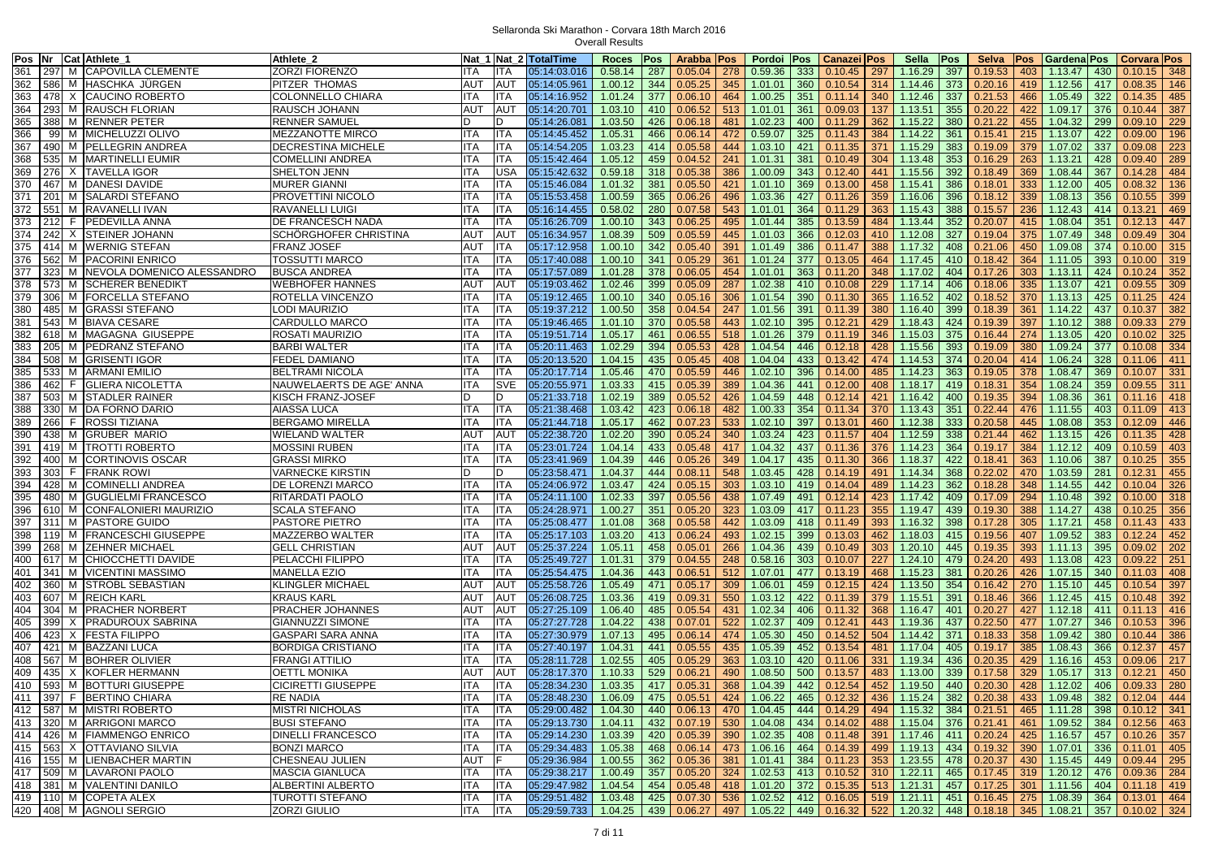Sellaronda Ski Marathon - Corvara 18th March 2016

Overall Results

| Pos | Nr | Cat | Athlete_1 | Athlete_2 | Nat_1 | Nat_2 | TotalTime | Roces | Pos | Arabba | Pos | Pordoi | Pos | Canazei | Pos | Sella | Pos | Selva | Pos | Gardena | Pos | Corvara | Pos |
|---|---|---|---|---|---|---|---|---|---|---|---|---|---|---|---|---|---|---|---|---|---|---|---|
| 361 | 297 | M | CAPOVILLA CLEMENTE | ZORZI FIORENZO | ITA | ITA | 05:14:03.016 | 0.58.14 | 287 | 0.05.04 | 278 | 0.59.36 | 333 | 0.10.45 | 297 | 1.16.29 | 397 | 0.19.53 | 403 | 1.13.47 | 430 | 0.10.15 | 348 |
| 362 | 586 | M | HASCHKA JÜRGEN | PITZER THOMAS | AUT | AUT | 05:14:05.961 | 1.00.12 | 344 | 0.05.25 | 345 | 1.01.01 | 360 | 0.10.54 | 314 | 1.14.46 | 373 | 0.20.16 | 419 | 1.12.56 | 417 | 0.08.35 | 146 |
| 363 | 478 | X | CAUCINO ROBERTO | COLONNELLO CHIARA | ITA | ITA | 05:14:16.952 | 1.01.24 | 377 | 0.06.10 | 464 | 1.00.25 | 351 | 0.11.14 | 340 | 1.12.46 | 337 | 0.21.53 | 466 | 1.05.49 | 322 | 0.14.35 | 485 |
| 364 | 293 | M | RAUSCH FLORIAN | RAUSCH JOHANN | AUT | AUT | 05:14:20.701 | 1.03.10 | 410 | 0.06.52 | 513 | 1.01.01 | 361 | 0.09.03 | 137 | 1.13.51 | 355 | 0.20.22 | 422 | 1.09.17 | 376 | 0.10.44 | 387 |
| 365 | 388 | M | RENNER PETER | RENNER SAMUEL | D | D | 05:14:26.081 | 1.03.50 | 426 | 0.06.18 | 481 | 1.02.23 | 400 | 0.11.29 | 362 | 1.15.22 | 380 | 0.21.22 | 455 | 1.04.32 | 299 | 0.09.10 | 229 |
| 366 | 99 | M | MICHELUZZI OLIVO | MEZZANOTTE MIRCO | ITA | ITA | 05:14:45.452 | 1.05.31 | 466 | 0.06.14 | 472 | 0.59.07 | 325 | 0.11.43 | 384 | 1.14.22 | 361 | 0.15.41 | 215 | 1.13.07 | 422 | 0.09.00 | 196 |
| 367 | 490 | M | PELLEGRIN ANDREA | DECRESTINA MICHELE | ITA | ITA | 05:14:54.205 | 1.03.23 | 414 | 0.05.58 | 444 | 1.03.10 | 421 | 0.11.35 | 371 | 1.15.29 | 383 | 0.19.09 | 379 | 1.07.02 | 337 | 0.09.08 | 223 |
| 368 | 535 | M | MARTINELLI EUMIR | COMELLINI ANDREA | ITA | ITA | 05:15:42.464 | 1.05.12 | 459 | 0.04.52 | 241 | 1.01.31 | 381 | 0.10.49 | 304 | 1.13.48 | 353 | 0.16.29 | 263 | 1.13.21 | 428 | 0.09.40 | 289 |
| 369 | 276 | X | TAVELLA IGOR | SHELTON JENN | ITA | USA | 05:15:42.632 | 0.59.18 | 318 | 0.05.38 | 386 | 1.00.09 | 343 | 0.12.40 | 441 | 1.15.56 | 392 | 0.18.49 | 369 | 1.08.44 | 367 | 0.14.28 | 484 |
| 370 | 467 | M | DANESI DAVIDE | MURER GIANNI | ITA | ITA | 05:15:46.084 | 1.01.32 | 381 | 0.05.50 | 421 | 1.01.10 | 369 | 0.13.00 | 458 | 1.15.41 | 386 | 0.18.01 | 333 | 1.12.00 | 405 | 0.08.32 | 136 |
| 371 | 201 | M | SALARDI STEFANO | PROVETTINI NICOLÒ | ITA | ITA | 05:15:53.458 | 1.00.59 | 365 | 0.06.26 | 496 | 1.03.36 | 427 | 0.11.26 | 359 | 1.16.06 | 396 | 0.18.12 | 339 | 1.08.13 | 356 | 0.10.55 | 399 |
| 372 | 551 | M | RAVANELLI IVAN | RAVANELLI LUIGI | ITA | ITA | 05:16:14.455 | 0.58.02 | 280 | 0.07.58 | 543 | 1.01.01 | 364 | 0.11.29 | 363 | 1.15.43 | 388 | 0.15.57 | 236 | 1.12.43 | 414 | 0.13.21 | 469 |
| 373 | 212 | F | PEDEVILLA ANNA | DE FRANCESCH NADA | ITA | ITA | 05:16:26.709 | 1.00.10 | 343 | 0.06.25 | 495 | 1.01.44 | 385 | 0.13.59 | 484 | 1.13.44 | 352 | 0.20.07 | 415 | 1.08.04 | 351 | 0.12.13 | 447 |
| 374 | 242 | X | STEINER JOHANN | SCHÖRGHOFER CHRISTINA | AUT | AUT | 05:16:34.957 | 1.08.39 | 509 | 0.05.59 | 445 | 1.01.03 | 366 | 0.12.03 | 410 | 1.12.08 | 327 | 0.19.04 | 375 | 1.07.49 | 348 | 0.09.49 | 304 |
| 375 | 414 | M | WERNIG STEFAN | FRANZ JOSEF | AUT | ITA | 05:17:12.958 | 1.00.10 | 342 | 0.05.40 | 391 | 1.01.49 | 386 | 0.11.47 | 388 | 1.17.32 | 408 | 0.21.06 | 450 | 1.09.08 | 374 | 0.10.00 | 315 |
| 376 | 562 | M | PACORINI ENRICO | TOSSUTTI MARCO | ITA | ITA | 05:17:40.088 | 1.00.10 | 341 | 0.05.29 | 361 | 1.01.24 | 377 | 0.13.05 | 464 | 1.17.45 | 410 | 0.18.42 | 364 | 1.11.05 | 393 | 0.10.00 | 319 |
| 377 | 323 | M | NEVOLA DOMENICO ALESSANDRO | BUSCA ANDREA | ITA | ITA | 05:17:57.089 | 1.01.28 | 378 | 0.06.05 | 454 | 1.01.01 | 363 | 0.11.20 | 348 | 1.17.02 | 404 | 0.17.26 | 303 | 1.13.11 | 424 | 0.10.24 | 352 |
| 378 | 573 | M | SCHERER BENEDIKT | WEBHOFER HANNES | AUT | AUT | 05:19:03.462 | 1.02.46 | 399 | 0.05.09 | 287 | 1.02.38 | 410 | 0.10.08 | 229 | 1.17.14 | 406 | 0.18.06 | 335 | 1.13.07 | 421 | 0.09.55 | 309 |
| 379 | 306 | M | FORCELLA STEFANO | ROTELLA VINCENZO | ITA | ITA | 05:19:12.465 | 1.00.10 | 340 | 0.05.16 | 306 | 1.01.54 | 390 | 0.11.30 | 365 | 1.16.52 | 402 | 0.18.52 | 370 | 1.13.13 | 425 | 0.11.25 | 424 |
| 380 | 485 | M | GRASSI STEFANO | LODI MAURIZIO | ITA | ITA | 05:19:37.212 | 1.00.50 | 358 | 0.04.54 | 247 | 1.01.56 | 391 | 0.11.39 | 380 | 1.16.40 | 399 | 0.18.39 | 361 | 1.14.22 | 437 | 0.10.37 | 382 |
| 381 | 543 | M | BIAVA CESARE | CARDULLO MARCO | ITA | ITA | 05:19:46.465 | 1.01.10 | 370 | 0.05.58 | 443 | 1.02.10 | 395 | 0.12.21 | 429 | 1.18.43 | 424 | 0.19.39 | 397 | 1.10.12 | 388 | 0.09.33 | 279 |
| 382 | 618 | M | MAGAGNA GIUSEPPE | ROSATI MAURIZIO | ITA | ITA | 05:19:51.714 | 1.05.17 | 461 | 0.06.55 | 518 | 1.01.26 | 379 | 0.11.19 | 346 | 1.15.03 | 375 | 0.16.44 | 274 | 1.13.05 | 420 | 0.10.02 | 325 |
| 383 | 205 | M | PEDRANZ STEFANO | BARBI WALTER | ITA | ITA | 05:20:11.463 | 1.02.29 | 394 | 0.05.53 | 428 | 1.04.54 | 446 | 0.12.18 | 428 | 1.15.56 | 393 | 0.19.09 | 380 | 1.09.24 | 377 | 0.10.08 | 334 |
| 384 | 508 | M | GRISENTI IGOR | FEDEL DAMIANO | ITA | ITA | 05:20:13.520 | 1.04.15 | 435 | 0.05.45 | 408 | 1.04.04 | 433 | 0.13.42 | 474 | 1.14.53 | 374 | 0.20.04 | 414 | 1.06.24 | 328 | 0.11.06 | 411 |
| 385 | 533 | M | ARMANI EMILIO | BELTRAMI NICOLA | ITA | ITA | 05:20:17.714 | 1.05.46 | 470 | 0.05.59 | 446 | 1.02.10 | 396 | 0.14.00 | 485 | 1.14.23 | 363 | 0.19.05 | 378 | 1.08.47 | 369 | 0.10.07 | 331 |
| 386 | 462 | F | GLIERA NICOLETTA | NAUWELAERTS DE AGE' ANNA | ITA | SVE | 05:20:55.971 | 1.03.33 | 415 | 0.05.39 | 389 | 1.04.36 | 441 | 0.12.00 | 408 | 1.18.17 | 419 | 0.18.31 | 354 | 1.08.24 | 359 | 0.09.55 | 311 |
| 387 | 503 | M | STADLER RAINER | KISCH FRANZ-JOSEF | D | D | 05:21:33.718 | 1.02.19 | 389 | 0.05.52 | 426 | 1.04.59 | 448 | 0.12.14 | 421 | 1.16.42 | 400 | 0.19.35 | 394 | 1.08.36 | 361 | 0.11.16 | 418 |
| 388 | 330 | M | DA FORNO DARIO | AIASSA LUCA | ITA | ITA | 05:21:38.468 | 1.03.42 | 423 | 0.06.18 | 482 | 1.00.33 | 354 | 0.11.34 | 370 | 1.13.43 | 351 | 0.22.44 | 476 | 1.11.55 | 403 | 0.11.09 | 413 |
| 389 | 266 | F | ROSSI TIZIANA | BERGAMO MIRELLA | ITA | ITA | 05:21:44.718 | 1.05.17 | 462 | 0.07.23 | 533 | 1.02.10 | 397 | 0.13.01 | 460 | 1.12.38 | 333 | 0.20.58 | 445 | 1.08.08 | 353 | 0.12.09 | 446 |
| 390 | 438 | M | GRUBER MARIO | WIELAND WALTER | AUT | AUT | 05:22:38.720 | 1.02.20 | 390 | 0.05.24 | 340 | 1.03.24 | 423 | 0.11.57 | 404 | 1.12.59 | 338 | 0.21.44 | 462 | 1.13.15 | 426 | 0.11.35 | 428 |
| 391 | 419 | M | TROTTI ROBERTO | MOSSINI RUBEN | ITA | ITA | 05:23:01.724 | 1.04.14 | 433 | 0.05.48 | 417 | 1.04.32 | 437 | 0.11.36 | 376 | 1.14.23 | 364 | 0.19.17 | 384 | 1.12.12 | 409 | 0.10.59 | 403 |
| 392 | 400 | M | CORTINOVIS OSCAR | GRASSI MIRKO | ITA | ITA | 05:23:41.969 | 1.04.39 | 446 | 0.05.26 | 349 | 1.04.17 | 435 | 0.11.30 | 366 | 1.18.37 | 422 | 0.18.41 | 363 | 1.10.06 | 387 | 0.10.25 | 355 |
| 393 | 303 | F | FRANK ROWI | VARNECKE KIRSTIN | D | D | 05:23:58.471 | 1.04.37 | 444 | 0.08.11 | 548 | 1.03.45 | 428 | 0.14.19 | 491 | 1.14.34 | 368 | 0.22.02 | 470 | 1.03.59 | 281 | 0.12.31 | 455 |
| 394 | 428 | M | COMINELLI ANDREA | DE LORENZI MARCO | ITA | ITA | 05:24:06.972 | 1.03.47 | 424 | 0.05.15 | 303 | 1.03.10 | 419 | 0.14.04 | 489 | 1.14.23 | 362 | 0.18.28 | 348 | 1.14.55 | 442 | 0.10.04 | 326 |
| 395 | 480 | M | GUGLIELMI FRANCESCO | RITARDATI PAOLO | ITA | ITA | 05:24:11.100 | 1.02.33 | 397 | 0.05.56 | 438 | 1.07.49 | 491 | 0.12.14 | 423 | 1.17.42 | 409 | 0.17.09 | 294 | 1.10.48 | 392 | 0.10.00 | 318 |
| 396 | 610 | M | CONFALONIERI MAURIZIO | SCALA STEFANO | ITA | ITA | 05:24:28.971 | 1.00.27 | 351 | 0.05.20 | 323 | 1.03.09 | 417 | 0.11.23 | 355 | 1.19.47 | 439 | 0.19.30 | 388 | 1.14.27 | 438 | 0.10.25 | 356 |
| 397 | 311 | M | PASTORE GUIDO | PASTORE PIETRO | ITA | ITA | 05:25:08.477 | 1.01.08 | 368 | 0.05.58 | 442 | 1.03.09 | 418 | 0.11.49 | 393 | 1.16.32 | 398 | 0.17.28 | 305 | 1.17.21 | 458 | 0.11.43 | 433 |
| 398 | 119 | M | FRANCESCHI GIUSEPPE | MAZZERBO WALTER | ITA | ITA | 05:25:17.103 | 1.03.20 | 413 | 0.06.24 | 493 | 1.02.15 | 399 | 0.13.03 | 462 | 1.18.03 | 415 | 0.19.56 | 407 | 1.09.52 | 383 | 0.12.24 | 452 |
| 399 | 268 | M | ZEHNER MICHAEL | GELL CHRISTIAN | AUT | AUT | 05:25:37.224 | 1.05.11 | 458 | 0.05.01 | 266 | 1.04.36 | 439 | 0.10.49 | 303 | 1.20.10 | 445 | 0.19.35 | 393 | 1.11.13 | 395 | 0.09.02 | 202 |
| 400 | 617 | M | CHIOCCHETTI DAVIDE | PELACCHI FILIPPO | ITA | ITA | 05:25:49.727 | 1.01.31 | 379 | 0.04.55 | 248 | 0.58.16 | 303 | 0.10.07 | 227 | 1.24.10 | 479 | 0.24.20 | 493 | 1.13.08 | 423 | 0.09.22 | 251 |
| 401 | 341 | M | VICENTINI MASSIMO | MANELLA EZIO | ITA | ITA | 05:25:54.475 | 1.04.36 | 443 | 0.06.51 | 512 | 1.07.01 | 477 | 0.13.19 | 468 | 1.15.23 | 381 | 0.20.26 | 426 | 1.07.15 | 340 | 0.11.03 | 408 |
| 402 | 360 | M | STROBL SEBASTIAN | KLINGLER MICHAEL | AUT | AUT | 05:25:58.726 | 1.05.49 | 471 | 0.05.17 | 309 | 1.06.01 | 459 | 0.12.15 | 424 | 1.13.50 | 354 | 0.16.42 | 270 | 1.15.10 | 445 | 0.10.54 | 397 |
| 403 | 607 | M | REICH KARL | KRAUS KARL | AUT | AUT | 05:26:08.725 | 1.03.36 | 419 | 0.09.31 | 550 | 1.03.12 | 422 | 0.11.39 | 379 | 1.15.51 | 391 | 0.18.46 | 366 | 1.12.45 | 415 | 0.10.48 | 392 |
| 404 | 304 | M | PRACHER NORBERT | PRACHER JOHANNES | AUT | AUT | 05:27:25.109 | 1.06.40 | 485 | 0.05.54 | 431 | 1.02.34 | 406 | 0.11.32 | 368 | 1.16.47 | 401 | 0.20.27 | 427 | 1.12.18 | 411 | 0.11.13 | 416 |
| 405 | 399 | X | PRADUROUX SABRINA | GIANNUZZI SIMONE | ITA | ITA | 05:27:27.728 | 1.04.22 | 438 | 0.07.01 | 522 | 1.02.37 | 409 | 0.12.41 | 443 | 1.19.36 | 437 | 0.22.50 | 477 | 1.07.27 | 346 | 0.10.53 | 396 |
| 406 | 423 | X | FESTA FILIPPO | GASPARI SARA ANNA | ITA | ITA | 05:27:30.979 | 1.07.13 | 495 | 0.06.14 | 474 | 1.05.30 | 450 | 0.14.52 | 504 | 1.14.42 | 371 | 0.18.33 | 358 | 1.09.42 | 380 | 0.10.44 | 386 |
| 407 | 421 | M | BAZZANI LUCA | BORDIGA CRISTIANO | ITA | ITA | 05:27:40.197 | 1.04.31 | 441 | 0.05.55 | 435 | 1.05.39 | 452 | 0.13.54 | 481 | 1.17.04 | 405 | 0.19.17 | 385 | 1.08.43 | 366 | 0.12.37 | 457 |
| 408 | 567 | M | BOHRER OLIVIER | FRANGI ATTILIO | ITA | ITA | 05:28:11.728 | 1.02.55 | 405 | 0.05.29 | 363 | 1.03.10 | 420 | 0.11.06 | 331 | 1.19.34 | 436 | 0.20.35 | 429 | 1.16.16 | 453 | 0.09.06 | 217 |
| 409 | 435 | X | KOFLER HERMANN | OETTL MONIKA | AUT | AUT | 05:28:17.370 | 1.10.33 | 529 | 0.06.21 | 490 | 1.08.50 | 500 | 0.13.57 | 483 | 1.13.00 | 339 | 0.17.58 | 329 | 1.05.17 | 313 | 0.12.21 | 450 |
| 410 | 593 | M | BOTTURI GIUSEPPE | CICIRETTI GIUSEPPE | ITA | ITA | 05:28:34.230 | 1.03.35 | 417 | 0.05.31 | 368 | 1.04.39 | 442 | 0.12.54 | 452 | 1.19.50 | 440 | 0.20.30 | 428 | 1.12.02 | 406 | 0.09.33 | 280 |
| 411 | 397 | F | BERTINO CHIARA | RE NADIA | ITA | ITA | 05:28:48.230 | 1.06.09 | 475 | 0.05.51 | 424 | 1.06.22 | 465 | 0.12.32 | 436 | 1.15.24 | 382 | 0.20.38 | 433 | 1.09.48 | 382 | 0.12.04 | 444 |
| 412 | 587 | M | MISTRI ROBERTO | MISTRI NICHOLAS | ITA | ITA | 05:29:00.482 | 1.04.30 | 440 | 0.06.13 | 470 | 1.04.45 | 444 | 0.14.29 | 494 | 1.15.32 | 384 | 0.21.51 | 465 | 1.11.28 | 398 | 0.10.12 | 341 |
| 413 | 320 | M | ARRIGONI MARCO | BUSI STEFANO | ITA | ITA | 05:29:13.730 | 1.04.11 | 432 | 0.07.19 | 530 | 1.04.08 | 434 | 0.14.02 | 488 | 1.15.04 | 376 | 0.21.41 | 461 | 1.09.52 | 384 | 0.12.56 | 463 |
| 414 | 426 | M | FIAMMENGO ENRICO | DINELLI FRANCESCO | ITA | ITA | 05:29:14.230 | 1.03.39 | 420 | 0.05.39 | 390 | 1.02.35 | 408 | 0.11.48 | 391 | 1.17.46 | 411 | 0.20.24 | 425 | 1.16.57 | 457 | 0.10.26 | 357 |
| 415 | 563 | X | OTTAVIANO SILVIA | BONZI MARCO | ITA | ITA | 05:29:34.483 | 1.05.38 | 468 | 0.06.14 | 473 | 1.06.16 | 464 | 0.14.39 | 499 | 1.19.13 | 434 | 0.19.32 | 390 | 1.07.01 | 336 | 0.11.01 | 405 |
| 416 | 155 | M | LIENBACHER MARTIN | CHESNEAU JULIEN | AUT | F | 05:29:36.984 | 1.00.55 | 362 | 0.05.36 | 381 | 1.01.41 | 384 | 0.11.23 | 353 | 1.23.55 | 478 | 0.20.37 | 430 | 1.15.45 | 449 | 0.09.44 | 295 |
| 417 | 509 | M | LAVARONI PAOLO | MASCIA GIANLUCA | ITA | ITA | 05:29:38.217 | 1.00.49 | 357 | 0.05.20 | 324 | 1.02.53 | 413 | 0.10.52 | 310 | 1.22.11 | 465 | 0.17.45 | 319 | 1.20.12 | 476 | 0.09.36 | 284 |
| 418 | 381 | M | VALENTINI DANILO | ALBERTINI ALBERTO | ITA | ITA | 05:29:47.982 | 1.04.54 | 454 | 0.05.48 | 418 | 1.01.20 | 372 | 0.15.35 | 513 | 1.21.31 | 457 | 0.17.25 | 301 | 1.11.56 | 404 | 0.11.18 | 419 |
| 419 | 110 | M | COPETA ALEX | TUROTTI STEFANO | ITA | ITA | 05:29:51.482 | 1.03.48 | 425 | 0.07.30 | 536 | 1.02.52 | 412 | 0.16.05 | 519 | 1.21.11 | 451 | 0.16.45 | 275 | 1.08.39 | 364 | 0.13.01 | 464 |
| 420 | 408 | M | AGNOLI SERGIO | ZORZI GIULIO | ITA | ITA | 05:29:59.733 | 1.04.25 | 439 | 0.06.27 | 497 | 1.05.22 | 449 | 0.16.32 | 522 | 1.20.32 | 448 | 0.18.18 | 345 | 1.08.21 | 357 | 0.10.02 | 324 |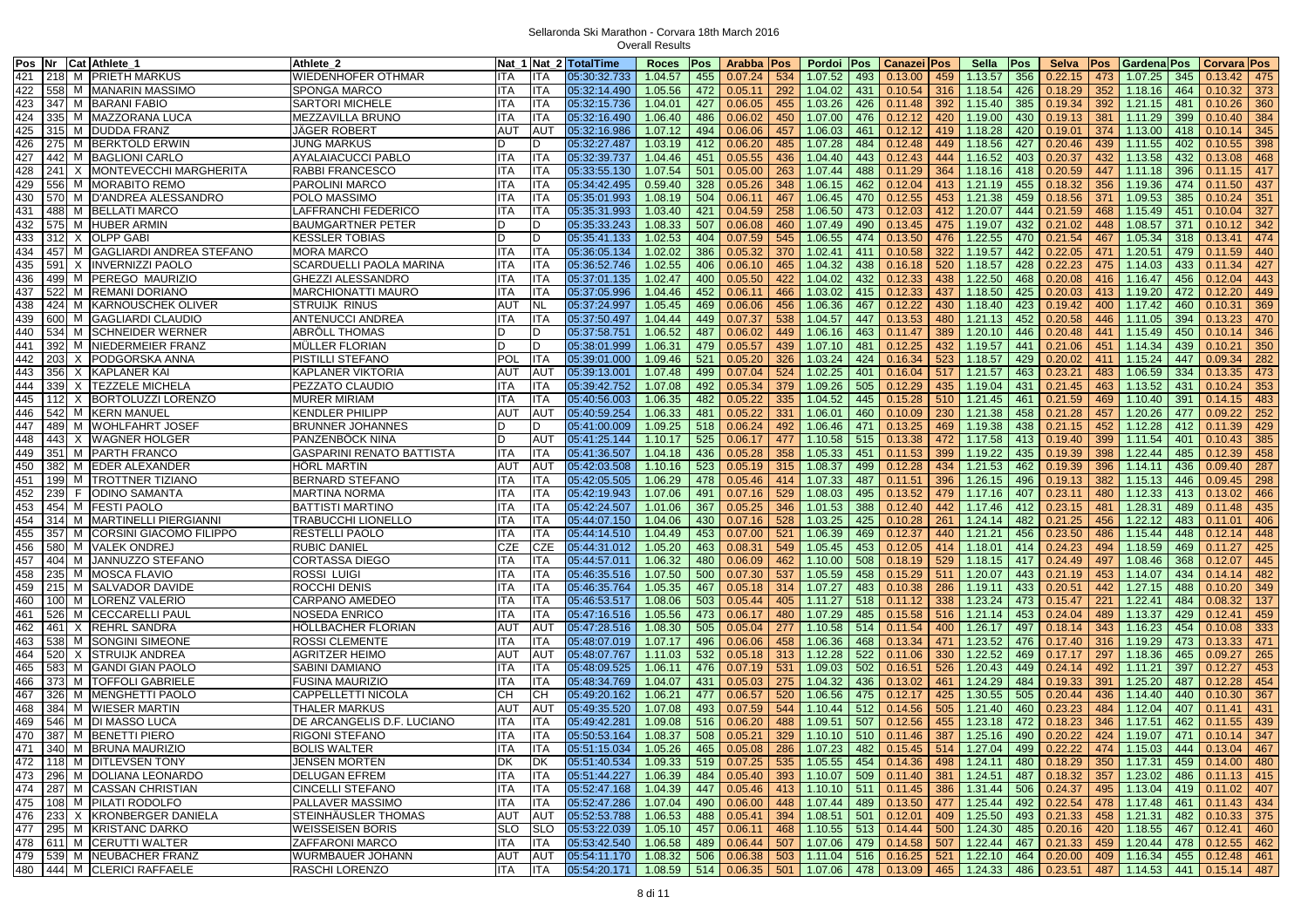# Sellaronda Ski Marathon - Corvara 18th March 2016

## Overall Results

| Pos | Nr | Cat | Athlete_1 | Athlete_2 | Nat_1 | Nat_2 | TotalTime | Roces | Pos | Arabba | Pos | Pordoi | Pos | Canazei | Pos | Sella | Pos | Selva | Pos | Gardena | Pos | Corvara | Pos |
|---|---|---|---|---|---|---|---|---|---|---|---|---|---|---|---|---|---|---|---|---|---|---|---|
| 421 | 218 | M | PRIETH MARKUS | WIEDENHOFER OTHMAR | ITA | ITA | 05:30:32.733 | 1.04.57 | 455 | 0.07.24 | 534 | 1.07.52 | 493 | 0.13.00 | 459 | 1.13.57 | 356 | 0.22.15 | 473 | 1.07.25 | 345 | 0.13.42 | 475 |
| 422 | 558 | M | MANARIN MASSIMO | SPONGA MARCO | ITA | ITA | 05:32:14.490 | 1.05.56 | 472 | 0.05.11 | 292 | 1.04.02 | 431 | 0.10.54 | 316 | 1.18.54 | 426 | 0.18.29 | 352 | 1.18.16 | 464 | 0.10.32 | 373 |
| 423 | 347 | M | BARANI FABIO | SARTORI MICHELE | ITA | ITA | 05:32:15.736 | 1.04.01 | 427 | 0.06.05 | 455 | 1.03.26 | 426 | 0.11.48 | 392 | 1.15.40 | 385 | 0.19.34 | 392 | 1.21.15 | 481 | 0.10.26 | 360 |
| 424 | 335 | M | MAZZORANA LUCA | MEZZAVILLA BRUNO | ITA | ITA | 05:32:16.490 | 1.06.40 | 486 | 0.06.02 | 450 | 1.07.00 | 476 | 0.12.12 | 420 | 1.19.00 | 430 | 0.19.13 | 381 | 1.11.29 | 399 | 0.10.40 | 384 |
| 425 | 315 | M | DUDDA FRANZ | JÄGER ROBERT | AUT | AUT | 05:32:16.986 | 1.07.12 | 494 | 0.06.06 | 457 | 1.06.03 | 461 | 0.12.12 | 419 | 1.18.28 | 420 | 0.19.01 | 374 | 1.13.00 | 418 | 0.10.14 | 345 |
| 426 | 275 | M | BERKTOLD ERWIN | JUNG MARKUS | D | D | 05:32:27.487 | 1.03.19 | 412 | 0.06.20 | 485 | 1.07.28 | 484 | 0.12.48 | 449 | 1.18.56 | 427 | 0.20.46 | 439 | 1.11.55 | 402 | 0.10.55 | 398 |
| 427 | 442 | M | BAGLIONI CARLO | AYALAIACUCCI PABLO | ITA | ITA | 05:32:39.737 | 1.04.46 | 451 | 0.05.55 | 436 | 1.04.40 | 443 | 0.12.43 | 444 | 1.16.52 | 403 | 0.20.37 | 432 | 1.13.58 | 432 | 0.13.08 | 468 |
| 428 | 241 | X | MONTEVECCHI MARGHERITA | RABBI FRANCESCO | ITA | ITA | 05:33:55.130 | 1.07.54 | 501 | 0.05.00 | 263 | 1.07.44 | 488 | 0.11.29 | 364 | 1.18.16 | 418 | 0.20.59 | 447 | 1.11.18 | 396 | 0.11.15 | 417 |
| 429 | 556 | M | MORABITO REMO | PAROLINI MARCO | ITA | ITA | 05:34:42.495 | 0.59.40 | 328 | 0.05.26 | 348 | 1.06.15 | 462 | 0.12.04 | 413 | 1.21.19 | 455 | 0.18.32 | 356 | 1.19.36 | 474 | 0.11.50 | 437 |
| 430 | 570 | M | D'ANDREA ALESSANDRO | POLO MASSIMO | ITA | ITA | 05:35:01.993 | 1.08.19 | 504 | 0.06.11 | 467 | 1.06.45 | 470 | 0.12.55 | 453 | 1.21.38 | 459 | 0.18.56 | 371 | 1.09.53 | 385 | 0.10.24 | 351 |
| 431 | 488 | M | BELLATI MARCO | LAFFRANCHI FEDERICO | ITA | ITA | 05:35:31.993 | 1.03.40 | 421 | 0.04.59 | 258 | 1.06.50 | 473 | 0.12.03 | 412 | 1.20.07 | 444 | 0.21.59 | 468 | 1.15.49 | 451 | 0.10.04 | 327 |
| 432 | 575 | M | HUBER ARMIN | BAUMGARTNER PETER | D | D | 05:35:33.243 | 1.08.33 | 507 | 0.06.08 | 460 | 1.07.49 | 490 | 0.13.45 | 475 | 1.19.07 | 432 | 0.21.02 | 448 | 1.08.57 | 371 | 0.10.12 | 342 |
| 433 | 312 | X | OLPP GABI | KESSLER TOBIAS | D | D | 05:35:41.133 | 1.02.53 | 404 | 0.07.59 | 545 | 1.06.55 | 474 | 0.13.50 | 476 | 1.22.55 | 470 | 0.21.54 | 467 | 1.05.34 | 318 | 0.13.41 | 474 |
| 434 | 457 | M | GAGLIARDI ANDREA STEFANO | MORA MARCO | ITA | ITA | 05:36:05.134 | 1.02.02 | 386 | 0.05.32 | 370 | 1.02.41 | 411 | 0.10.58 | 322 | 1.19.57 | 442 | 0.22.05 | 471 | 1.20.51 | 479 | 0.11.59 | 440 |
| 435 | 591 | X | INVERNIZZI PAOLO | SCARDUELLI PAOLA MARINA | ITA | ITA | 05:36:52.746 | 1.02.55 | 406 | 0.06.10 | 465 | 1.04.32 | 438 | 0.16.18 | 520 | 1.18.57 | 428 | 0.22.23 | 475 | 1.14.03 | 433 | 0.11.34 | 427 |
| 436 | 499 | M | PEREGO MAURIZIO | GHEZZI ALESSANDRO | ITA | ITA | 05:37:01.135 | 1.02.47 | 400 | 0.05.50 | 422 | 1.04.02 | 432 | 0.12.33 | 438 | 1.22.50 | 468 | 0.20.08 | 416 | 1.16.47 | 456 | 0.12.04 | 443 |
| 437 | 522 | M | REMANI DORIANO | MARCHIONATTI MAURO | ITA | ITA | 05:37:05.996 | 1.04.46 | 452 | 0.06.11 | 466 | 1.03.02 | 415 | 0.12.33 | 437 | 1.18.50 | 425 | 0.20.03 | 413 | 1.19.20 | 472 | 0.12.20 | 449 |
| 438 | 424 | M | KARNOUSCHEK OLIVER | STRUIJK RINUS | AUT | NL | 05:37:24.997 | 1.05.45 | 469 | 0.06.06 | 456 | 1.06.36 | 467 | 0.12.22 | 430 | 1.18.40 | 423 | 0.19.42 | 400 | 1.17.42 | 460 | 0.10.31 | 369 |
| 439 | 600 | M | GAGLIARDI CLAUDIO | ANTENUCCI ANDREA | ITA | ITA | 05:37:50.497 | 1.04.44 | 449 | 0.07.37 | 538 | 1.04.57 | 447 | 0.13.53 | 480 | 1.21.13 | 452 | 0.20.58 | 446 | 1.11.05 | 394 | 0.13.23 | 470 |
| 440 | 534 | M | SCHNEIDER WERNER | ABRÖLL THOMAS | D | D | 05:37:58.751 | 1.06.52 | 487 | 0.06.02 | 449 | 1.06.16 | 463 | 0.11.47 | 389 | 1.20.10 | 446 | 0.20.48 | 441 | 1.15.49 | 450 | 0.10.14 | 346 |
| 441 | 392 | M | NIEDERMEIER FRANZ | MÜLLER FLORIAN | D | D | 05:38:01.999 | 1.06.31 | 479 | 0.05.57 | 439 | 1.07.10 | 481 | 0.12.25 | 432 | 1.19.57 | 441 | 0.21.06 | 451 | 1.14.34 | 439 | 0.10.21 | 350 |
| 442 | 203 | X | PODGORSKA ANNA | PISTILLI STEFANO | POL | ITA | 05:39:01.000 | 1.09.46 | 521 | 0.05.20 | 326 | 1.03.24 | 424 | 0.16.34 | 523 | 1.18.57 | 429 | 0.20.02 | 411 | 1.15.24 | 447 | 0.09.34 | 282 |
| 443 | 356 | X | KAPLANER KAI | KAPLANER VIKTORIA | AUT | AUT | 05:39:13.001 | 1.07.48 | 499 | 0.07.04 | 524 | 1.02.25 | 401 | 0.16.04 | 517 | 1.21.57 | 463 | 0.23.21 | 483 | 1.06.59 | 334 | 0.13.35 | 473 |
| 444 | 339 | X | TEZZELE MICHELA | PEZZATO CLAUDIO | ITA | ITA | 05:39:42.752 | 1.07.08 | 492 | 0.05.34 | 379 | 1.09.26 | 505 | 0.12.29 | 435 | 1.19.04 | 431 | 0.21.45 | 463 | 1.13.52 | 431 | 0.10.24 | 353 |
| 445 | 112 | X | BORTOLUZZI LORENZO | MURER MIRIAM | ITA | ITA | 05:40:56.003 | 1.06.35 | 482 | 0.05.22 | 335 | 1.04.52 | 445 | 0.15.28 | 510 | 1.21.45 | 461 | 0.21.59 | 469 | 1.10.40 | 391 | 0.14.15 | 483 |
| 446 | 542 | M | KERN MANUEL | KENDLER PHILIPP | AUT | AUT | 05:40:59.254 | 1.06.33 | 481 | 0.05.22 | 331 | 1.06.01 | 460 | 0.10.09 | 230 | 1.21.38 | 458 | 0.21.28 | 457 | 1.20.26 | 477 | 0.09.22 | 252 |
| 447 | 489 | M | WOHLFAHRT JOSEF | BRUNNER JOHANNES | D | D | 05:41:00.009 | 1.09.25 | 518 | 0.06.24 | 492 | 1.06.46 | 471 | 0.13.25 | 469 | 1.19.38 | 438 | 0.21.15 | 452 | 1.12.28 | 412 | 0.11.39 | 429 |
| 448 | 443 | X | WAGNER HOLGER | PANZENBÖCK NINA | D | AUT | 05:41:25.144 | 1.10.17 | 525 | 0.06.17 | 477 | 1.10.58 | 515 | 0.13.38 | 472 | 1.17.58 | 413 | 0.19.40 | 399 | 1.11.54 | 401 | 0.10.43 | 385 |
| 449 | 351 | M | PARTH FRANCO | GASPARINI RENATO BATTISTA | ITA | ITA | 05:41:36.507 | 1.04.18 | 436 | 0.05.28 | 358 | 1.05.33 | 451 | 0.11.53 | 399 | 1.19.22 | 435 | 0.19.39 | 398 | 1.22.44 | 485 | 0.12.39 | 458 |
| 450 | 382 | M | EDER ALEXANDER | HÖRL MARTIN | AUT | AUT | 05:42:03.508 | 1.10.16 | 523 | 0.05.19 | 315 | 1.08.37 | 499 | 0.12.28 | 434 | 1.21.53 | 462 | 0.19.39 | 396 | 1.14.11 | 436 | 0.09.40 | 287 |
| 451 | 199 | M | TROTTNER TIZIANO | BERNARD STEFANO | ITA | ITA | 05:42:05.505 | 1.06.29 | 478 | 0.05.46 | 414 | 1.07.33 | 487 | 0.11.51 | 396 | 1.26.15 | 496 | 0.19.13 | 382 | 1.15.13 | 446 | 0.09.45 | 298 |
| 452 | 239 | F | ODINO SAMANTA | MARTINA NORMA | ITA | ITA | 05:42:19.943 | 1.07.06 | 491 | 0.07.16 | 529 | 1.08.03 | 495 | 0.13.52 | 479 | 1.17.16 | 407 | 0.23.11 | 480 | 1.12.33 | 413 | 0.13.02 | 466 |
| 453 | 454 | M | FESTI PAOLO | BATTISTI MARTINO | ITA | ITA | 05:42:24.507 | 1.01.06 | 367 | 0.05.25 | 346 | 1.01.53 | 388 | 0.12.40 | 442 | 1.17.46 | 412 | 0.23.15 | 481 | 1.28.31 | 489 | 0.11.48 | 435 |
| 454 | 314 | M | MARTINELLI PIERGIANNI | TRABUCCHI LIONELLO | ITA | ITA | 05:44:07.150 | 1.04.06 | 430 | 0.07.16 | 528 | 1.03.25 | 425 | 0.10.28 | 261 | 1.24.14 | 482 | 0.21.25 | 456 | 1.22.12 | 483 | 0.11.01 | 406 |
| 455 | 357 | M | CORSINI GIACOMO FILIPPO | RESTELLI PAOLO | ITA | ITA | 05:44:14.510 | 1.04.49 | 453 | 0.07.00 | 521 | 1.06.39 | 469 | 0.12.37 | 440 | 1.21.21 | 456 | 0.23.50 | 486 | 1.15.44 | 448 | 0.12.14 | 448 |
| 456 | 580 | M | VALEK ONDREJ | RUBIC DANIEL | CZE | CZE | 05:44:31.012 | 1.05.20 | 463 | 0.08.31 | 549 | 1.05.45 | 453 | 0.12.05 | 414 | 1.18.01 | 414 | 0.24.23 | 494 | 1.18.59 | 469 | 0.11.27 | 425 |
| 457 | 404 | M | JANNUZZO STEFANO | CORTASSA DIEGO | ITA | ITA | 05:44:57.011 | 1.06.32 | 480 | 0.06.09 | 462 | 1.10.00 | 508 | 0.18.19 | 529 | 1.18.15 | 417 | 0.24.49 | 497 | 1.08.46 | 368 | 0.12.07 | 445 |
| 458 | 235 | M | MOSCA FLAVIO | ROSSI LUIGI | ITA | ITA | 05:46:35.516 | 1.07.50 | 500 | 0.07.30 | 537 | 1.05.59 | 458 | 0.15.29 | 511 | 1.20.07 | 443 | 0.21.19 | 453 | 1.14.07 | 434 | 0.14.14 | 482 |
| 459 | 215 | M | SALVADOR DAVIDE | ROCCHI DENIS | ITA | ITA | 05:46:35.764 | 1.05.35 | 467 | 0.05.18 | 314 | 1.07.27 | 483 | 0.10.38 | 286 | 1.19.11 | 433 | 0.20.51 | 442 | 1.27.15 | 488 | 0.10.20 | 349 |
| 460 | 100 | M | LORENZ VALERIO | CARPANO AMEDEO | ITA | ITA | 05:46:53.517 | 1.08.06 | 503 | 0.05.44 | 405 | 1.11.27 | 518 | 0.11.12 | 338 | 1.23.24 | 473 | 0.15.47 | 221 | 1.22.41 | 484 | 0.08.32 | 137 |
| 461 | 526 | M | CECCARELLI PAUL | NOSEDA ENRICO | ITA | ITA | 05:47:16.516 | 1.05.56 | 473 | 0.06.17 | 480 | 1.07.29 | 485 | 0.15.58 | 516 | 1.21.14 | 453 | 0.24.04 | 489 | 1.13.37 | 429 | 0.12.41 | 459 |
| 462 | 461 | X | REHRL SANDRA | HÖLLBACHER FLORIAN | AUT | AUT | 05:47:28.516 | 1.08.30 | 505 | 0.05.04 | 277 | 1.10.58 | 514 | 0.11.54 | 400 | 1.26.17 | 497 | 0.18.14 | 343 | 1.16.23 | 454 | 0.10.08 | 333 |
| 463 | 538 | M | SONGINI SIMEONE | ROSSI CLEMENTE | ITA | ITA | 05:48:07.019 | 1.07.17 | 496 | 0.06.06 | 458 | 1.06.36 | 468 | 0.13.34 | 471 | 1.23.52 | 476 | 0.17.40 | 316 | 1.19.29 | 473 | 0.13.33 | 471 |
| 464 | 520 | X | STRUIJK ANDREA | AGRITZER HEIMO | AUT | AUT | 05:48:07.767 | 1.11.03 | 532 | 0.05.18 | 313 | 1.12.28 | 522 | 0.11.06 | 330 | 1.22.52 | 469 | 0.17.17 | 297 | 1.18.36 | 465 | 0.09.27 | 265 |
| 465 | 583 | M | GANDI GIAN PAOLO | SABINI DAMIANO | ITA | ITA | 05:48:09.525 | 1.06.11 | 476 | 0.07.19 | 531 | 1.09.03 | 502 | 0.16.51 | 526 | 1.20.43 | 449 | 0.24.14 | 492 | 1.11.21 | 397 | 0.12.27 | 453 |
| 466 | 373 | M | TOFFOLI GABRIELE | FUSINA MAURIZIO | ITA | ITA | 05:48:34.769 | 1.04.07 | 431 | 0.05.03 | 275 | 1.04.32 | 436 | 0.13.02 | 461 | 1.24.29 | 484 | 0.19.33 | 391 | 1.25.20 | 487 | 0.12.28 | 454 |
| 467 | 326 | M | MENGHETTI PAOLO | CAPPELLETTI NICOLA | CH | CH | 05:49:20.162 | 1.06.21 | 477 | 0.06.57 | 520 | 1.06.56 | 475 | 0.12.17 | 425 | 1.30.55 | 505 | 0.20.44 | 436 | 1.14.40 | 440 | 0.10.30 | 367 |
| 468 | 384 | M | WIESER MARTIN | THALER MARKUS | AUT | AUT | 05:49:35.520 | 1.07.08 | 493 | 0.07.59 | 544 | 1.10.44 | 512 | 0.14.56 | 505 | 1.21.40 | 460 | 0.23.23 | 484 | 1.12.04 | 407 | 0.11.41 | 431 |
| 469 | 546 | M | DI MASSO LUCA | DE ARCANGELIS D.F. LUCIANO | ITA | ITA | 05:49:42.281 | 1.09.08 | 516 | 0.06.20 | 488 | 1.09.51 | 507 | 0.12.56 | 455 | 1.23.18 | 472 | 0.18.23 | 346 | 1.17.51 | 462 | 0.11.55 | 439 |
| 470 | 387 | M | BENETTI PIERO | RIGONI STEFANO | ITA | ITA | 05:50:53.164 | 1.08.37 | 508 | 0.05.21 | 329 | 1.10.10 | 510 | 0.11.46 | 387 | 1.25.16 | 490 | 0.20.22 | 424 | 1.19.07 | 471 | 0.10.14 | 347 |
| 471 | 340 | M | BRUNA MAURIZIO | BOLIS WALTER | ITA | ITA | 05:51:15.034 | 1.05.26 | 465 | 0.05.08 | 286 | 1.07.23 | 482 | 0.15.45 | 514 | 1.27.04 | 499 | 0.22.22 | 474 | 1.15.03 | 444 | 0.13.04 | 467 |
| 472 | 118 | M | DITLEVSEN TONY | JENSEN MORTEN | DK | DK | 05:51:40.534 | 1.09.33 | 519 | 0.07.25 | 535 | 1.05.55 | 454 | 0.14.36 | 498 | 1.24.11 | 480 | 0.18.29 | 350 | 1.17.31 | 459 | 0.14.00 | 480 |
| 473 | 296 | M | DOLIANA LEONARDO | DELUGAN EFREM | ITA | ITA | 05:51:44.227 | 1.06.39 | 484 | 0.05.40 | 393 | 1.10.07 | 509 | 0.11.40 | 381 | 1.24.51 | 487 | 0.18.32 | 357 | 1.23.02 | 486 | 0.11.13 | 415 |
| 474 | 287 | M | CASSAN CHRISTIAN | CINCELLI STEFANO | ITA | ITA | 05:52:47.168 | 1.04.39 | 447 | 0.05.46 | 413 | 1.10.10 | 511 | 0.11.45 | 386 | 1.31.44 | 506 | 0.24.37 | 495 | 1.13.04 | 419 | 0.11.02 | 407 |
| 475 | 108 | M | PILATI RODOLFO | PALLAVER MASSIMO | ITA | ITA | 05:52:47.286 | 1.07.04 | 490 | 0.06.00 | 448 | 1.07.44 | 489 | 0.13.50 | 477 | 1.25.44 | 492 | 0.22.54 | 478 | 1.17.48 | 461 | 0.11.43 | 434 |
| 476 | 233 | X | KRONBERGER DANIELA | STEINHÄUSLER THOMAS | AUT | AUT | 05:52:53.788 | 1.06.53 | 488 | 0.05.41 | 394 | 1.08.51 | 501 | 0.12.01 | 409 | 1.25.50 | 493 | 0.21.33 | 458 | 1.21.31 | 482 | 0.10.33 | 375 |
| 477 | 295 | M | KRISTANC DARKO | WEISSEISEN BORIS | SLO | SLO | 05:53:22.039 | 1.05.10 | 457 | 0.06.11 | 468 | 1.10.55 | 513 | 0.14.44 | 500 | 1.24.30 | 485 | 0.20.16 | 420 | 1.18.55 | 467 | 0.12.41 | 460 |
| 478 | 611 | M | CERUTTI WALTER | ZAFFARONI MARCO | ITA | ITA | 05:53:42.540 | 1.06.58 | 489 | 0.06.44 | 507 | 1.07.06 | 479 | 0.14.58 | 507 | 1.22.44 | 467 | 0.21.33 | 459 | 1.20.44 | 478 | 0.12.55 | 462 |
| 479 | 539 | M | NEUBACHER FRANZ | WURMBAUER JOHANN | AUT | AUT | 05:54:11.170 | 1.08.32 | 506 | 0.06.38 | 503 | 1.11.04 | 516 | 0.16.25 | 521 | 1.22.10 | 464 | 0.20.00 | 409 | 1.16.34 | 455 | 0.12.48 | 461 |
| 480 | 444 | M | CLERICI RAFFAELE | RASCHI LORENZO | ITA | ITA | 05:54:20.171 | 1.08.59 | 514 | 0.06.35 | 501 | 1.07.06 | 478 | 0.13.09 | 465 | 1.24.33 | 486 | 0.23.51 | 487 | 1.14.53 | 441 | 0.15.14 | 487 |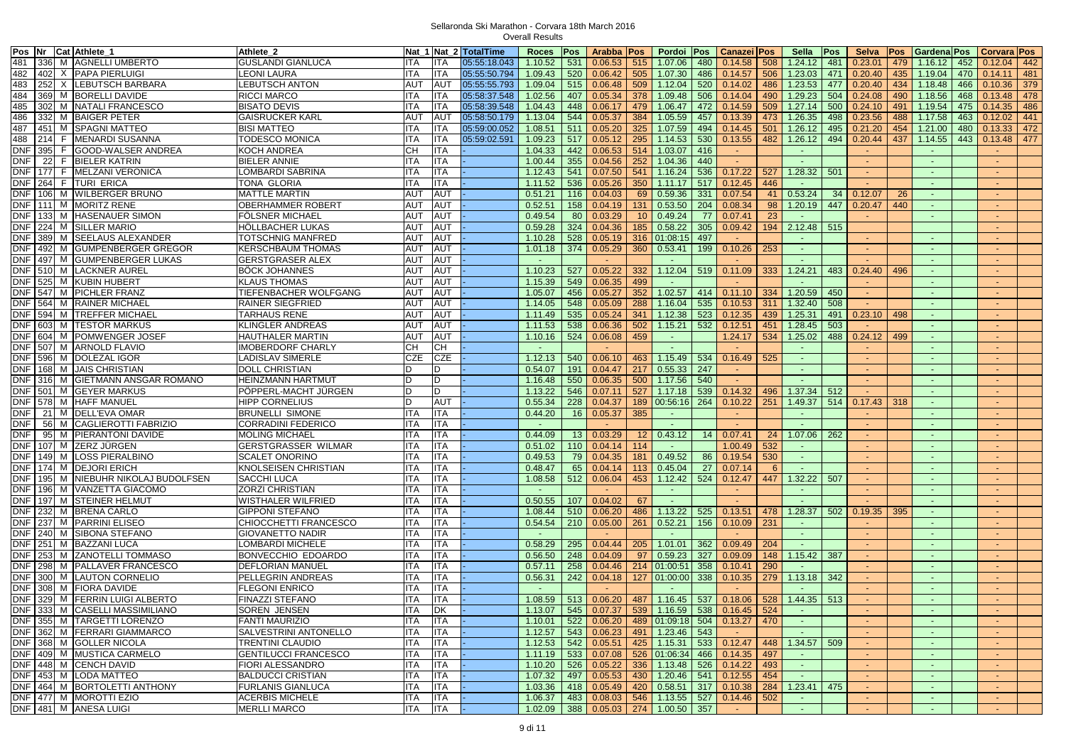# Sellaronda Ski Marathon - Corvara 18th March 2016

## Overall Results

| Pos | Nr | Cat | Athlete_1 | Athlete_2 | Nat_1 | Nat_2 | TotalTime | Roces | Pos | Arabba | Pos | Pordoi | Pos | Canazei | Pos | Sella | Pos | Selva | Pos | Gardena | Pos | Corvara | Pos |
|---|---|---|---|---|---|---|---|---|---|---|---|---|---|---|---|---|---|---|---|---|---|---|---|
| 481 | 336 | M | AGNELLI UMBERTO | GUSLANDI GIANLUCA | ITA | ITA | 05:55:18.043 | 1.10.52 | 531 | 0.06.53 | 515 | 1.07.06 | 480 | 0.14.58 | 508 | 1.24.12 | 481 | 0.23.01 | 479 | 1.16.12 | 452 | 0.12.04 | 442 |
| 482 | 402 | X | PAPA PIERLUIGI | LEONI LAURA | ITA | ITA | 05:55:50.794 | 1.09.43 | 520 | 0.06.42 | 505 | 1.07.30 | 486 | 0.14.57 | 506 | 1.23.03 | 471 | 0.20.40 | 435 | 1.19.04 | 470 | 0.14.11 | 481 |
| 483 | 252 | X | LEBUTSCH BARBARA | LEBUTSCH ANTON | AUT | AUT | 05:55:55.793 | 1.09.04 | 515 | 0.06.48 | 509 | 1.12.04 | 520 | 0.14.02 | 486 | 1.23.53 | 477 | 0.20.40 | 434 | 1.18.48 | 466 | 0.10.36 | 379 |
| 484 | 369 | M | BORELLI DAVIDE | RICCI MARCO | ITA | ITA | 05:58:37.548 | 1.02.56 | 407 | 0.05.34 | 378 | 1.09.48 | 506 | 0.14.04 | 490 | 1.29.23 | 504 | 0.24.08 | 490 | 1.18.56 | 468 | 0.13.48 | 478 |
| 485 | 302 | M | NATALI FRANCESCO | BISATO DEVIS | ITA | ITA | 05:58:39.548 | 1.04.43 | 448 | 0.06.17 | 479 | 1.06.47 | 472 | 0.14.59 | 509 | 1.27.14 | 500 | 0.24.10 | 491 | 1.19.54 | 475 | 0.14.35 | 486 |
| 486 | 332 | M | BAIGER PETER | GAISRUCKER KARL | AUT | AUT | 05:58:50.179 | 1.13.04 | 544 | 0.05.37 | 384 | 1.05.59 | 457 | 0.13.39 | 473 | 1.26.35 | 498 | 0.23.56 | 488 | 1.17.58 | 463 | 0.12.02 | 441 |
| 487 | 451 | M | SPAGNI MATTEO | BISI MATTEO | ITA | ITA | 05:59:00.052 | 1.08.51 | 511 | 0.05.20 | 325 | 1.07.59 | 494 | 0.14.45 | 501 | 1.26.12 | 495 | 0.21.20 | 454 | 1.21.00 | 480 | 0.13.33 | 472 |
| 488 | 214 | F | MENARDI SUSANNA | TODESCO MONICA | ITA | ITA | 05:59:02.591 | 1.09.23 | 517 | 0.05.12 | 295 | 1.14.53 | 530 | 0.13.55 | 482 | 1.26.12 | 494 | 0.20.44 | 437 | 1.14.55 | 443 | 0.13.48 | 477 |
| DNF | 395 | F | GOOD-WALSER ANDREA | KOCH ANDREA | CH | ITA | - | 1.04.33 | 442 | 0.06.53 | 514 | 1.03.07 | 416 | - | | - | | - | | - | | - | |
| DNF | 22 | F | BIELER KATRIN | BIELER ANNIE | ITA | ITA | - | 1.00.44 | 355 | 0.04.56 | 252 | 1.04.36 | 440 | - | | - | | - | | - | | - | |
| DNF | 177 | F | MELZANI VERONICA | LOMBARDI SABRINA | ITA | ITA | - | 1.12.43 | 541 | 0.07.50 | 541 | 1.16.24 | 536 | 0.17.22 | 527 | 1.28.32 | 501 | - | | - | | - | |
| DNF | 264 | F | TURI ERICA | TONA GLORIA | ITA | ITA | - | 1.11.52 | 536 | 0.05.26 | 350 | 1.11.17 | 517 | 0.12.45 | 446 | - | | - | | - | | - | |
| DNF | 106 | M | WILBERGER BRUNO | MATTLE MARTIN | AUT | AUT | - | 0.51.21 | 116 | 0.04.03 | 69 | 0.59.36 | 331 | 0.07.54 | 41 | 0.53.24 | 34 | 0.12.07 | 26 | - | | - | |
| DNF | 111 | M | MORITZ RENE | OBERHAMMER ROBERT | AUT | AUT | - | 0.52.51 | 158 | 0.04.19 | 131 | 0.53.50 | 204 | 0.08.34 | 98 | 1.20.19 | 447 | 0.20.47 | 440 | - | | - | |
| DNF | 133 | M | HASENAUER SIMON | FÖLSNER MICHAEL | AUT | AUT | - | 0.49.54 | 80 | 0.03.29 | 10 | 0.49.24 | 77 | 0.07.41 | 23 | - | | - | | - | | - | |
| DNF | 224 | M | SILLER MARIO | HÖLLBACHER LUKAS | AUT | AUT | - | 0.59.28 | 324 | 0.04.36 | 185 | 0.58.22 | 305 | 0.09.42 | 194 | 2.12.48 | 515 | | | | | - | |
| DNF | 389 | M | SEELAUS ALEXANDER | TOTSCHNIG MANFRED | AUT | AUT | - | 1.10.28 | 528 | 0.05.19 | 316 | 01:08:15 | 497 | - | | - | | - | | - | | - | |
| DNF | 492 | M | GUMPENBERGER GREGOR | KERSCHBAUM THOMAS | AUT | AUT | - | 1.01.18 | 374 | 0.05.29 | 360 | 0.53.41 | 199 | 0.10.26 | 253 | - | | - | | - | | - | |
| DNF | 497 | M | GUMPENBERGER LUKAS | GERSTGRASER ALEX | AUT | AUT | - | - | | - | | - | | - | | - | | - | | - | | - | |
| DNF | 510 | M | LACKNER AUREL | BÖCK JOHANNES | AUT | AUT | - | 1.10.23 | 527 | 0.05.22 | 332 | 1.12.04 | 519 | 0.11.09 | 333 | 1.24.21 | 483 | 0.24.40 | 496 | - | | - | |
| DNF | 525 | M | KUBIN HUBERT | KLAUS THOMAS | AUT | AUT | - | 1.15.39 | 549 | 0.06.35 | 499 | - | | - | | - | | - | | - | | - | |
| DNF | 547 | M | PICHLER FRANZ | TIEFENBACHER WOLFGANG | AUT | AUT | - | 1.05.07 | 456 | 0.05.27 | 352 | 1.02.57 | 414 | 0.11.10 | 334 | 1.20.59 | 450 | - | | - | | - | |
| DNF | 564 | M | RAINER MICHAEL | RAINER SIEGFRIED | AUT | AUT | - | 1.14.05 | 548 | 0.05.09 | 288 | 1.16.04 | 535 | 0.10.53 | 311 | 1.32.40 | 508 | - | | - | | - | |
| DNF | 594 | M | TREFFER MICHAEL | TARHAUS RENE | AUT | AUT | - | 1.11.49 | 535 | 0.05.24 | 341 | 1.12.38 | 523 | 0.12.35 | 439 | 1.25.31 | 491 | 0.23.10 | 498 | - | | - | |
| DNF | 603 | M | TESTOR MARKUS | KLINGLER ANDREAS | AUT | AUT | - | 1.11.53 | 538 | 0.06.36 | 502 | 1.15.21 | 532 | 0.12.51 | 451 | 1.28.45 | 503 | - | | - | | - | |
| DNF | 604 | M | POMWENGER JOSEF | HAUTHALER MARTIN | AUT | AUT | - | 1.10.16 | 524 | 0.06.08 | 459 | - | | 1.24.17 | 534 | 1.25.02 | 488 | 0.24.12 | 499 | - | | - | |
| DNF | 507 | M | ARNOLD FLAVIO | IMOBERDORF CHARLY | CH | CH | - | - | | - | | - | | - | | - | | - | | - | | - | |
| DNF | 596 | M | DOLEZAL IGOR | LADISLAV SIMERLE | CZE | CZE | - | 1.12.13 | 540 | 0.06.10 | 463 | 1.15.49 | 534 | 0.16.49 | 525 | - | | - | | - | | - | |
| DNF | 168 | M | JAIS CHRISTIAN | DOLL CHRISTIAN | D | D | - | 0.54.07 | 191 | 0.04.47 | 217 | 0.55.33 | 247 | - | | - | | - | | - | | - | |
| DNF | 316 | M | GIETMANN ANSGAR ROMANO | HEINZMANN HARTMUT | D | D | - | 1.16.48 | 550 | 0.06.35 | 500 | 1.17.56 | 540 | - | | - | | - | | - | | - | |
| DNF | 501 | M | GEYER MARKUS | PÖPPERL-MACHT JÜRGEN | D | D | - | 1.13.22 | 546 | 0.07.11 | 527 | 1.17.18 | 539 | 0.14.32 | 496 | 1.37.34 | 512 | - | | - | | - | |
| DNF | 578 | M | HAFF MANUEL | HIPP CORNELIUS | D | AUT | - | 0.55.34 | 228 | 0.04.37 | 189 | 00:56:16 | 264 | 0.10.22 | 251 | 1.49.37 | 514 | 0.17.43 | 318 | - | | - | |
| DNF | 21 | M | DELL'EVA OMAR | BRUNELLI SIMONE | ITA | ITA | - | 0.44.20 | 16 | 0.05.37 | 385 | - | | - | | - | | - | | - | | - | |
| DNF | 56 | M | CAGLIEROTTI FABRIZIO | CORRADINI FEDERICO | ITA | ITA | - | - | | - | | - | | - | | - | | - | | - | | - | |
| DNF | 95 | M | PIERANTONI DAVIDE | MOLING MICHAEL | ITA | ITA | - | 0.44.09 | 13 | 0.03.29 | 12 | 0.43.12 | 14 | 0.07.41 | 24 | 1.07.06 | 262 | - | | - | | - | |
| DNF | 107 | M | ZERZ JÜRGEN | GERSTGRASSER WILMAR | ITA | ITA | - | 0.51.02 | 110 | 0.04.14 | 114 | - | | 1.00.49 | 532 | - | | - | | - | | - | |
| DNF | 149 | M | LOSS PIERALBINO | SCALET ONORINO | ITA | ITA | - | 0.49.53 | 79 | 0.04.35 | 181 | 0.49.52 | 86 | 0.19.54 | 530 | - | | - | | - | | - | |
| DNF | 174 | M | DEJORI ERICH | KNOLSEISEN CHRISTIAN | ITA | ITA | - | 0.48.47 | 65 | 0.04.14 | 113 | 0.45.04 | 27 | 0.07.14 | 6 | - | | - | | - | | - | |
| DNF | 195 | M | NIEBUHR NIKOLAJ BUDOLFSEN | SACCHI LUCA | ITA | ITA | - | 1.08.58 | 512 | 0.06.04 | 453 | 1.12.42 | 524 | 0.12.47 | 447 | 1.32.22 | 507 | - | | - | | - | |
| DNF | 196 | M | VANZETTA GIACOMO | ZORZI CHRISTIAN | ITA | ITA | - | - | | - | | - | | - | | - | | - | | - | | - | |
| DNF | 197 | M | STEINER HELMUT | WISTHALER WILFRIED | ITA | ITA | - | 0.50.55 | 107 | 0.04.02 | 67 | - | | - | | - | | - | | - | | - | |
| DNF | 232 | M | BRENA CARLO | GIPPONI STEFANO | ITA | ITA | - | 1.08.44 | 510 | 0.06.20 | 486 | 1.13.22 | 525 | 0.13.51 | 478 | 1.28.37 | 502 | 0.19.35 | 395 | - | | - | |
| DNF | 237 | M | PARRINI ELISEO | CHIOCCHETTI FRANCESCO | ITA | ITA | - | 0.54.54 | 210 | 0.05.00 | 261 | 0.52.21 | 156 | 0.10.09 | 231 | - | | - | | - | | - | |
| DNF | 240 | M | SIBONA STEFANO | GIOVANETTO NADIR | ITA | ITA | - | - | | - | | - | | - | | - | | - | | - | | - | |
| DNF | 251 | M | BAZZANI LUCA | LOMBARDI MICHELE | ITA | ITA | - | 0.58.29 | 295 | 0.04.44 | 205 | 1.01.01 | 362 | 0.09.49 | 204 | - | | - | | - | | - | |
| DNF | 253 | M | ZANOTELLI TOMMASO | BONVECCHIO EDOARDO | ITA | ITA | - | 0.56.50 | 248 | 0.04.09 | 97 | 0.59.23 | 327 | 0.09.09 | 148 | 1.15.42 | 387 | - | | - | | - | |
| DNF | 298 | M | PALLAVER FRANCESCO | DEFLORIAN MANUEL | ITA | ITA | - | 0.57.11 | 258 | 0.04.46 | 214 | 01:00:51 | 358 | 0.10.41 | 290 | - | | - | | - | | - | |
| DNF | 300 | M | LAUTON CORNELIO | PELLEGRIN ANDREAS | ITA | ITA | - | 0.56.31 | 242 | 0.04.18 | 127 | 01:00:00 | 338 | 0.10.35 | 279 | 1.13.18 | 342 | - | | - | | - | |
| DNF | 308 | M | FIORA DAVIDE | FLEGONI ENRICO | ITA | ITA | - | - | | - | | - | | - | | - | | - | | - | | - | |
| DNF | 329 | M | FERRIN LUIGI ALBERTO | FINAZZI STEFANO | ITA | ITA | - | 1.08.59 | 513 | 0.06.20 | 487 | 1.16.45 | 537 | 0.18.06 | 528 | 1.44.35 | 513 | - | | - | | - | |
| DNF | 333 | M | CASELLI MASSIMILIANO | SOREN JENSEN | ITA | DK | - | 1.13.07 | 545 | 0.07.37 | 539 | 1.16.59 | 538 | 0.16.45 | 524 | - | | - | | - | | - | |
| DNF | 355 | M | TARGETTI LORENZO | FANTI MAURIZIO | ITA | ITA | - | 1.10.01 | 522 | 0.06.20 | 489 | 01:09:18 | 504 | 0.13.27 | 470 | - | | - | | - | | - | |
| DNF | 362 | M | FERRARI GIAMMARCO | SALVESTRINI ANTONELLO | ITA | ITA | - | 1.12.57 | 543 | 0.06.23 | 491 | 1.23.46 | 543 | - | | - | | - | | - | | - | |
| DNF | 368 | M | GOLLER NICOLA | TRENTINI CLAUDIO | ITA | ITA | - | 1.12.53 | 542 | 0.05.51 | 425 | 1.15.31 | 533 | 0.12.47 | 448 | 1.34.57 | 509 | - | | - | | - | |
| DNF | 409 | M | MUSTICA CARMELO | GENTILUCCI FRANCESCO | ITA | ITA | - | 1.11.19 | 533 | 0.07.08 | 526 | 01:06:34 | 466 | 0.14.35 | 497 | - | | - | | - | | - | |
| DNF | 448 | M | CENCH DAVID | FIORI ALESSANDRO | ITA | ITA | - | 1.10.20 | 526 | 0.05.22 | 336 | 1.13.48 | 526 | 0.14.22 | 493 | - | | - | | - | | - | |
| DNF | 453 | M | LODA MATTEO | BALDUCCI CRISTIAN | ITA | ITA | - | 1.07.32 | 497 | 0.05.53 | 430 | 1.20.46 | 541 | 0.12.55 | 454 | - | | - | | - | | - | |
| DNF | 464 | M | BORTOLETTI ANTHONY | FURLANIS GIANLUCA | ITA | ITA | - | 1.03.36 | 418 | 0.05.49 | 420 | 0.58.51 | 317 | 0.10.38 | 284 | 1.23.41 | 475 | - | | - | | - | |
| DNF | 477 | M | MOROTTI EZIO | ACERBIS MICHELE | ITA | ITA | - | 1.06.37 | 483 | 0.08.03 | 546 | 1.13.55 | 527 | 0.14.46 | 502 | - | | - | | - | | - | |
| DNF | 481 | M | ANESA LUIGI | MERLLI MARCO | ITA | ITA | - | 1.02.09 | 388 | 0.05.03 | 274 | 1.00.50 | 357 | - | | - | | - | | - | | - | |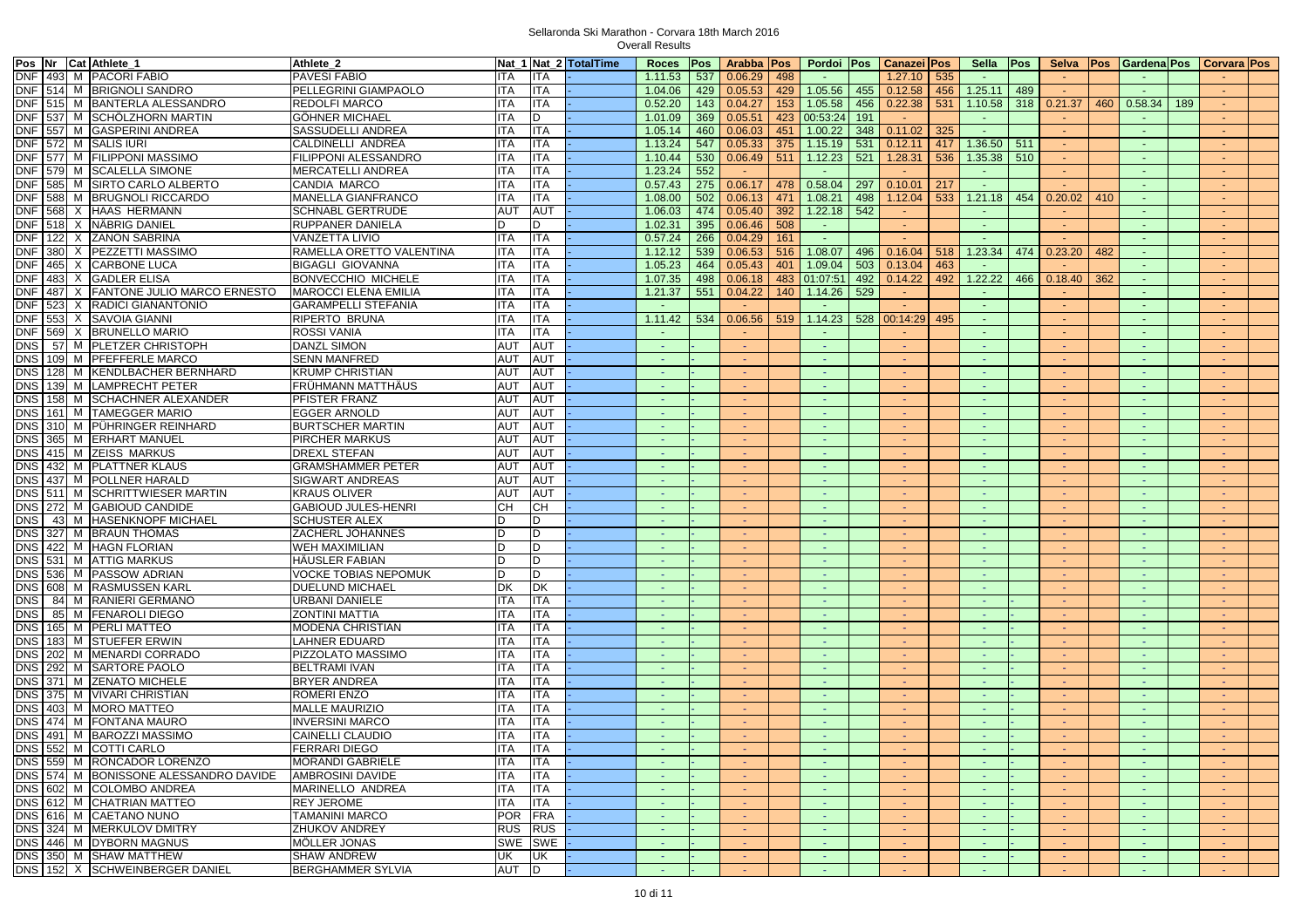Sellaronda Ski Marathon - Corvara 18th March 2016

Overall Results

| Pos | Nr | Cat | Athlete_1 | Athlete_2 | Nat_1 | Nat_2 | TotalTime | Roces | Pos | Arabba | Pos | Pordoi | Pos | Canazei | Pos | Sella | Pos | Selva | Pos | Gardena | Pos | Corvara | Pos |
|---|---|---|---|---|---|---|---|---|---|---|---|---|---|---|---|---|---|---|---|---|---|---|---|
| DNF | 493 | M | PACORI FABIO | PAVESI FABIO | ITA | ITA | - | 1.11.53 | 537 | 0.06.29 | 498 | - | | 1.27.10 | 535 | - | | - | | - | | - | |
| DNF | 514 | M | BRIGNOLI SANDRO | PELLEGRINI GIAMPAOLO | ITA | ITA | - | 1.04.06 | 429 | 0.05.53 | 429 | 1.05.56 | 455 | 0.12.58 | 456 | 1.25.11 | 489 | - | | - | | - | |
| DNF | 515 | M | BANTERLA ALESSANDRO | REDOLFI MARCO | ITA | ITA | - | 0.52.20 | 143 | 0.04.27 | 153 | 1.05.58 | 456 | 0.22.38 | 531 | 1.10.58 | 318 | 0.21.37 | 460 | 0.58.34 | 189 | - | |
| DNF | 537 | M | SCHÖLZHORN MARTIN | GÖHNER MICHAEL | ITA | D | - | 1.01.09 | 369 | 0.05.51 | 423 | 00:53:24 | 191 | - | | - | | - | | - | | - | |
| DNF | 557 | M | GASPERINI ANDREA | SASSUDELLI ANDREA | ITA | ITA | - | 1.05.14 | 460 | 0.06.03 | 451 | 1.00.22 | 348 | 0.11.02 | 325 | - | | - | | - | | - | |
| DNF | 572 | M | SALIS IURI | CALDINELLI ANDREA | ITA | ITA | - | 1.13.24 | 547 | 0.05.33 | 375 | 1.15.19 | 531 | 0.12.11 | 417 | 1.36.50 | 511 | - | | - | | - | |
| DNF | 577 | M | FILIPPONI MASSIMO | FILIPPONI ALESSANDRO | ITA | ITA | - | 1.10.44 | 530 | 0.06.49 | 511 | 1.12.23 | 521 | 1.28.31 | 536 | 1.35.38 | 510 | - | | - | | - | |
| DNF | 579 | M | SCALELLA SIMONE | MERCATELLI ANDREA | ITA | ITA | - | 1.23.24 | 552 | - | | - | | - | | - | | - | | - | | - | |
| DNF | 585 | M | SIRTO CARLO ALBERTO | CANDIA MARCO | ITA | ITA | - | 0.57.43 | 275 | 0.06.17 | 478 | 0.58.04 | 297 | 0.10.01 | 217 | - | | - | | - | | - | |
| DNF | 588 | M | BRUGNOLI RICCARDO | MANELLA GIANFRANCO | ITA | ITA | - | 1.08.00 | 502 | 0.06.13 | 471 | 1.08.21 | 498 | 1.12.04 | 533 | 1.21.18 | 454 | 0.20.02 | 410 | - | | - | |
| DNF | 568 | X | HAAS HERMANN | SCHNABL GERTRUDE | AUT | AUT | - | 1.06.03 | 474 | 0.05.40 | 392 | 1.22.18 | 542 | - | | - | | - | | - | | - | |
| DNF | 518 | X | NÄBRIG DANIELA | RUPPANER DANIELA | D | D | - | 1.02.31 | 395 | 0.06.46 | 508 | - | | - | | - | | - | | - | | - | |
| DNF | 122 | X | ZANON SABRINA | VANZETTA LIVIO | ITA | ITA | - | 0.57.24 | 266 | 0.04.29 | 161 | - | | - | | - | | - | | - | | - | |
| DNF | 380 | X | PEZZETTI MASSIMO | RAMELLA ORETTO VALENTINA | ITA | ITA | - | 1.12.12 | 539 | 0.06.53 | 516 | 1.08.07 | 496 | 0.16.04 | 518 | 1.23.34 | 474 | 0.23.20 | 482 | - | | - | |
| DNF | 465 | X | CARBONE LUCA | BIGAGLI GIOVANNA | ITA | ITA | - | 1.05.23 | 464 | 0.05.43 | 401 | 1.09.04 | 503 | 0.13.04 | 463 | - | | - | | - | | - | |
| DNF | 483 | X | GADLER ELISA | BONVECCHIO MICHELE | ITA | ITA | - | 1.07.35 | 498 | 0.06.18 | 483 | 01:07:51 | 492 | 0.14.22 | 492 | 1.22.22 | 466 | 0.18.40 | 362 | - | | - | |
| DNF | 487 | X | FANTONE JULIO MARCO ERNESTO | MAROCCI ELENA EMILIA | ITA | ITA | - | 1.21.37 | 551 | 0.04.22 | 140 | 1.14.26 | 529 | - | | - | | - | | - | | - | |
| DNF | 523 | X | RADICI GIANANTONIO | GARAMPELLI STEFANIA | ITA | ITA | - | - | | - | | - | | - | | - | | - | | - | | - | |
| DNF | 553 | X | SAVOIA GIANNI | RIPERTO BRUNA | ITA | ITA | - | 1.11.42 | 534 | 0.06.56 | 519 | 1.14.23 | 528 | 00:14:29 | 495 | - | | - | | - | | - | |
| DNF | 569 | X | BRUNELLO MARIO | ROSSI VANIA | ITA | ITA | - | - | | - | | - | | - | | - | | - | | - | | - | |
| DNS | 57 | M | PLETZER CHRISTOPH | DANZL SIMON | AUT | AUT | - | - | | - | | - | | - | | - | | - | | - | | - | |
| DNS | 109 | M | PFEFFERLE MARCO | SENN MANFRED | AUT | AUT | - | - | | - | | - | | - | | - | | - | | - | | - | |
| DNS | 128 | M | KENDLBACHER BERNHARD | KRUMP CHRISTIAN | AUT | AUT | - | - | | - | | - | | - | | - | | - | | - | | - | |
| DNS | 139 | M | LAMPRECHT PETER | FRÜHMANN MATTHÄUS | AUT | AUT | - | - | | - | | - | | - | | - | | - | | - | | - | |
| DNS | 158 | M | SCHACHNER ALEXANDER | PFISTER FRANZ | AUT | AUT | - | - | | - | | - | | - | | - | | - | | - | | - | |
| DNS | 161 | M | TAMEGGER MARIO | EGGER ARNOLD | AUT | AUT | - | - | | - | | - | | - | | - | | - | | - | | - | |
| DNS | 310 | M | PÜHRINGER REINHARD | BURTSCHER MARTIN | AUT | AUT | - | - | | - | | - | | - | | - | | - | | - | | - | |
| DNS | 365 | M | ERHART MANUEL | PIRCHER MARKUS | AUT | AUT | - | - | | - | | - | | - | | - | | - | | - | | - | |
| DNS | 415 | M | ZEISS MARKUS | DREXL STEFAN | AUT | AUT | - | - | | - | | - | | - | | - | | - | | - | | - | |
| DNS | 432 | M | PLATTNER KLAUS | GRAMSHAMMER PETER | AUT | AUT | - | - | | - | | - | | - | | - | | - | | - | | - | |
| DNS | 437 | M | POLLNER HARALD | SIGWART ANDREAS | AUT | AUT | - | - | | - | | - | | - | | - | | - | | - | | - | |
| DNS | 511 | M | SCHRITTWIESER MARTIN | KRAUS OLIVER | AUT | AUT | - | - | | - | | - | | - | | - | | - | | - | | - | |
| DNS | 272 | M | GABIOUD CANDIDE | GABIOUD JULES-HENRI | CH | CH | - | - | | - | | - | | - | | - | | - | | - | | - | |
| DNS | 43 | M | HASENKNOPF MICHAEL | SCHUSTER ALEX | D | D | - | - | | - | | - | | - | | - | | - | | - | | - | |
| DNS | 327 | M | BRAUN THOMAS | ZACHERL JOHANNES | D | D | - | - | | - | | - | | - | | - | | - | | - | | - | |
| DNS | 422 | M | HAGN FLORIAN | WEH MAXIMILIAN | D | D | - | - | | - | | - | | - | | - | | - | | - | | - | |
| DNS | 531 | M | ATTIG MARKUS | HÄUSLER FABIAN | D | D | - | - | | - | | - | | - | | - | | - | | - | | - | |
| DNS | 536 | M | PASSOW ADRIAN | VOCKE TOBIAS NEPOMUK | D | D | - | - | | - | | - | | - | | - | | - | | - | | - | |
| DNS | 608 | M | RASMUSSEN KARL | DUELUND MICHAEL | DK | DK | - | - | | - | | - | | - | | - | | - | | - | | - | |
| DNS | 84 | M | RANIERI GERMANO | URBANI DANIELE | ITA | ITA | - | - | | - | | - | | - | | - | - | - | | - | | - | |
| DNS | 85 | M | FENAROLI DIEGO | ZONTINI MATTIA | ITA | ITA | - | - | | - | | - | | - | | - | - | - | | - | | - | |
| DNS | 165 | M | PERLI MATTEO | MODENA CHRISTIAN | ITA | ITA | - | - | | - | | - | | - | | - | - | - | | - | | - | |
| DNS | 183 | M | STUEFER ERWIN | LAHNER EDUARD | ITA | ITA | - | - | | - | | - | | - | | - | - | - | | - | | - | |
| DNS | 202 | M | MENARDI CORRADO | PIZZOLATO MASSIMO | ITA | ITA | - | - | | - | | - | | - | | - | - | - | | - | | - | |
| DNS | 292 | M | SARTORE PAOLO | BELTRAMI IVAN | ITA | ITA | - | - | | - | | - | | - | | - | - | - | | - | | - | |
| DNS | 371 | M | ZENATO MICHELE | BRYER ANDREA | ITA | ITA | - | - | | - | | - | | - | | - | - | - | | - | | - | |
| DNS | 375 | M | VIVARI CHRISTIAN | ROMERI ENZO | ITA | ITA | - | - | | - | | - | | - | | - | - | - | | - | | - | |
| DNS | 403 | M | MORO MATTEO | MALLE MAURIZIO | ITA | ITA | - | - | | - | | - | | - | | - | - | - | | - | | - | |
| DNS | 474 | M | FONTANA MAURO | INVERSINI MARCO | ITA | ITA | - | - | | - | | - | | - | | - | - | - | | - | | - | |
| DNS | 491 | M | BAROZZI MASSIMO | CAINELLI CLAUDIO | ITA | ITA | - | - | | - | | - | | - | | - | - | - | | - | | - | |
| DNS | 552 | M | COTTI CARLO | FERRARI DIEGO | ITA | ITA | - | - | | - | | - | | - | | - | - | - | | - | | - | |
| DNS | 559 | M | RONCADOR LORENZO | MORANDI GABRIELE | ITA | ITA | - | - | | - | | - | | - | | - | - | - | | - | | - | |
| DNS | 574 | M | BONISSONE ALESSANDRO DAVIDE | AMBROSINI DAVIDE | ITA | ITA | - | - | | - | | - | | - | | - | - | - | | - | | - | |
| DNS | 602 | M | COLOMBO ANDREA | MARINELLO ANDREA | ITA | ITA | - | - | | - | | - | | - | | - | - | - | | - | | - | |
| DNS | 612 | M | CHATRIAN MATTEO | REY JEROME | ITA | ITA | - | - | | - | | - | | - | | - | - | - | | - | | - | |
| DNS | 616 | M | CAETANO NUNO | TAMANINI MARCO | POR | FRA | - | - | | - | | - | | - | | - | - | - | | - | | - | |
| DNS | 324 | M | MERKULOV DMITRY | ZHUKOV ANDREY | RUS | RUS | - | - | | - | | - | | - | | - | - | - | | - | | - | |
| DNS | 446 | M | DYBORN MAGNUS | MÖLLER JONAS | SWE | SWE | - | - | | - | | - | | - | | - | - | - | | - | | - | |
| DNS | 350 | M | SHAW MATTHEW | SHAW ANDREW | UK | UK | - | - | | - | | - | | - | | - | - | - | | - | | - | |
| DNS | 152 | X | SCHWEINBERGER DANIEL | BERGHAMMER SYLVIA | AUT | D | - | - | | - | | - | | - | | - | | - | | - | | - | |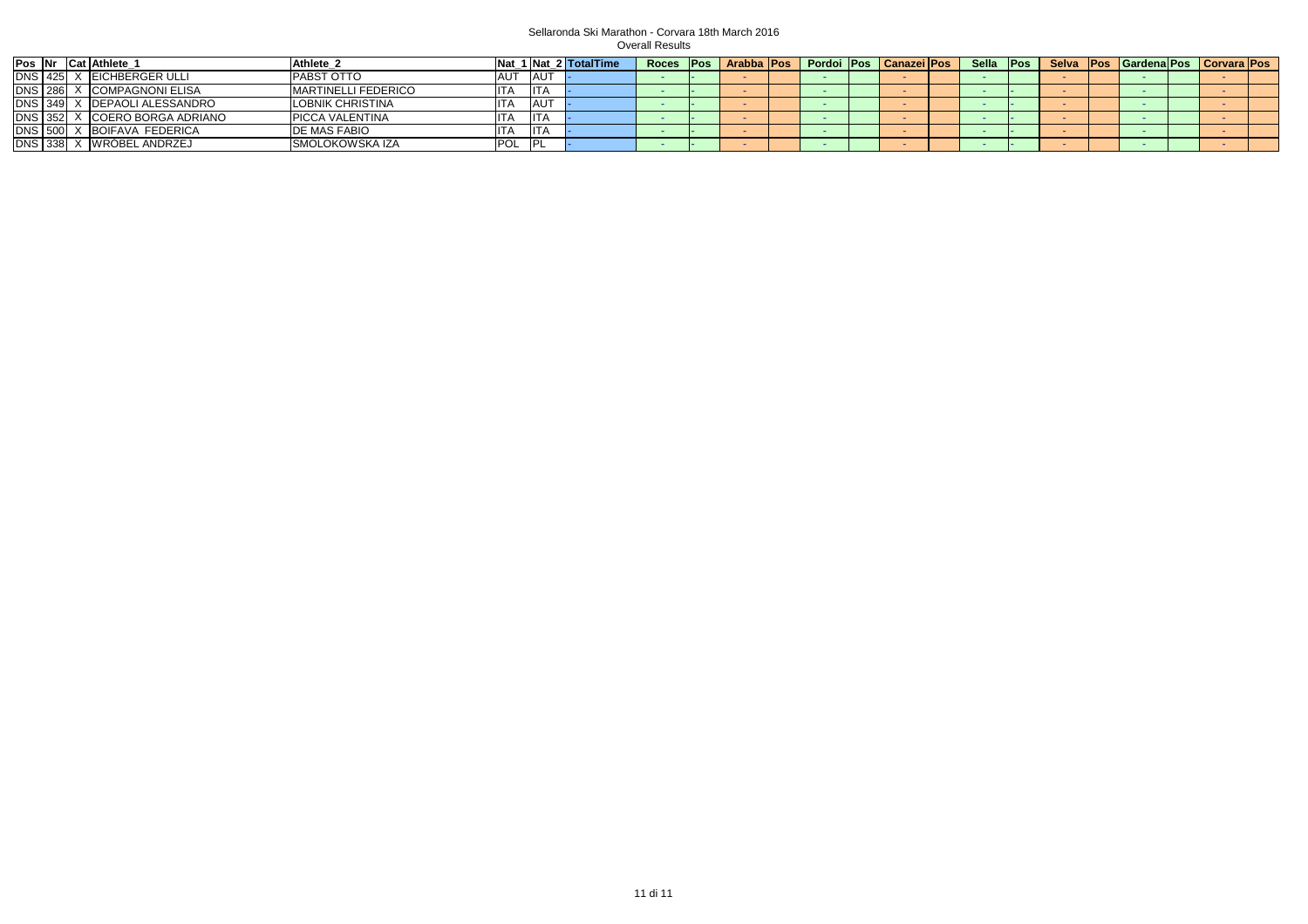Sellaronda Ski Marathon - Corvara 18th March 2016

Overall Results

| Pos | Nr | Cat | Athlete_1 | Athlete_2 | Nat_1 | Nat_2 | TotalTime | Roces | Pos | Arabba | Pos | Pordoi | Pos | Canazei | Pos | Sella | Pos | Selva | Pos | Gardena | Pos | Corvara | Pos |
|---|---|---|---|---|---|---|---|---|---|---|---|---|---|---|---|---|---|---|---|---|---|---|---|
| DNS | 425 | X | EICHBERGER ULLI | PABST OTTO | AUT | AUT | - | - | - | - | | - | | - | | - | | - | | - | | - | |
| DNS | 286 | X | COMPAGNONI ELISA | MARTINELLI FEDERICO | ITA | ITA | - | - | - | - | | - | | - | | - | - | - | | - | | - | |
| DNS | 349 | X | DEPAOLI ALESSANDRO | LOBNIK CHRISTINA | ITA | AUT | - | - | - | - | | - | | - | | - | - | - | | - | | - | |
| DNS | 352 | X | COERO BORGA ADRIANO | PICCA VALENTINA | ITA | ITA | - | - | - | - | | - | | - | | - | - | - | | - | | - | |
| DNS | 500 | X | BOIFAVA FEDERICA | DE MAS FABIO | ITA | ITA | - | - | - | - | | - | | - | | - | - | - | | - | | - | |
| DNS | 338 | X | WRÓBEL ANDRZEJ | SMOLOKOWSKA IZA | POL | PL | - | - | - | - | | - | | - | | - | - | - | | - | | - | |